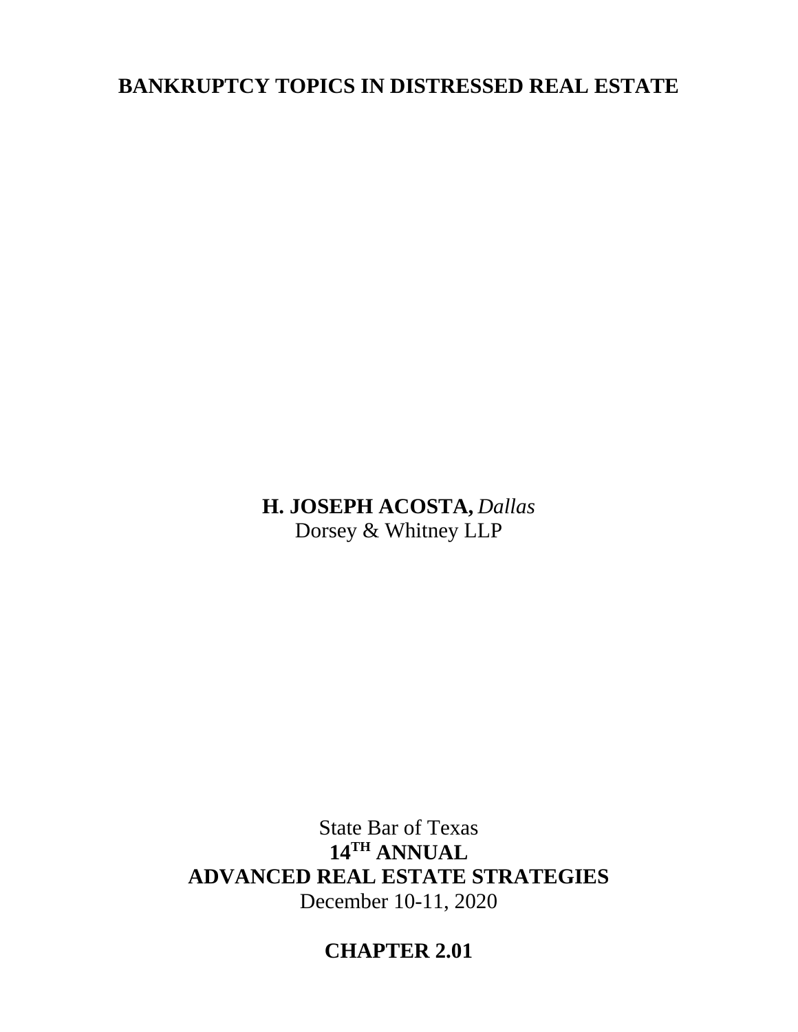# BANKRUPTCY TOPICS IN DISTRESSED REAL ESTATE

**H. JOSEPH ACOSTA,** *Dallas*
Dorsey & Whitney LLP

State Bar of Texas
**14TH ANNUAL**
**ADVANCED REAL ESTATE STRATEGIES**
December 10-11, 2020

**CHAPTER 2.01**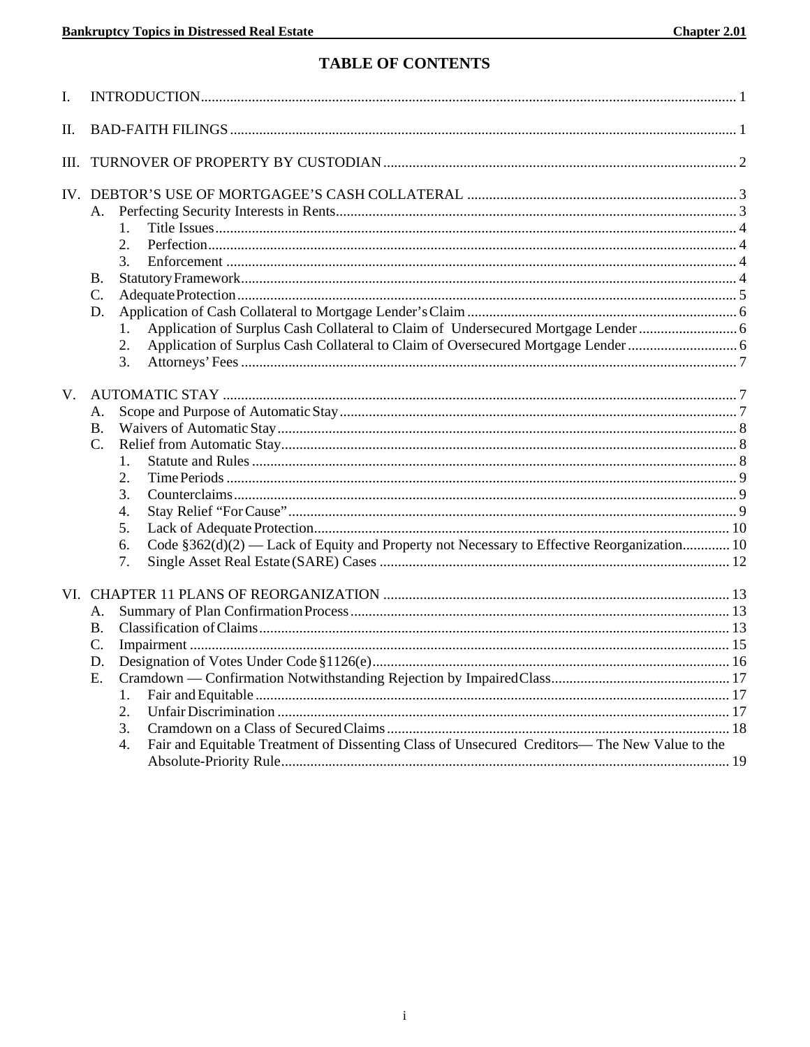# TABLE OF CONTENTS

I. INTRODUCTION .......... 1

II. BAD-FAITH FILINGS .......... 1

III. TURNOVER OF PROPERTY BY CUSTODIAN .......... 2

IV. DEBTOR'S USE OF MORTGAGEE'S CASH COLLATERAL .......... 3
- A. Perfecting Security Interests in Rents .......... 3
  - 1. Title Issues .......... 4
  - 2. Perfection .......... 4
  - 3. Enforcement .......... 4
- B. Statutory Framework .......... 4
- C. Adequate Protection .......... 5
- D. Application of Cash Collateral to Mortgage Lender's Claim .......... 6
  - 1. Application of Surplus Cash Collateral to Claim of Undersecured Mortgage Lender .......... 6
  - 2. Application of Surplus Cash Collateral to Claim of Oversecured Mortgage Lender .......... 6
  - 3. Attorneys' Fees .......... 7

V. AUTOMATIC STAY .......... 7
- A. Scope and Purpose of Automatic Stay .......... 7
- B. Waivers of Automatic Stay .......... 8
- C. Relief from Automatic Stay .......... 8
  - 1. Statute and Rules .......... 8
  - 2. Time Periods .......... 9
  - 3. Counterclaims .......... 9
  - 4. Stay Relief "For Cause" .......... 9
  - 5. Lack of Adequate Protection .......... 10
  - 6. Code §362(d)(2) — Lack of Equity and Property not Necessary to Effective Reorganization .......... 10
  - 7. Single Asset Real Estate (SARE) Cases .......... 12

VI. CHAPTER 11 PLANS OF REORGANIZATION .......... 13
- A. Summary of Plan Confirmation Process .......... 13
- B. Classification of Claims .......... 13
- C. Impairment .......... 15
- D. Designation of Votes Under Code §1126(e) .......... 16
- E. Cramdown — Confirmation Notwithstanding Rejection by Impaired Class .......... 17
  - 1. Fair and Equitable .......... 17
  - 2. Unfair Discrimination .......... 17
  - 3. Cramdown on a Class of Secured Claims .......... 18
  - 4. Fair and Equitable Treatment of Dissenting Class of Unsecured Creditors— The New Value to the Absolute-Priority Rule .......... 19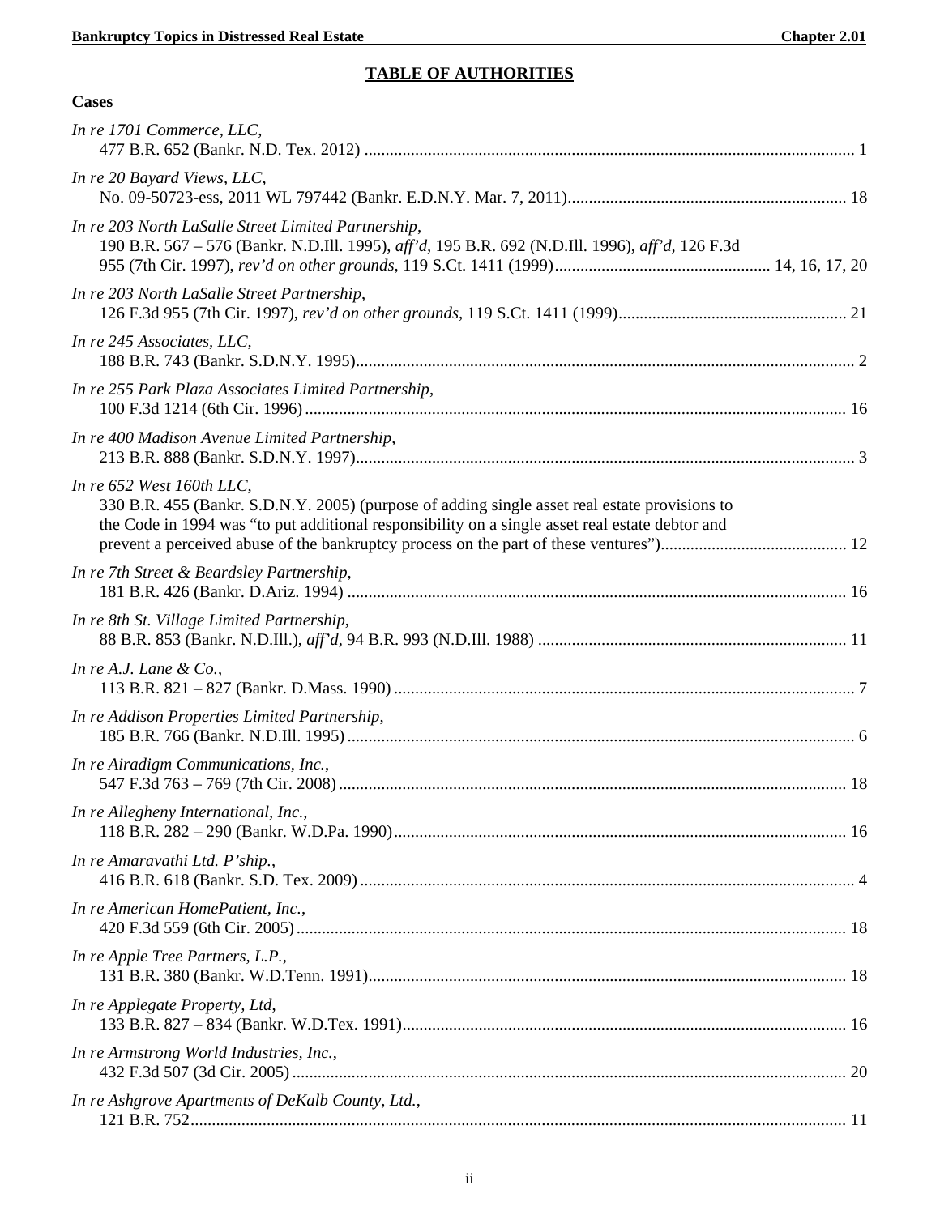## TABLE OF AUTHORITIES

**Cases**

*In re 1701 Commerce, LLC*,
477 B.R. 652 (Bankr. N.D. Tex. 2012) .................................................................................................... 1

*In re 20 Bayard Views, LLC*,
No. 09-50723-ess, 2011 WL 797442 (Bankr. E.D.N.Y. Mar. 7, 2011)................................................................. 18

*In re 203 North LaSalle Street Limited Partnership*,
190 B.R. 567 – 576 (Bankr. N.D.Ill. 1995), *aff'd*, 195 B.R. 692 (N.D.Ill. 1996), *aff'd*, 126 F.3d 955 (7th Cir. 1997), *rev'd on other grounds*, 119 S.Ct. 1411 (1999)................................................... 14, 16, 17, 20

*In re 203 North LaSalle Street Partnership*,
126 F.3d 955 (7th Cir. 1997), *rev'd on other grounds*, 119 S.Ct. 1411 (1999)...................................................... 21

*In re 245 Associates, LLC*,
188 B.R. 743 (Bankr. S.D.N.Y. 1995)....................................................................................................... 2

*In re 255 Park Plaza Associates Limited Partnership*,
100 F.3d 1214 (6th Cir. 1996)............................................................................................................ 16

*In re 400 Madison Avenue Limited Partnership*,
213 B.R. 888 (Bankr. S.D.N.Y. 1997)....................................................................................................... 3

*In re 652 West 160th LLC*,
330 B.R. 455 (Bankr. S.D.N.Y. 2005) (purpose of adding single asset real estate provisions to the Code in 1994 was "to put additional responsibility on a single asset real estate debtor and prevent a perceived abuse of the bankruptcy process on the part of these ventures")............................................ 12

*In re 7th Street & Beardsley Partnership*,
181 B.R. 426 (Bankr. D.Ariz. 1994) ..................................................................................................... 16

*In re 8th St. Village Limited Partnership*,
88 B.R. 853 (Bankr. N.D.Ill.), *aff'd*, 94 B.R. 993 (N.D.Ill. 1988) ......................................................................... 11

*In re A.J. Lane & Co.*,
113 B.R. 821 – 827 (Bankr. D.Mass. 1990) ............................................................................................ 7

*In re Addison Properties Limited Partnership*,
185 B.R. 766 (Bankr. N.D.Ill. 1995) ....................................................................................................... 6

*In re Airadigm Communications, Inc.*,
547 F.3d 763 – 769 (7th Cir. 2008) ....................................................................................................... 18

*In re Allegheny International, Inc.*,
118 B.R. 282 – 290 (Bankr. W.D.Pa. 1990).......................................................................................... 16

*In re Amaravathi Ltd. P'ship.*,
416 B.R. 618 (Bankr. S.D. Tex. 2009) .................................................................................................... 4

*In re American HomePatient, Inc.*,
420 F.3d 559 (6th Cir. 2005)................................................................................................................. 18

*In re Apple Tree Partners, L.P.*,
131 B.R. 380 (Bankr. W.D.Tenn. 1991)................................................................................................ 18

*In re Applegate Property, Ltd*,
133 B.R. 827 – 834 (Bankr. W.D.Tex. 1991)........................................................................................ 16

*In re Armstrong World Industries, Inc.*,
432 F.3d 507 (3d Cir. 2005) .................................................................................................................. 20

*In re Ashgrove Apartments of DeKalb County, Ltd.*,
121 B.R. 752......................................................................................................................................... 11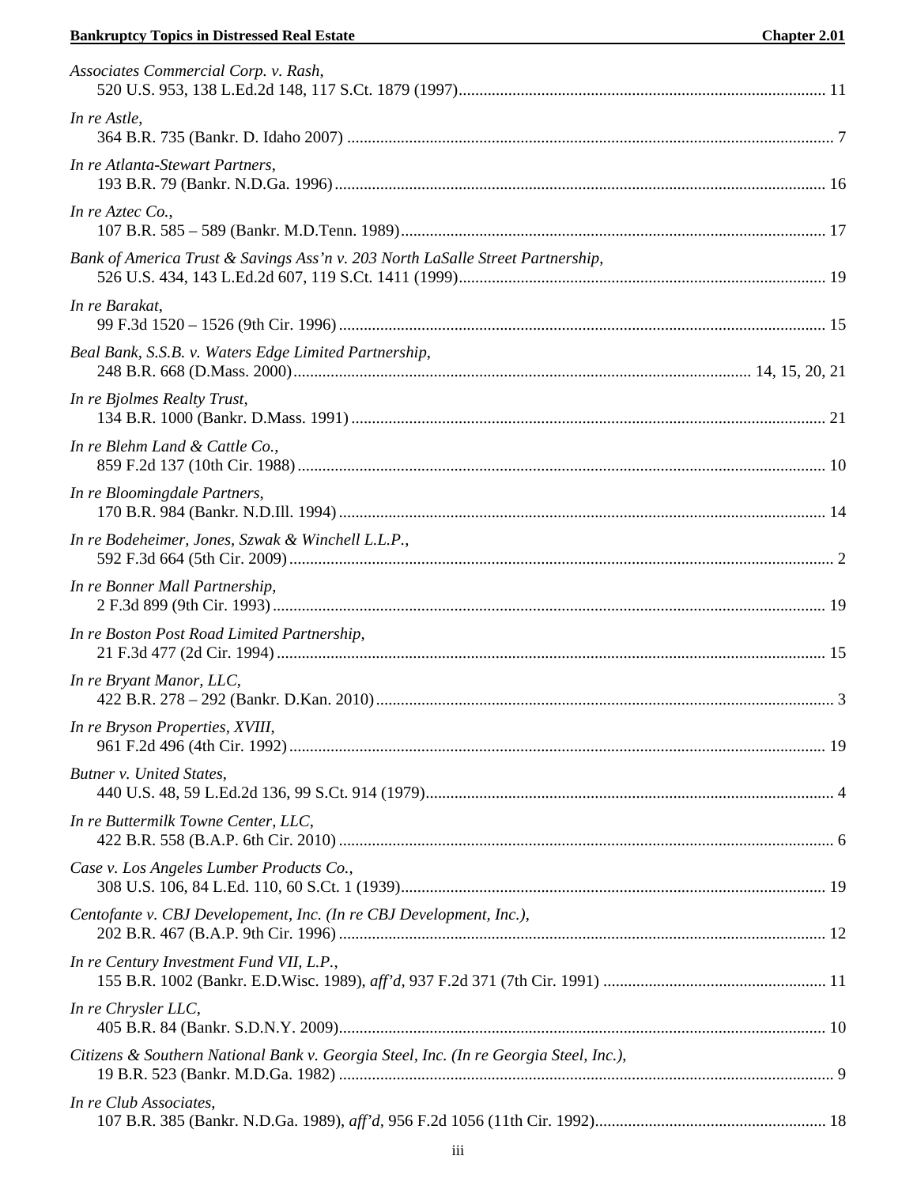*Associates Commercial Corp. v. Rash*,
520 U.S. 953, 138 L.Ed.2d 148, 117 S.Ct. 1879 (1997) ........ 11

*In re Astle*,
364 B.R. 735 (Bankr. D. Idaho 2007) ........ 7

*In re Atlanta-Stewart Partners*,
193 B.R. 79 (Bankr. N.D.Ga. 1996) ........ 16

*In re Aztec Co.*,
107 B.R. 585 – 589 (Bankr. M.D.Tenn. 1989) ........ 17

*Bank of America Trust & Savings Ass'n v. 203 North LaSalle Street Partnership*,
526 U.S. 434, 143 L.Ed.2d 607, 119 S.Ct. 1411 (1999) ........ 19

*In re Barakat*,
99 F.3d 1520 – 1526 (9th Cir. 1996) ........ 15

*Beal Bank, S.S.B. v. Waters Edge Limited Partnership*,
248 B.R. 668 (D.Mass. 2000) ........ 14, 15, 20, 21

*In re Bjolmes Realty Trust*,
134 B.R. 1000 (Bankr. D.Mass. 1991) ........ 21

*In re Blehm Land & Cattle Co.*,
859 F.2d 137 (10th Cir. 1988) ........ 10

*In re Bloomingdale Partners*,
170 B.R. 984 (Bankr. N.D.Ill. 1994) ........ 14

*In re Bodeheimer, Jones, Szwak & Winchell L.L.P.*,
592 F.3d 664 (5th Cir. 2009) ........ 2

*In re Bonner Mall Partnership*,
2 F.3d 899 (9th Cir. 1993) ........ 19

*In re Boston Post Road Limited Partnership*,
21 F.3d 477 (2d Cir. 1994) ........ 15

*In re Bryant Manor, LLC*,
422 B.R. 278 – 292 (Bankr. D.Kan. 2010) ........ 3

*In re Bryson Properties, XVIII*,
961 F.2d 496 (4th Cir. 1992) ........ 19

*Butner v. United States*,
440 U.S. 48, 59 L.Ed.2d 136, 99 S.Ct. 914 (1979) ........ 4

*In re Buttermilk Towne Center, LLC*,
422 B.R. 558 (B.A.P. 6th Cir. 2010) ........ 6

*Case v. Los Angeles Lumber Products Co.*,
308 U.S. 106, 84 L.Ed. 110, 60 S.Ct. 1 (1939) ........ 19

*Centofante v. CBJ Developement, Inc. (In re CBJ Development, Inc.)*,
202 B.R. 467 (B.A.P. 9th Cir. 1996) ........ 12

*In re Century Investment Fund VII, L.P.*,
155 B.R. 1002 (Bankr. E.D.Wisc. 1989), *aff'd*, 937 F.2d 371 (7th Cir. 1991) ........ 11

*In re Chrysler LLC*,
405 B.R. 84 (Bankr. S.D.N.Y. 2009) ........ 10

*Citizens & Southern National Bank v. Georgia Steel, Inc. (In re Georgia Steel, Inc.)*,
19 B.R. 523 (Bankr. M.D.Ga. 1982) ........ 9

*In re Club Associates*,
107 B.R. 385 (Bankr. N.D.Ga. 1989), *aff'd*, 956 F.2d 1056 (11th Cir. 1992) ........ 18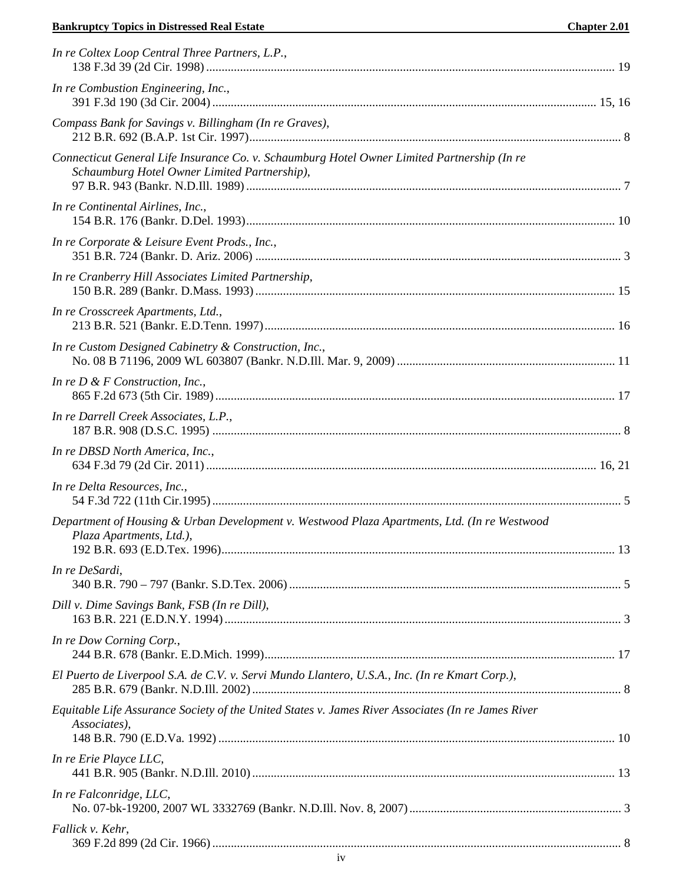*In re Coltex Loop Central Three Partners, L.P.*,
138 F.3d 39 (2d Cir. 1998) .......... 19

*In re Combustion Engineering, Inc.*,
391 F.3d 190 (3d Cir. 2004) .......... 15, 16

*Compass Bank for Savings v. Billingham (In re Graves)*,
212 B.R. 692 (B.A.P. 1st Cir. 1997) .......... 8

*Connecticut General Life Insurance Co. v. Schaumburg Hotel Owner Limited Partnership (In re Schaumburg Hotel Owner Limited Partnership)*,
97 B.R. 943 (Bankr. N.D.Ill. 1989) .......... 7

*In re Continental Airlines, Inc.*,
154 B.R. 176 (Bankr. D.Del. 1993) .......... 10

*In re Corporate & Leisure Event Prods., Inc.*,
351 B.R. 724 (Bankr. D. Ariz. 2006) .......... 3

*In re Cranberry Hill Associates Limited Partnership*,
150 B.R. 289 (Bankr. D.Mass. 1993) .......... 15

*In re Crosscreek Apartments, Ltd.*,
213 B.R. 521 (Bankr. E.D.Tenn. 1997) .......... 16

*In re Custom Designed Cabinetry & Construction, Inc.*,
No. 08 B 71196, 2009 WL 603807 (Bankr. N.D.Ill. Mar. 9, 2009) .......... 11

*In re D & F Construction, Inc.*,
865 F.2d 673 (5th Cir. 1989) .......... 17

*In re Darrell Creek Associates, L.P.*,
187 B.R. 908 (D.S.C. 1995) .......... 8

*In re DBSD North America, Inc.*,
634 F.3d 79 (2d Cir. 2011) .......... 16, 21

*In re Delta Resources, Inc.*,
54 F.3d 722 (11th Cir.1995) .......... 5

*Department of Housing & Urban Development v. Westwood Plaza Apartments, Ltd. (In re Westwood Plaza Apartments, Ltd.)*,
192 B.R. 693 (E.D.Tex. 1996) .......... 13

*In re DeSardi*,
340 B.R. 790 – 797 (Bankr. S.D.Tex. 2006) .......... 5

*Dill v. Dime Savings Bank, FSB (In re Dill)*,
163 B.R. 221 (E.D.N.Y. 1994) .......... 3

*In re Dow Corning Corp.*,
244 B.R. 678 (Bankr. E.D.Mich. 1999) .......... 17

*El Puerto de Liverpool S.A. de C.V. v. Servi Mundo Llantero, U.S.A., Inc. (In re Kmart Corp.)*,
285 B.R. 679 (Bankr. N.D.Ill. 2002) .......... 8

*Equitable Life Assurance Society of the United States v. James River Associates (In re James River Associates)*,
148 B.R. 790 (E.D.Va. 1992) .......... 10

*In re Erie Playce LLC*,
441 B.R. 905 (Bankr. N.D.Ill. 2010) .......... 13

*In re Falconridge, LLC*,
No. 07-bk-19200, 2007 WL 3332769 (Bankr. N.D.Ill. Nov. 8, 2007) .......... 3

*Fallick v. Kehr*,
369 F.2d 899 (2d Cir. 1966) .......... 8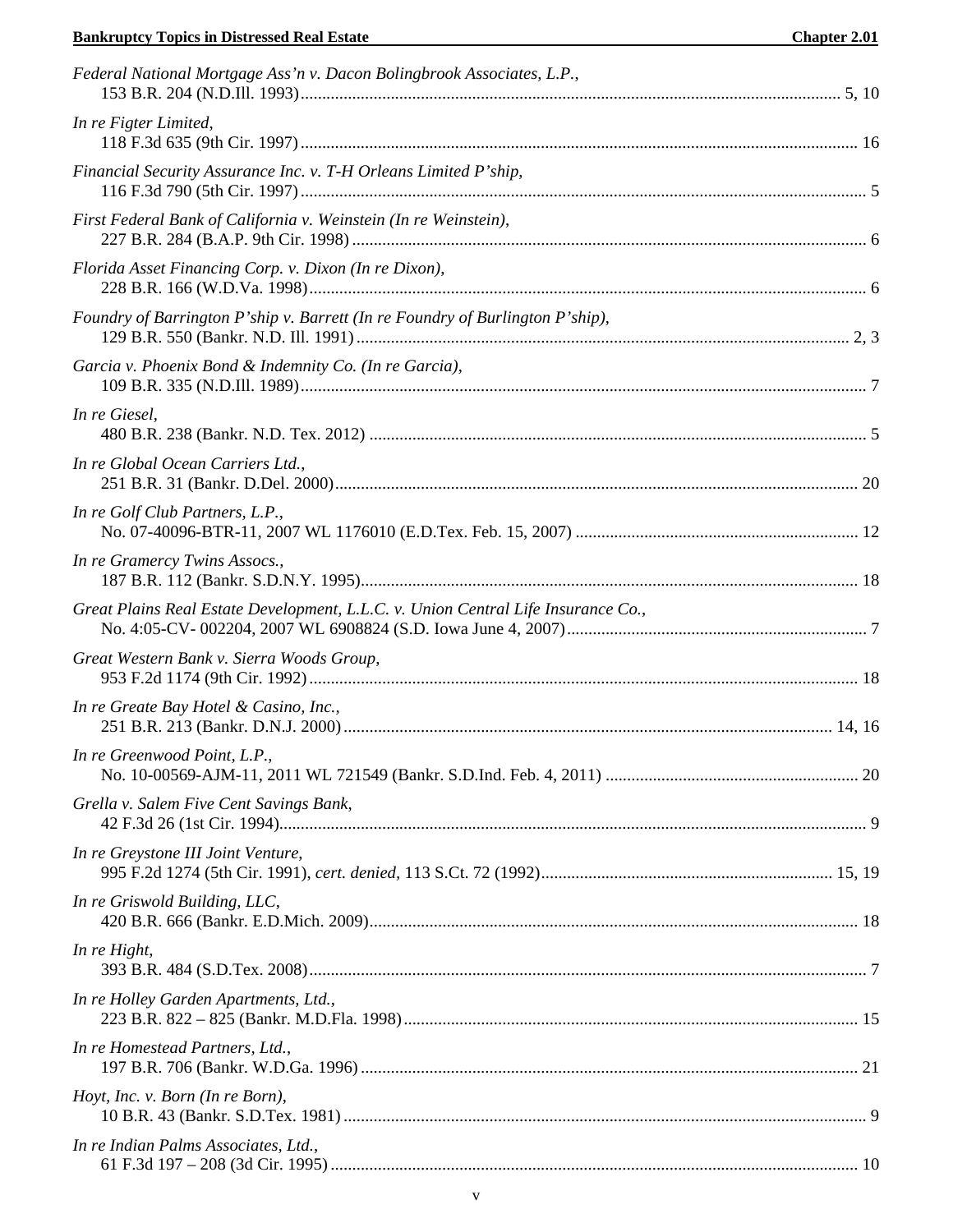*Federal National Mortgage Ass'n v. Dacon Bolingbrook Associates, L.P.*,
153 B.R. 204 (N.D.Ill. 1993) .......... 5, 10

*In re Figter Limited*,
118 F.3d 635 (9th Cir. 1997) .......... 16

*Financial Security Assurance Inc. v. T-H Orleans Limited P'ship*,
116 F.3d 790 (5th Cir. 1997) .......... 5

*First Federal Bank of California v. Weinstein (In re Weinstein)*,
227 B.R. 284 (B.A.P. 9th Cir. 1998) .......... 6

*Florida Asset Financing Corp. v. Dixon (In re Dixon)*,
228 B.R. 166 (W.D.Va. 1998) .......... 6

*Foundry of Barrington P'ship v. Barrett (In re Foundry of Burlington P'ship)*,
129 B.R. 550 (Bankr. N.D. Ill. 1991) .......... 2, 3

*Garcia v. Phoenix Bond & Indemnity Co. (In re Garcia)*,
109 B.R. 335 (N.D.Ill. 1989) .......... 7

*In re Giesel*,
480 B.R. 238 (Bankr. N.D. Tex. 2012) .......... 5

*In re Global Ocean Carriers Ltd.*,
251 B.R. 31 (Bankr. D.Del. 2000) .......... 20

*In re Golf Club Partners, L.P.*,
No. 07-40096-BTR-11, 2007 WL 1176010 (E.D.Tex. Feb. 15, 2007) .......... 12

*In re Gramercy Twins Assocs.*,
187 B.R. 112 (Bankr. S.D.N.Y. 1995) .......... 18

*Great Plains Real Estate Development, L.L.C. v. Union Central Life Insurance Co.*,
No. 4:05-CV- 002204, 2007 WL 6908824 (S.D. Iowa June 4, 2007) .......... 7

*Great Western Bank v. Sierra Woods Group*,
953 F.2d 1174 (9th Cir. 1992) .......... 18

*In re Greate Bay Hotel & Casino, Inc.*,
251 B.R. 213 (Bankr. D.N.J. 2000) .......... 14, 16

*In re Greenwood Point, L.P.*,
No. 10-00569-AJM-11, 2011 WL 721549 (Bankr. S.D.Ind. Feb. 4, 2011) .......... 20

*Grella v. Salem Five Cent Savings Bank*,
42 F.3d 26 (1st Cir. 1994) .......... 9

*In re Greystone III Joint Venture*,
995 F.2d 1274 (5th Cir. 1991), *cert. denied*, 113 S.Ct. 72 (1992) .......... 15, 19

*In re Griswold Building, LLC*,
420 B.R. 666 (Bankr. E.D.Mich. 2009) .......... 18

*In re Hight*,
393 B.R. 484 (S.D.Tex. 2008) .......... 7

*In re Holley Garden Apartments, Ltd.*,
223 B.R. 822 – 825 (Bankr. M.D.Fla. 1998) .......... 15

*In re Homestead Partners, Ltd.*,
197 B.R. 706 (Bankr. W.D.Ga. 1996) .......... 21

*Hoyt, Inc. v. Born (In re Born)*,
10 B.R. 43 (Bankr. S.D.Tex. 1981) .......... 9

*In re Indian Palms Associates, Ltd.*,
61 F.3d 197 – 208 (3d Cir. 1995) .......... 10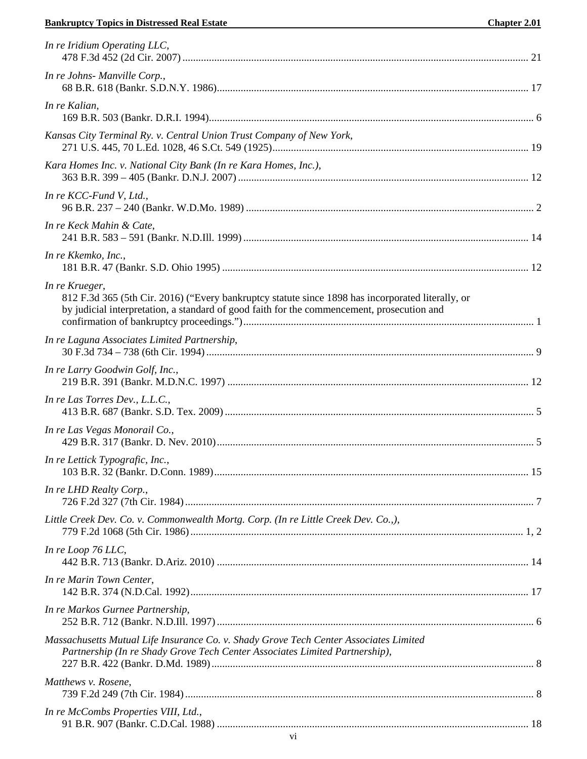*In re Iridium Operating LLC*,
478 F.3d 452 (2d Cir. 2007) .......... 21

*In re Johns- Manville Corp.*,
68 B.R. 618 (Bankr. S.D.N.Y. 1986) .......... 17

*In re Kalian*,
169 B.R. 503 (Bankr. D.R.I. 1994) .......... 6

*Kansas City Terminal Ry. v. Central Union Trust Company of New York*,
271 U.S. 445, 70 L.Ed. 1028, 46 S.Ct. 549 (1925) .......... 19

*Kara Homes Inc. v. National City Bank (In re Kara Homes, Inc.)*,
363 B.R. 399 – 405 (Bankr. D.N.J. 2007) .......... 12

*In re KCC-Fund V, Ltd.*,
96 B.R. 237 – 240 (Bankr. W.D.Mo. 1989) .......... 2

*In re Keck Mahin & Cate*,
241 B.R. 583 – 591 (Bankr. N.D.Ill. 1999) .......... 14

*In re Kkemko, Inc.*,
181 B.R. 47 (Bankr. S.D. Ohio 1995) .......... 12

*In re Krueger*,
812 F.3d 365 (5th Cir. 2016) ("Every bankruptcy statute since 1898 has incorporated literally, or by judicial interpretation, a standard of good faith for the commencement, prosecution and confirmation of bankruptcy proceedings.") .......... 1

*In re Laguna Associates Limited Partnership*,
30 F.3d 734 – 738 (6th Cir. 1994) .......... 9

*In re Larry Goodwin Golf, Inc.*,
219 B.R. 391 (Bankr. M.D.N.C. 1997) .......... 12

*In re Las Torres Dev., L.L.C.*,
413 B.R. 687 (Bankr. S.D. Tex. 2009) .......... 5

*In re Las Vegas Monorail Co.*,
429 B.R. 317 (Bankr. D. Nev. 2010) .......... 5

*In re Lettick Typografic, Inc.*,
103 B.R. 32 (Bankr. D.Conn. 1989) .......... 15

*In re LHD Realty Corp.*,
726 F.2d 327 (7th Cir. 1984) .......... 7

*Little Creek Dev. Co. v. Commonwealth Mortg. Corp. (In re Little Creek Dev. Co.,)*,
779 F.2d 1068 (5th Cir. 1986) .......... 1, 2

*In re Loop 76 LLC*,
442 B.R. 713 (Bankr. D.Ariz. 2010) .......... 14

*In re Marin Town Center*,
142 B.R. 374 (N.D.Cal. 1992) .......... 17

*In re Markos Gurnee Partnership*,
252 B.R. 712 (Bankr. N.D.Ill. 1997) .......... 6

*Massachusetts Mutual Life Insurance Co. v. Shady Grove Tech Center Associates Limited Partnership (In re Shady Grove Tech Center Associates Limited Partnership)*,
227 B.R. 422 (Bankr. D.Md. 1989) .......... 8

*Matthews v. Rosene*,
739 F.2d 249 (7th Cir. 1984) .......... 8

*In re McCombs Properties VIII, Ltd.*,
91 B.R. 907 (Bankr. C.D.Cal. 1988) .......... 18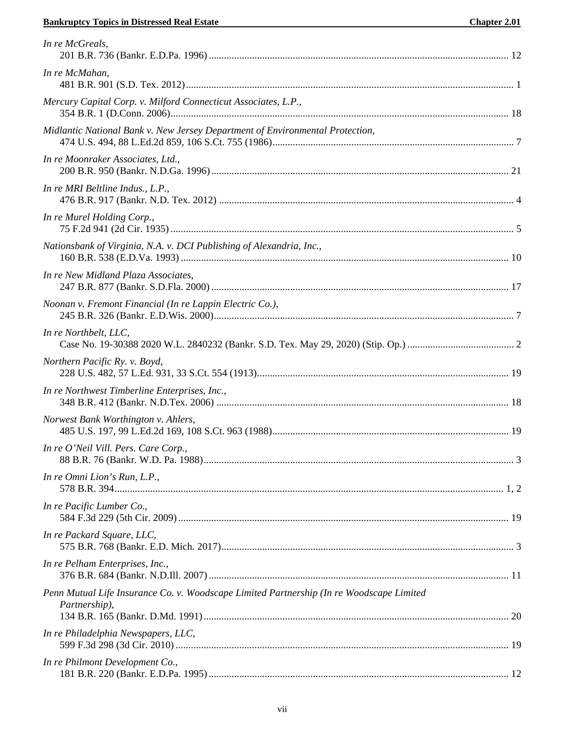*In re McGreals*,
201 B.R. 736 (Bankr. E.D.Pa. 1996) ..................................................................................................... 12

*In re McMahan*,
481 B.R. 901 (S.D. Tex. 2012) ................................................................................................................ 1

*Mercury Capital Corp. v. Milford Connecticut Associates, L.P.*,
354 B.R. 1 (D.Conn. 2006) .................................................................................................................... 18

*Midlantic National Bank v. New Jersey Department of Environmental Protection*,
474 U.S. 494, 88 L.Ed.2d 859, 106 S.Ct. 755 (1986) .............................................................................. 7

*In re Moonraker Associates, Ltd.*,
200 B.R. 950 (Bankr. N.D.Ga. 1996) .................................................................................................... 21

*In re MRI Beltline Indus., L.P.*,
476 B.R. 917 (Bankr. N.D. Tex. 2012) ................................................................................................... 4

*In re Murel Holding Corp.*,
75 F.2d 941 (2d Cir. 1935) ...................................................................................................................... 5

*Nationsbank of Virginia, N.A. v. DCI Publishing of Alexandria, Inc.*,
160 B.R. 538 (E.D.Va. 1993) ................................................................................................................ 10

*In re New Midland Plaza Associates*,
247 B.R. 877 (Bankr. S.D.Fla. 2000) .................................................................................................... 17

*Noonan v. Fremont Financial (In re Lappin Electric Co.)*,
245 B.R. 326 (Bankr. E.D.Wis. 2000) ..................................................................................................... 7

*In re Northbelt, LLC*,
Case No. 19-30388 2020 W.L. 2840232 (Bankr. S.D. Tex. May 29, 2020) (Stip. Op.) .......................................... 2

*Northern Pacific Ry. v. Boyd*,
228 U.S. 482, 57 L.Ed. 931, 33 S.Ct. 554 (1913) .................................................................................. 19

*In re Northwest Timberline Enterprises, Inc.*,
348 B.R. 412 (Bankr. N.D.Tex. 2006) .................................................................................................. 18

*Norwest Bank Worthington v. Ahlers*,
485 U.S. 197, 99 L.Ed.2d 169, 108 S.Ct. 963 (1988) ............................................................................ 19

*In re O'Neil Vill. Pers. Care Corp.*,
88 B.R. 76 (Bankr. W.D. Pa. 1988) ......................................................................................................... 3

*In re Omni Lion's Run, L.P.*,
578 B.R. 394 ........................................................................................................................................ 1, 2

*In re Pacific Lumber Co.*,
584 F.3d 229 (5th Cir. 2009) ................................................................................................................. 19

*In re Packard Square, LLC*,
575 B.R. 768 (Bankr. E.D. Mich. 2017) .................................................................................................. 3

*In re Pelham Enterprises, Inc.*,
376 B.R. 684 (Bankr. N.D.Ill. 2007) ..................................................................................................... 11

*Penn Mutual Life Insurance Co. v. Woodscape Limited Partnership (In re Woodscape Limited Partnership)*,
134 B.R. 165 (Bankr. D.Md. 1991) ....................................................................................................... 20

*In re Philadelphia Newspapers, LLC*,
599 F.3d 298 (3d Cir. 2010) .................................................................................................................. 19

*In re Philmont Development Co.*,
181 B.R. 220 (Bankr. E.D.Pa. 1995) ..................................................................................................... 12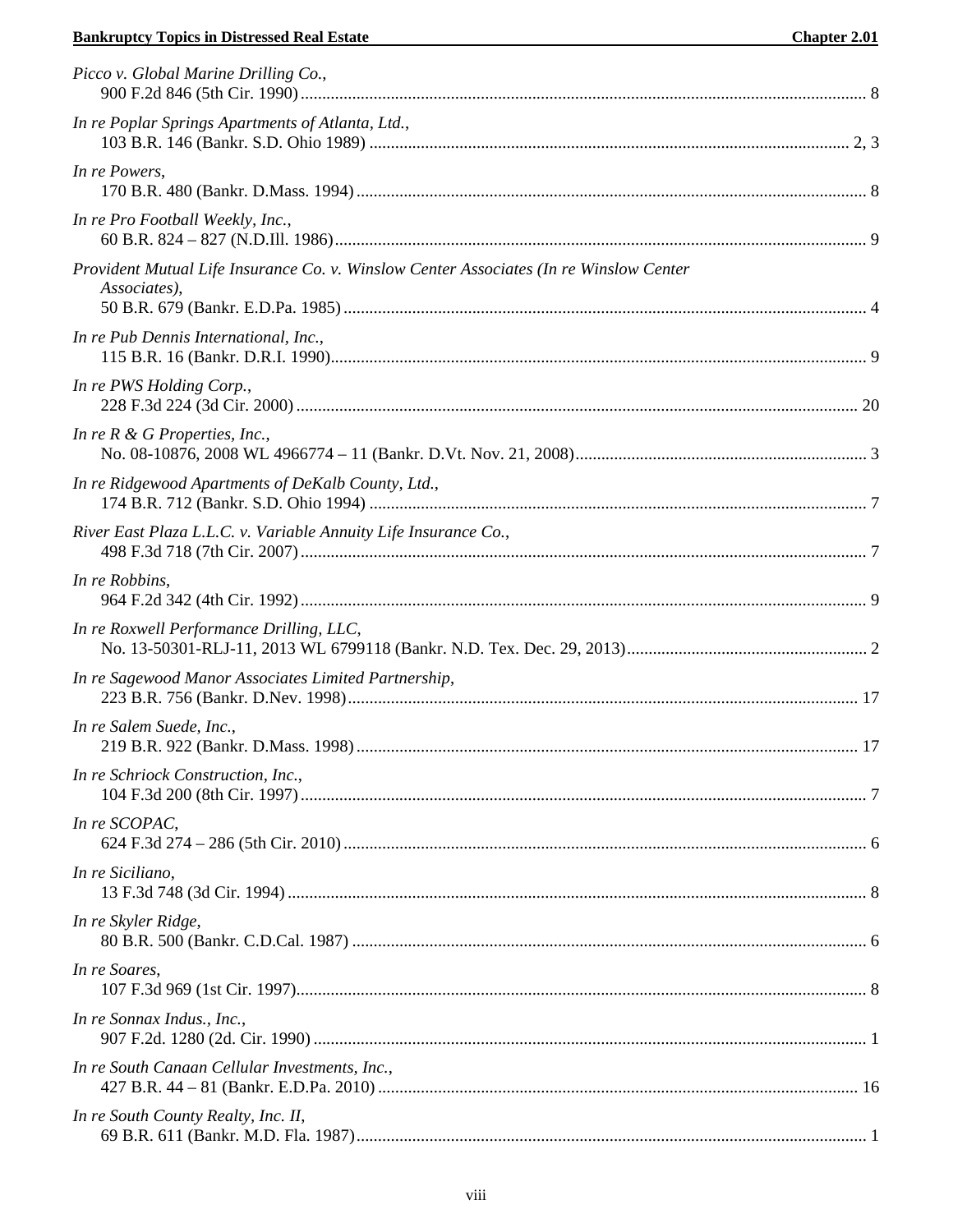*Picco v. Global Marine Drilling Co.*,
900 F.2d 846 (5th Cir. 1990) ........................................................................ 8

*In re Poplar Springs Apartments of Atlanta, Ltd.*,
103 B.R. 146 (Bankr. S.D. Ohio 1989) ........................................................................ 2, 3

*In re Powers*,
170 B.R. 480 (Bankr. D.Mass. 1994) ........................................................................ 8

*In re Pro Football Weekly, Inc.*,
60 B.R. 824 – 827 (N.D.Ill. 1986) ........................................................................ 9

*Provident Mutual Life Insurance Co. v. Winslow Center Associates (In re Winslow Center Associates)*,
50 B.R. 679 (Bankr. E.D.Pa. 1985) ........................................................................ 4

*In re Pub Dennis International, Inc.*,
115 B.R. 16 (Bankr. D.R.I. 1990) ........................................................................ 9

*In re PWS Holding Corp.*,
228 F.3d 224 (3d Cir. 2000) ........................................................................ 20

*In re R & G Properties, Inc.*,
No. 08-10876, 2008 WL 4966774 – 11 (Bankr. D.Vt. Nov. 21, 2008) ........................................................................ 3

*In re Ridgewood Apartments of DeKalb County, Ltd.*,
174 B.R. 712 (Bankr. S.D. Ohio 1994) ........................................................................ 7

*River East Plaza L.L.C. v. Variable Annuity Life Insurance Co.*,
498 F.3d 718 (7th Cir. 2007) ........................................................................ 7

*In re Robbins*,
964 F.2d 342 (4th Cir. 1992) ........................................................................ 9

*In re Roxwell Performance Drilling, LLC*,
No. 13-50301-RLJ-11, 2013 WL 6799118 (Bankr. N.D. Tex. Dec. 29, 2013) ........................................................................ 2

*In re Sagewood Manor Associates Limited Partnership*,
223 B.R. 756 (Bankr. D.Nev. 1998) ........................................................................ 17

*In re Salem Suede, Inc.*,
219 B.R. 922 (Bankr. D.Mass. 1998) ........................................................................ 17

*In re Schriock Construction, Inc.*,
104 F.3d 200 (8th Cir. 1997) ........................................................................ 7

*In re SCOPAC*,
624 F.3d 274 – 286 (5th Cir. 2010) ........................................................................ 6

*In re Siciliano*,
13 F.3d 748 (3d Cir. 1994) ........................................................................ 8

*In re Skyler Ridge*,
80 B.R. 500 (Bankr. C.D.Cal. 1987) ........................................................................ 6

*In re Soares*,
107 F.3d 969 (1st Cir. 1997) ........................................................................ 8

*In re Sonnax Indus., Inc.*,
907 F.2d. 1280 (2d. Cir. 1990) ........................................................................ 1

*In re South Canaan Cellular Investments, Inc.*,
427 B.R. 44 – 81 (Bankr. E.D.Pa. 2010) ........................................................................ 16

*In re South County Realty, Inc. II*,
69 B.R. 611 (Bankr. M.D. Fla. 1987) ........................................................................ 1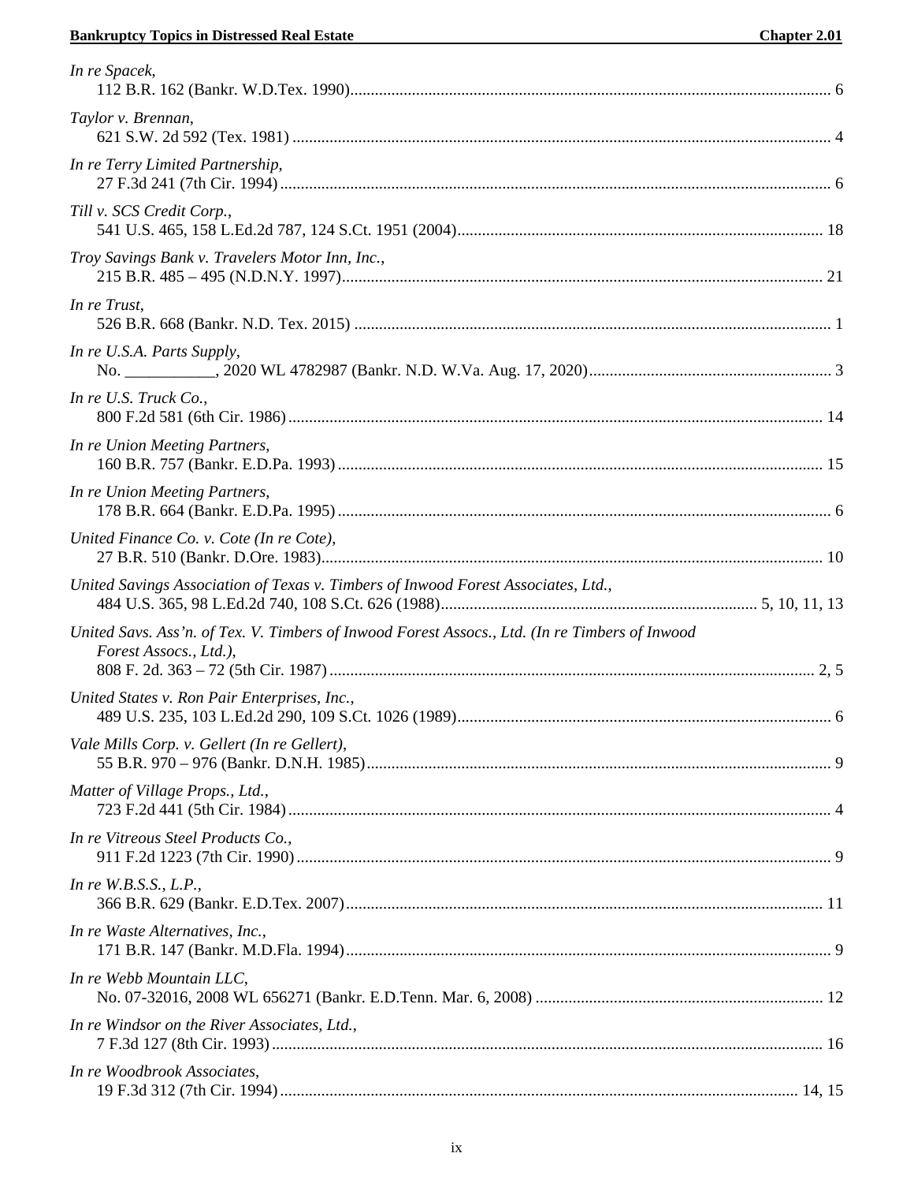*In re Spacek*,
112 B.R. 162 (Bankr. W.D.Tex. 1990) .......... 6

*Taylor v. Brennan*,
621 S.W. 2d 592 (Tex. 1981) .......... 4

*In re Terry Limited Partnership*,
27 F.3d 241 (7th Cir. 1994) .......... 6

*Till v. SCS Credit Corp.*,
541 U.S. 465, 158 L.Ed.2d 787, 124 S.Ct. 1951 (2004) .......... 18

*Troy Savings Bank v. Travelers Motor Inn, Inc.*,
215 B.R. 485 – 495 (N.D.N.Y. 1997) .......... 21

*In re Trust*,
526 B.R. 668 (Bankr. N.D. Tex. 2015) .......... 1

*In re U.S.A. Parts Supply*,
No. ___________, 2020 WL 4782987 (Bankr. N.D. W.Va. Aug. 17, 2020) .......... 3

*In re U.S. Truck Co.*,
800 F.2d 581 (6th Cir. 1986) .......... 14

*In re Union Meeting Partners*,
160 B.R. 757 (Bankr. E.D.Pa. 1993) .......... 15

*In re Union Meeting Partners*,
178 B.R. 664 (Bankr. E.D.Pa. 1995) .......... 6

*United Finance Co. v. Cote (In re Cote)*,
27 B.R. 510 (Bankr. D.Ore. 1983) .......... 10

*United Savings Association of Texas v. Timbers of Inwood Forest Associates, Ltd.*,
484 U.S. 365, 98 L.Ed.2d 740, 108 S.Ct. 626 (1988) .......... 5, 10, 11, 13

*United Savs. Ass'n. of Tex. V. Timbers of Inwood Forest Assocs., Ltd. (In re Timbers of Inwood Forest Assocs., Ltd.)*,
808 F. 2d. 363 – 72 (5th Cir. 1987) .......... 2, 5

*United States v. Ron Pair Enterprises, Inc.*,
489 U.S. 235, 103 L.Ed.2d 290, 109 S.Ct. 1026 (1989) .......... 6

*Vale Mills Corp. v. Gellert (In re Gellert)*,
55 B.R. 970 – 976 (Bankr. D.N.H. 1985) .......... 9

*Matter of Village Props., Ltd.*,
723 F.2d 441 (5th Cir. 1984) .......... 4

*In re Vitreous Steel Products Co.*,
911 F.2d 1223 (7th Cir. 1990) .......... 9

*In re W.B.S.S., L.P.*,
366 B.R. 629 (Bankr. E.D.Tex. 2007) .......... 11

*In re Waste Alternatives, Inc.*,
171 B.R. 147 (Bankr. M.D.Fla. 1994) .......... 9

*In re Webb Mountain LLC*,
No. 07-32016, 2008 WL 656271 (Bankr. E.D.Tenn. Mar. 6, 2008) .......... 12

*In re Windsor on the River Associates, Ltd.*,
7 F.3d 127 (8th Cir. 1993) .......... 16

*In re Woodbrook Associates*,
19 F.3d 312 (7th Cir. 1994) .......... 14, 15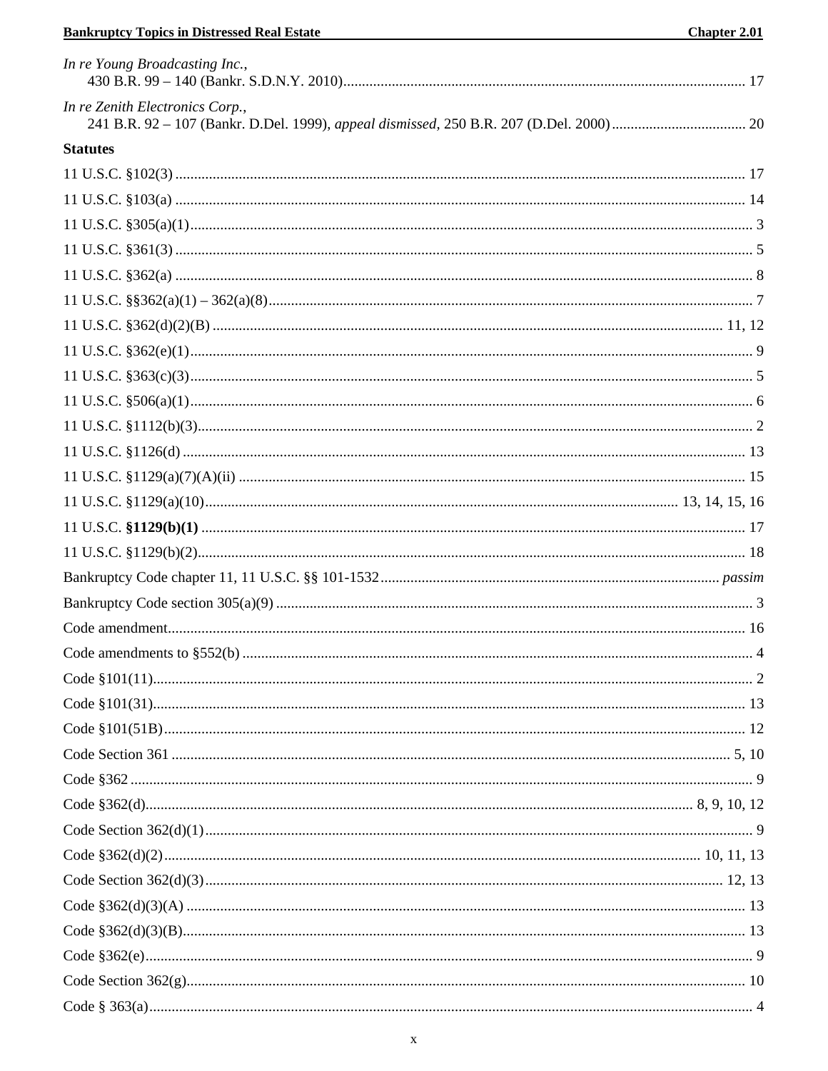*In re Young Broadcasting Inc.*,
430 B.R. 99 – 140 (Bankr. S.D.N.Y. 2010)........................................................................................................... 17

*In re Zenith Electronics Corp.*,
241 B.R. 92 – 107 (Bankr. D.Del. 1999), *appeal dismissed*, 250 B.R. 207 (D.Del. 2000).................................... 20

**Statutes**

11 U.S.C. §102(3) ........................................................................................................................................ 17

11 U.S.C. §103(a) ........................................................................................................................................ 14

11 U.S.C. §305(a)(1)...................................................................................................................................... 3

11 U.S.C. §361(3) .......................................................................................................................................... 5

11 U.S.C. §362(a) .......................................................................................................................................... 8

11 U.S.C. §§362(a)(1) – 362(a)(8)................................................................................................................. 7

11 U.S.C. §362(d)(2)(B) ......................................................................................................................... 11, 12

11 U.S.C. §362(e)(1)...................................................................................................................................... 9

11 U.S.C. §363(c)(3)...................................................................................................................................... 5

11 U.S.C. §506(a)(1)...................................................................................................................................... 6

11 U.S.C. §1112(b)(3).................................................................................................................................... 2

11 U.S.C. §1126(d) ...................................................................................................................................... 13

11 U.S.C. §1129(a)(7)(A)(ii) ....................................................................................................................... 15

11 U.S.C. §1129(a)(10)............................................................................................................. 13, 14, 15, 16

11 U.S.C. **§1129(b)(1)** ................................................................................................................................ 17

11 U.S.C. §1129(b)(2).................................................................................................................................. 18

Bankruptcy Code chapter 11, 11 U.S.C. §§ 101-1532........................................................................... *passim*

Bankruptcy Code section 305(a)(9) ................................................................................................................ 3

Code amendment.......................................................................................................................................... 16

Code amendments to §552(b) ........................................................................................................................ 4

Code §101(11)................................................................................................................................................ 2

Code §101(31).............................................................................................................................................. 13

Code §101(51B)............................................................................................................................................ 12

Code Section 361 ...................................................................................................................................... 5, 10

Code §362 ...................................................................................................................................................... 9

Code §362(d)................................................................................................................................ 8, 9, 10, 12

Code Section 362(d)(1)................................................................................................................................... 9

Code §362(d)(2)...................................................................................................................................... 10, 11, 13

Code Section 362(d)(3).............................................................................................................................. 12, 13

Code §362(d)(3)(A) ...................................................................................................................................... 13

Code §362(d)(3)(B)....................................................................................................................................... 13

Code §362(e)................................................................................................................................................... 9

Code Section 362(g)...................................................................................................................................... 10

Code § 363(a).................................................................................................................................................. 4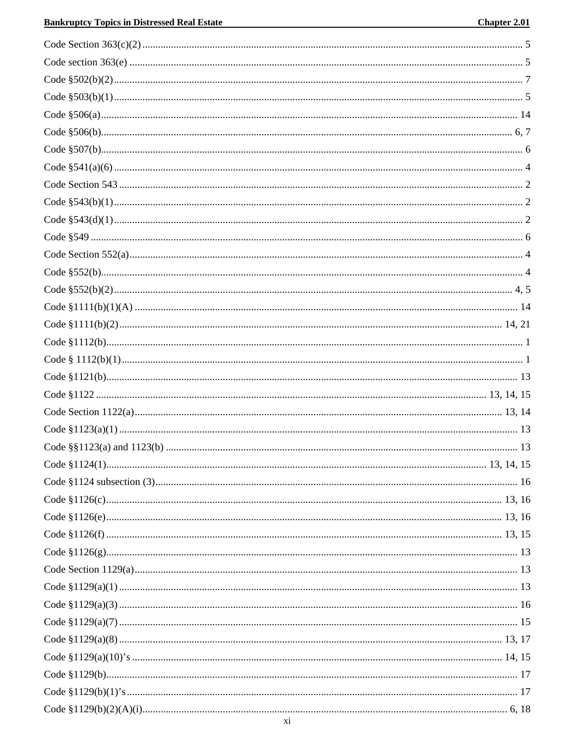Code Section 363(c)(2) ................................................................................................................................ 5
Code section 363(e) ..................................................................................................................................... 5
Code §502(b)(2) ........................................................................................................................................... 7
Code §503(b)(1) ........................................................................................................................................... 5
Code §506(a) .............................................................................................................................................. 14
Code §506(b) ............................................................................................................................................ 6, 7
Code §507(b) ................................................................................................................................................ 6
Code §541(a)(6) ........................................................................................................................................... 4
Code Section 543 ......................................................................................................................................... 2
Code §543(b)(1) ........................................................................................................................................... 2
Code §543(d)(1) ........................................................................................................................................... 2
Code §549 .................................................................................................................................................... 6
Code Section 552(a) ..................................................................................................................................... 4
Code §552(b) ................................................................................................................................................ 4
Code §552(b)(2) ........................................................................................................................................ 4, 5
Code §1111(b)(1)(A) ................................................................................................................................. 14
Code §1111(b)(2) ................................................................................................................................ 14, 21
Code §1112(b) .............................................................................................................................................. 1
Code § 1112(b)(1) ........................................................................................................................................ 1
Code §1121(b) ............................................................................................................................................ 13
Code §1122 ..................................................................................................................................... 13, 14, 15
Code Section 1122(a) .............................................................................................................................. 13, 14
Code §1123(a)(1) ....................................................................................................................................... 13
Code §§1123(a) and 1123(b) ...................................................................................................................... 13
Code §1124(1) ............................................................................................................................... 13, 14, 15
Code §1124 subsection (3) ......................................................................................................................... 16
Code §1126(c) ....................................................................................................................................... 13, 16
Code §1126(e) ....................................................................................................................................... 13, 16
Code §1126(f) ....................................................................................................................................... 13, 15
Code §1126(g) ............................................................................................................................................ 13
Code Section 1129(a) ................................................................................................................................. 13
Code §1129(a)(1) ....................................................................................................................................... 13
Code §1129(a)(3) ....................................................................................................................................... 16
Code §1129(a)(7) ....................................................................................................................................... 15
Code §1129(a)(8) ................................................................................................................................. 13, 17
Code §1129(a)(10)'s ............................................................................................................................. 14, 15
Code §1129(b) ............................................................................................................................................ 17
Code §1129(b)(1)'s ..................................................................................................................................... 17
Code §1129(b)(2)(A)(i) ........................................................................................................................... 6, 18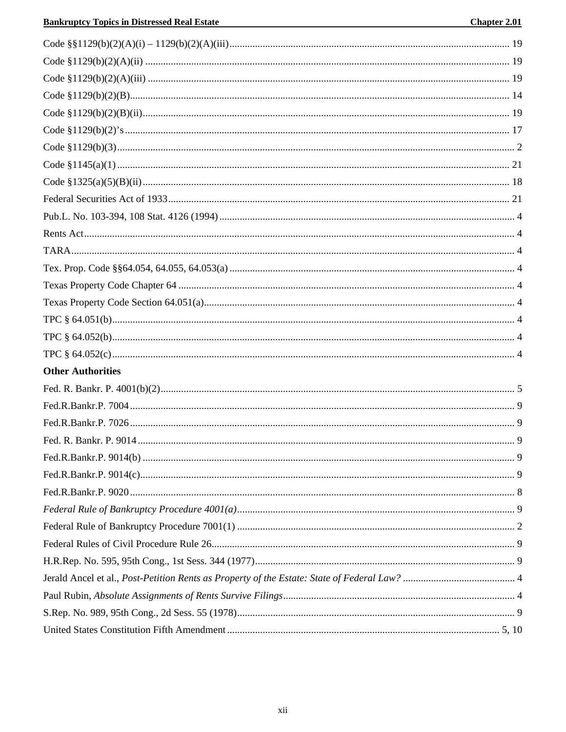Code §§1129(b)(2)(A)(i) – 1129(b)(2)(A)(iii) ............................................................................................................ 19

Code §1129(b)(2)(A)(ii) ............................................................................................................ 19

Code §1129(b)(2)(A)(iii) ............................................................................................................ 19

Code §1129(b)(2)(B)............................................................................................................ 14

Code §1129(b)(2)(B)(ii)............................................................................................................ 19

Code §1129(b)(2)'s ............................................................................................................ 17

Code §1129(b)(3) ............................................................................................................ 2

Code §1145(a)(1) ............................................................................................................ 21

Code §1325(a)(5)(B)(ii) ............................................................................................................ 18

Federal Securities Act of 1933 ............................................................................................................ 21

Pub.L. No. 103-394, 108 Stat. 4126 (1994) ............................................................................................................ 4

Rents Act ............................................................................................................ 4

TARA ............................................................................................................ 4

Tex. Prop. Code §§64.054, 64.055, 64.053(a) ............................................................................................................ 4

Texas Property Code Chapter 64 ............................................................................................................ 4

Texas Property Code Section 64.051(a) ............................................................................................................ 4

TPC § 64.051(b) ............................................................................................................ 4

TPC § 64.052(b) ............................................................................................................ 4

TPC § 64.052(c) ............................................................................................................ 4

**Other Authorities**

Fed. R. Bankr. P. 4001(b)(2) ............................................................................................................ 5

Fed.R.Bankr.P. 7004 ............................................................................................................ 9

Fed.R.Bankr.P. 7026 ............................................................................................................ 9

Fed. R. Bankr. P. 9014 ............................................................................................................ 9

Fed.R.Bankr.P. 9014(b) ............................................................................................................ 9

Fed.R.Bankr.P. 9014(c) ............................................................................................................ 9

Fed.R.Bankr.P. 9020 ............................................................................................................ 8

*Federal Rule of Bankruptcy Procedure 4001(a)* ............................................................................................................ 9

Federal Rule of Bankruptcy Procedure 7001(1) ............................................................................................................ 2

Federal Rules of Civil Procedure Rule 26 ............................................................................................................ 9

H.R.Rep. No. 595, 95th Cong., 1st Sess. 344 (1977) ............................................................................................................ 9

Jerald Ancel et al., *Post-Petition Rents as Property of the Estate: State of Federal Law?* ............................................................................................................ 4

Paul Rubin, *Absolute Assignments of Rents Survive Filings* ............................................................................................................ 4

S.Rep. No. 989, 95th Cong., 2d Sess. 55 (1978) ............................................................................................................ 9

United States Constitution Fifth Amendment ............................................................................................................ 5, 10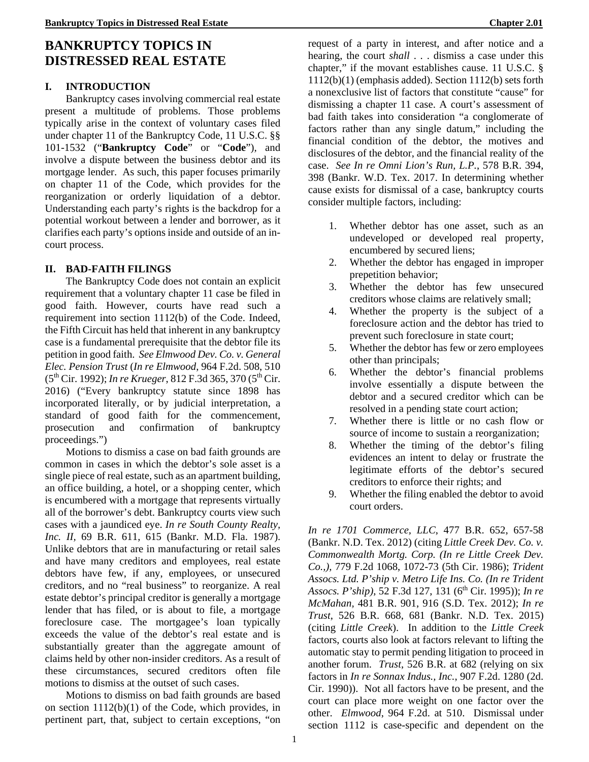# BANKRUPTCY TOPICS IN DISTRESSED REAL ESTATE

## I. INTRODUCTION

Bankruptcy cases involving commercial real estate present a multitude of problems. Those problems typically arise in the context of voluntary cases filed under chapter 11 of the Bankruptcy Code, 11 U.S.C. §§ 101-1532 ("**Bankruptcy Code**" or "**Code**"), and involve a dispute between the business debtor and its mortgage lender. As such, this paper focuses primarily on chapter 11 of the Code, which provides for the reorganization or orderly liquidation of a debtor. Understanding each party's rights is the backdrop for a potential workout between a lender and borrower, as it clarifies each party's options inside and outside of an in-court process.

## II. BAD-FAITH FILINGS

The Bankruptcy Code does not contain an explicit requirement that a voluntary chapter 11 case be filed in good faith. However, courts have read such a requirement into section 1112(b) of the Code. Indeed, the Fifth Circuit has held that inherent in any bankruptcy case is a fundamental prerequisite that the debtor file its petition in good faith. *See Elmwood Dev. Co. v. General Elec. Pension Trust* (*In re Elmwood*, 964 F.2d. 508, 510 (5th Cir. 1992); *In re Krueger*, 812 F.3d 365, 370 (5th Cir. 2016) ("Every bankruptcy statute since 1898 has incorporated literally, or by judicial interpretation, a standard of good faith for the commencement, prosecution and confirmation of bankruptcy proceedings.")

Motions to dismiss a case on bad faith grounds are common in cases in which the debtor's sole asset is a single piece of real estate, such as an apartment building, an office building, a hotel, or a shopping center, which is encumbered with a mortgage that represents virtually all of the borrower's debt. Bankruptcy courts view such cases with a jaundiced eye. *In re South County Realty, Inc. II*, 69 B.R. 611, 615 (Bankr. M.D. Fla. 1987). Unlike debtors that are in manufacturing or retail sales and have many creditors and employees, real estate debtors have few, if any, employees, or unsecured creditors, and no "real business" to reorganize. A real estate debtor's principal creditor is generally a mortgage lender that has filed, or is about to file, a mortgage foreclosure case. The mortgagee's loan typically exceeds the value of the debtor's real estate and is substantially greater than the aggregate amount of claims held by other non-insider creditors. As a result of these circumstances, secured creditors often file motions to dismiss at the outset of such cases.

Motions to dismiss on bad faith grounds are based on section 1112(b)(1) of the Code, which provides, in pertinent part, that, subject to certain exceptions, "on request of a party in interest, and after notice and a hearing, the court *shall* . . . dismiss a case under this chapter," if the movant establishes cause. 11 U.S.C. § 1112(b)(1) (emphasis added). Section 1112(b) sets forth a nonexclusive list of factors that constitute "cause" for dismissing a chapter 11 case. A court's assessment of bad faith takes into consideration "a conglomerate of factors rather than any single datum," including the financial condition of the debtor, the motives and disclosures of the debtor, and the financial reality of the case. *See In re Omni Lion's Run, L.P.*, 578 B.R. 394, 398 (Bankr. W.D. Tex. 2017. In determining whether cause exists for dismissal of a case, bankruptcy courts consider multiple factors, including:

1. Whether debtor has one asset, such as an undeveloped or developed real property, encumbered by secured liens;
2. Whether the debtor has engaged in improper prepetition behavior;
3. Whether the debtor has few unsecured creditors whose claims are relatively small;
4. Whether the property is the subject of a foreclosure action and the debtor has tried to prevent such foreclosure in state court;
5. Whether the debtor has few or zero employees other than principals;
6. Whether the debtor's financial problems involve essentially a dispute between the debtor and a secured creditor which can be resolved in a pending state court action;
7. Whether there is little or no cash flow or source of income to sustain a reorganization;
8. Whether the timing of the debtor's filing evidences an intent to delay or frustrate the legitimate efforts of the debtor's secured creditors to enforce their rights; and
9. Whether the filing enabled the debtor to avoid court orders.

*In re 1701 Commerce, LLC*, 477 B.R. 652, 657-58 (Bankr. N.D. Tex. 2012) (citing *Little Creek Dev. Co. v. Commonwealth Mortg. Corp. (In re Little Creek Dev. Co.,)*, 779 F.2d 1068, 1072-73 (5th Cir. 1986); *Trident Assocs. Ltd. P'ship v. Metro Life Ins. Co. (In re Trident Assocs. P'ship)*, 52 F.3d 127, 131 (6th Cir. 1995)); *In re McMahan*, 481 B.R. 901, 916 (S.D. Tex. 2012); *In re Trust*, 526 B.R. 668, 681 (Bankr. N.D. Tex. 2015) (citing *Little Creek*). In addition to the *Little Creek* factors, courts also look at factors relevant to lifting the automatic stay to permit pending litigation to proceed in another forum. *Trust*, 526 B.R. at 682 (relying on six factors in *In re Sonnax Indus., Inc.*, 907 F.2d. 1280 (2d. Cir. 1990)). Not all factors have to be present, and the court can place more weight on one factor over the other. *Elmwood*, 964 F.2d. at 510. Dismissal under section 1112 is case-specific and dependent on the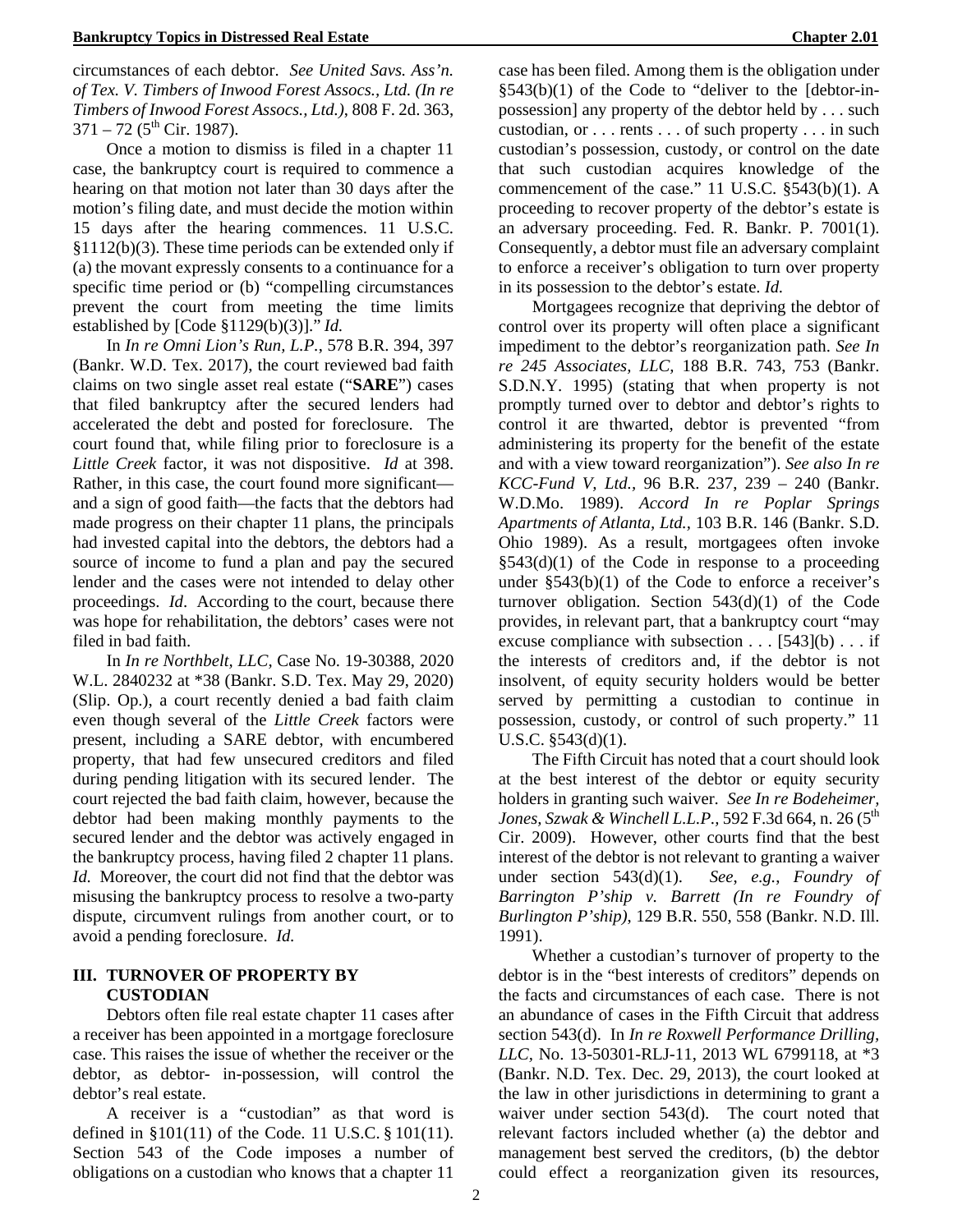circumstances of each debtor. *See United Savs. Ass'n. of Tex. V. Timbers of Inwood Forest Assocs., Ltd. (In re Timbers of Inwood Forest Assocs., Ltd.)*, 808 F. 2d. 363, 371 – 72 (5th Cir. 1987).

Once a motion to dismiss is filed in a chapter 11 case, the bankruptcy court is required to commence a hearing on that motion not later than 30 days after the motion's filing date, and must decide the motion within 15 days after the hearing commences. 11 U.S.C. §1112(b)(3). These time periods can be extended only if (a) the movant expressly consents to a continuance for a specific time period or (b) "compelling circumstances prevent the court from meeting the time limits established by [Code §1129(b)(3)]." *Id.*

In *In re Omni Lion's Run, L.P.*, 578 B.R. 394, 397 (Bankr. W.D. Tex. 2017), the court reviewed bad faith claims on two single asset real estate ("**SARE**") cases that filed bankruptcy after the secured lenders had accelerated the debt and posted for foreclosure. The court found that, while filing prior to foreclosure is a *Little Creek* factor, it was not dispositive. *Id* at 398. Rather, in this case, the court found more significant—and a sign of good faith—the facts that the debtors had made progress on their chapter 11 plans, the principals had invested capital into the debtors, the debtors had a source of income to fund a plan and pay the secured lender and the cases were not intended to delay other proceedings. *Id*. According to the court, because there was hope for rehabilitation, the debtors' cases were not filed in bad faith.

In *In re Northbelt, LLC*, Case No. 19-30388, 2020 W.L. 2840232 at *38 (Bankr. S.D. Tex. May 29, 2020) (Slip. Op.), a court recently denied a bad faith claim even though several of the *Little Creek* factors were present, including a SARE debtor, with encumbered property, that had few unsecured creditors and filed during pending litigation with its secured lender. The court rejected the bad faith claim, however, because the debtor had been making monthly payments to the secured lender and the debtor was actively engaged in the bankruptcy process, having filed 2 chapter 11 plans. *Id.* Moreover, the court did not find that the debtor was misusing the bankruptcy process to resolve a two-party dispute, circumvent rulings from another court, or to avoid a pending foreclosure. *Id.*

## III. TURNOVER OF PROPERTY BY CUSTODIAN

Debtors often file real estate chapter 11 cases after a receiver has been appointed in a mortgage foreclosure case. This raises the issue of whether the receiver or the debtor, as debtor- in-possession, will control the debtor's real estate.

A receiver is a "custodian" as that word is defined in §101(11) of the Code. 11 U.S.C. § 101(11). Section 543 of the Code imposes a number of obligations on a custodian who knows that a chapter 11 case has been filed. Among them is the obligation under §543(b)(1) of the Code to "deliver to the [debtor-in-possession] any property of the debtor held by . . . such custodian, or . . . rents . . . of such property . . . in such custodian's possession, custody, or control on the date that such custodian acquires knowledge of the commencement of the case." 11 U.S.C. §543(b)(1). A proceeding to recover property of the debtor's estate is an adversary proceeding. Fed. R. Bankr. P. 7001(1). Consequently, a debtor must file an adversary complaint to enforce a receiver's obligation to turn over property in its possession to the debtor's estate. *Id.*

Mortgagees recognize that depriving the debtor of control over its property will often place a significant impediment to the debtor's reorganization path. *See In re 245 Associates, LLC,* 188 B.R. 743, 753 (Bankr. S.D.N.Y. 1995) (stating that when property is not promptly turned over to debtor and debtor's rights to control it are thwarted, debtor is prevented "from administering its property for the benefit of the estate and with a view toward reorganization"). *See also In re KCC-Fund V, Ltd.*, 96 B.R. 237, 239 – 240 (Bankr. W.D.Mo. 1989). *Accord In re Poplar Springs Apartments of Atlanta, Ltd.*, 103 B.R. 146 (Bankr. S.D. Ohio 1989). As a result, mortgagees often invoke §543(d)(1) of the Code in response to a proceeding under §543(b)(1) of the Code to enforce a receiver's turnover obligation. Section 543(d)(1) of the Code provides, in relevant part, that a bankruptcy court "may excuse compliance with subsection . . . [543](b) . . . if the interests of creditors and, if the debtor is not insolvent, of equity security holders would be better served by permitting a custodian to continue in possession, custody, or control of such property." 11 U.S.C. §543(d)(1).

The Fifth Circuit has noted that a court should look at the best interest of the debtor or equity security holders in granting such waiver. *See In re Bodeheimer, Jones, Szwak & Winchell L.L.P.*, 592 F.3d 664, n. 26 (5th Cir. 2009). However, other courts find that the best interest of the debtor is not relevant to granting a waiver under section 543(d)(1). *See, e.g., Foundry of Barrington P'ship v. Barrett (In re Foundry of Burlington P'ship)*, 129 B.R. 550, 558 (Bankr. N.D. Ill. 1991).

Whether a custodian's turnover of property to the debtor is in the "best interests of creditors" depends on the facts and circumstances of each case. There is not an abundance of cases in the Fifth Circuit that address section 543(d). In *In re Roxwell Performance Drilling, LLC*, No. 13-50301-RLJ-11, 2013 WL 6799118, at *3 (Bankr. N.D. Tex. Dec. 29, 2013), the court looked at the law in other jurisdictions in determining to grant a waiver under section 543(d). The court noted that relevant factors included whether (a) the debtor and management best served the creditors, (b) the debtor could effect a reorganization given its resources,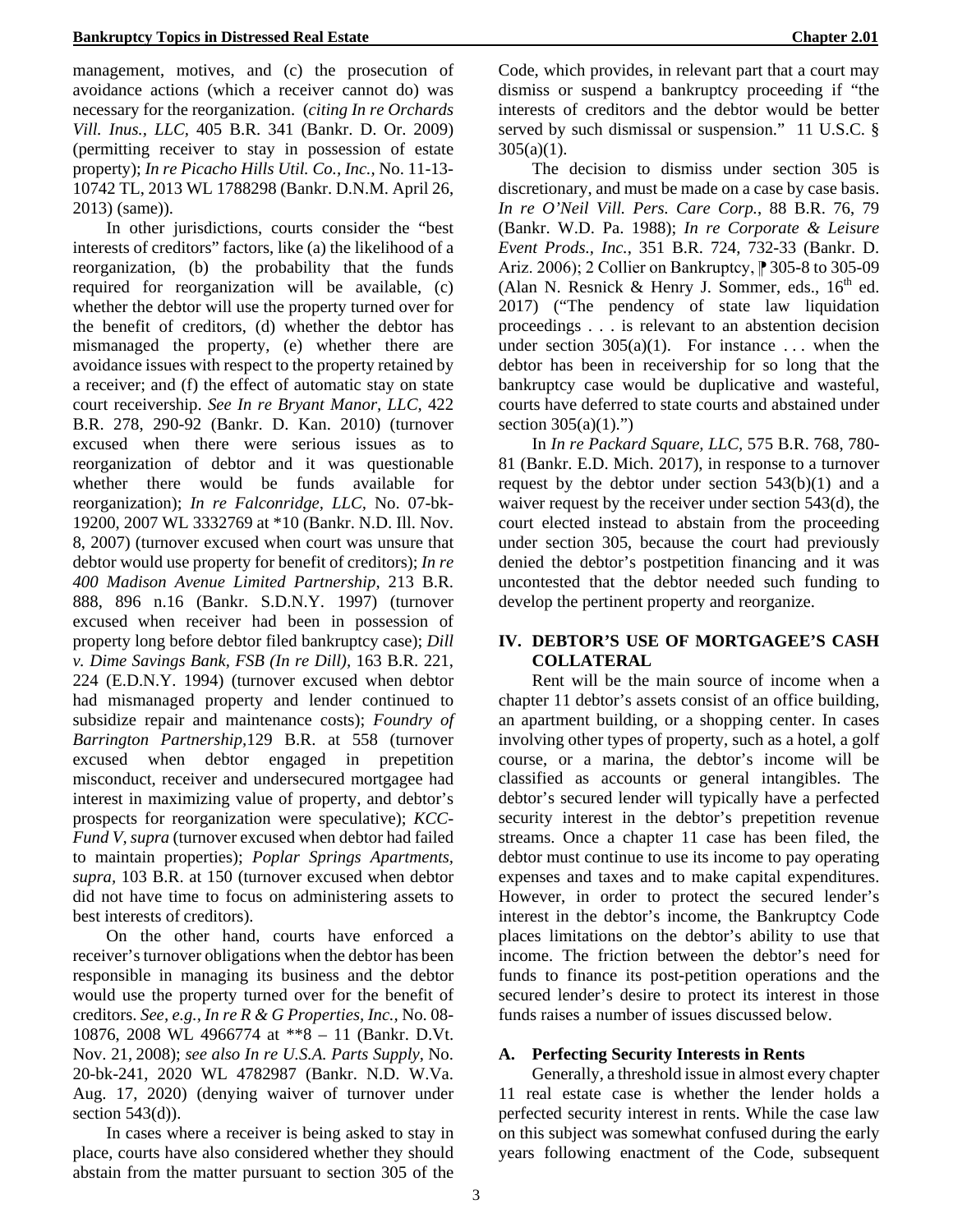management, motives, and (c) the prosecution of avoidance actions (which a receiver cannot do) was necessary for the reorganization. (*citing In re Orchards Vill. Inus., LLC*, 405 B.R. 341 (Bankr. D. Or. 2009) (permitting receiver to stay in possession of estate property); *In re Picacho Hills Util. Co., Inc.*, No. 11-13-10742 TL, 2013 WL 1788298 (Bankr. D.N.M. April 26, 2013) (same)).

In other jurisdictions, courts consider the "best interests of creditors" factors, like (a) the likelihood of a reorganization, (b) the probability that the funds required for reorganization will be available, (c) whether the debtor will use the property turned over for the benefit of creditors, (d) whether the debtor has mismanaged the property, (e) whether there are avoidance issues with respect to the property retained by a receiver; and (f) the effect of automatic stay on state court receivership. *See In re Bryant Manor, LLC,* 422 B.R. 278, 290-92 (Bankr. D. Kan. 2010) (turnover excused when there were serious issues as to reorganization of debtor and it was questionable whether there would be funds available for reorganization); *In re Falconridge, LLC*, No. 07-bk-19200, 2007 WL 3332769 at *10 (Bankr. N.D. Ill. Nov. 8, 2007) (turnover excused when court was unsure that debtor would use property for benefit of creditors); *In re 400 Madison Avenue Limited Partnership*, 213 B.R. 888, 896 n.16 (Bankr. S.D.N.Y. 1997) (turnover excused when receiver had been in possession of property long before debtor filed bankruptcy case); *Dill v. Dime Savings Bank, FSB (In re Dill)*, 163 B.R. 221, 224 (E.D.N.Y. 1994) (turnover excused when debtor had mismanaged property and lender continued to subsidize repair and maintenance costs); *Foundry of Barrington Partnership,*129 B.R. at 558 (turnover excused when debtor engaged in prepetition misconduct, receiver and undersecured mortgagee had interest in maximizing value of property, and debtor's prospects for reorganization were speculative); *KCC-Fund V, supra* (turnover excused when debtor had failed to maintain properties); *Poplar Springs Apartments, supra*, 103 B.R. at 150 (turnover excused when debtor did not have time to focus on administering assets to best interests of creditors).

On the other hand, courts have enforced a receiver's turnover obligations when the debtor has been responsible in managing its business and the debtor would use the property turned over for the benefit of creditors. *See, e.g., In re R & G Properties, Inc.*, No. 08-10876, 2008 WL 4966774 at **8 – 11 (Bankr. D.Vt. Nov. 21, 2008); *see also In re U.S.A. Parts Supply*, No. 20-bk-241, 2020 WL 4782987 (Bankr. N.D. W.Va. Aug. 17, 2020) (denying waiver of turnover under section 543(d)).

In cases where a receiver is being asked to stay in place, courts have also considered whether they should abstain from the matter pursuant to section 305 of the Code, which provides, in relevant part that a court may dismiss or suspend a bankruptcy proceeding if "the interests of creditors and the debtor would be better served by such dismissal or suspension." 11 U.S.C. § 305(a)(1).

The decision to dismiss under section 305 is discretionary, and must be made on a case by case basis. *In re O'Neil Vill. Pers. Care Corp.*, 88 B.R. 76, 79 (Bankr. W.D. Pa. 1988); *In re Corporate & Leisure Event Prods., Inc.*, 351 B.R. 724, 732-33 (Bankr. D. Ariz. 2006); 2 Collier on Bankruptcy, ⁋ 305-8 to 305-09 (Alan N. Resnick & Henry J. Sommer, eds., 16th ed. 2017) ("The pendency of state law liquidation proceedings . . . is relevant to an abstention decision under section 305(a)(1). For instance . . . when the debtor has been in receivership for so long that the bankruptcy case would be duplicative and wasteful, courts have deferred to state courts and abstained under section 305(a)(1).")

In *In re Packard Square, LLC,* 575 B.R. 768, 780-81 (Bankr. E.D. Mich. 2017), in response to a turnover request by the debtor under section 543(b)(1) and a waiver request by the receiver under section 543(d), the court elected instead to abstain from the proceeding under section 305, because the court had previously denied the debtor's postpetition financing and it was uncontested that the debtor needed such funding to develop the pertinent property and reorganize.

## IV. DEBTOR'S USE OF MORTGAGEE'S CASH COLLATERAL

Rent will be the main source of income when a chapter 11 debtor's assets consist of an office building, an apartment building, or a shopping center. In cases involving other types of property, such as a hotel, a golf course, or a marina, the debtor's income will be classified as accounts or general intangibles. The debtor's secured lender will typically have a perfected security interest in the debtor's prepetition revenue streams. Once a chapter 11 case has been filed, the debtor must continue to use its income to pay operating expenses and taxes and to make capital expenditures. However, in order to protect the secured lender's interest in the debtor's income, the Bankruptcy Code places limitations on the debtor's ability to use that income. The friction between the debtor's need for funds to finance its post-petition operations and the secured lender's desire to protect its interest in those funds raises a number of issues discussed below.

### A. Perfecting Security Interests in Rents

Generally, a threshold issue in almost every chapter 11 real estate case is whether the lender holds a perfected security interest in rents. While the case law on this subject was somewhat confused during the early years following enactment of the Code, subsequent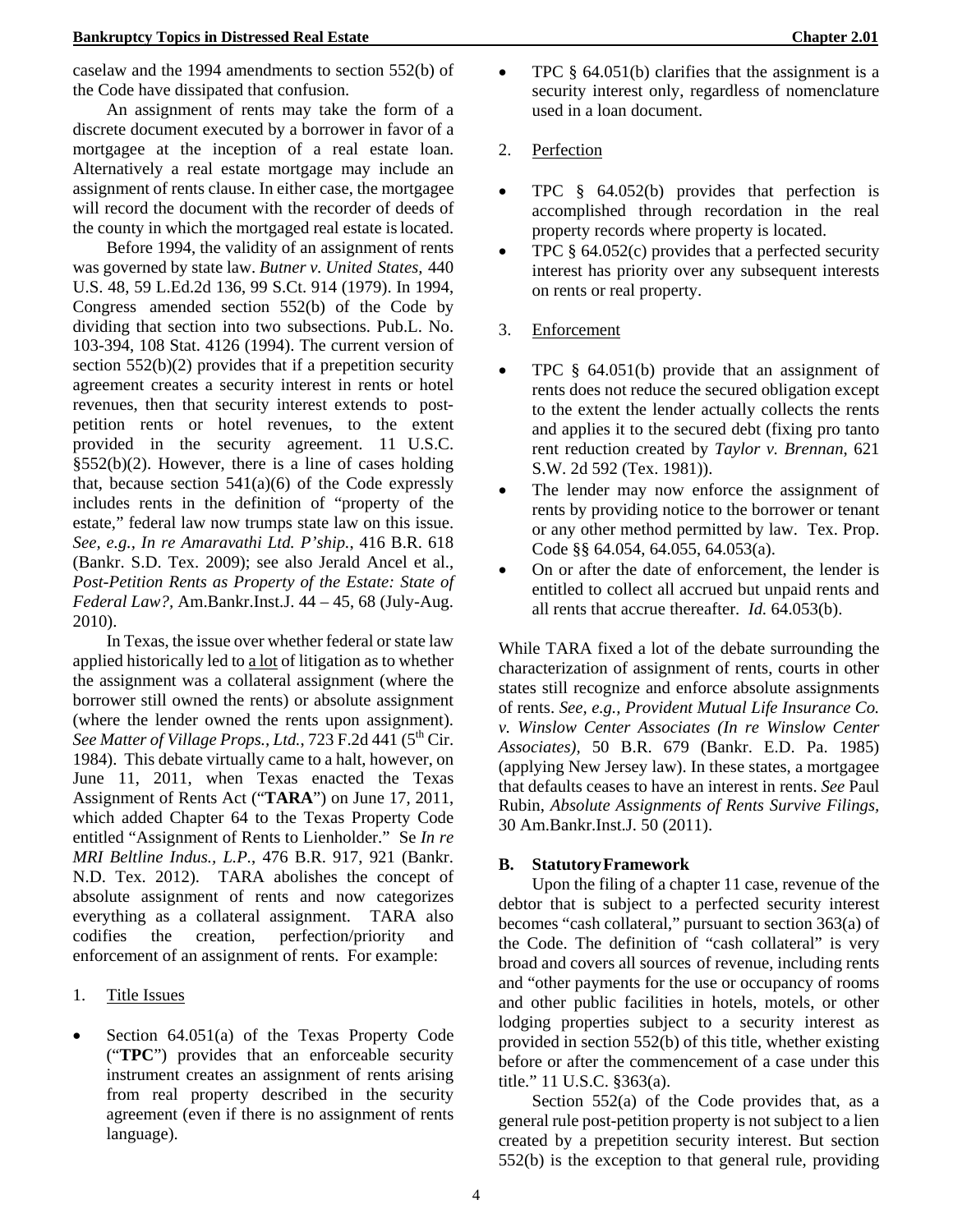caselaw and the 1994 amendments to section 552(b) of the Code have dissipated that confusion.

An assignment of rents may take the form of a discrete document executed by a borrower in favor of a mortgagee at the inception of a real estate loan. Alternatively a real estate mortgage may include an assignment of rents clause. In either case, the mortgagee will record the document with the recorder of deeds of the county in which the mortgaged real estate is located.

Before 1994, the validity of an assignment of rents was governed by state law. *Butner v. United States,* 440 U.S. 48, 59 L.Ed.2d 136, 99 S.Ct. 914 (1979). In 1994, Congress amended section 552(b) of the Code by dividing that section into two subsections. Pub.L. No. 103-394, 108 Stat. 4126 (1994). The current version of section 552(b)(2) provides that if a prepetition security agreement creates a security interest in rents or hotel revenues, then that security interest extends to post-petition rents or hotel revenues, to the extent provided in the security agreement. 11 U.S.C. §552(b)(2). However, there is a line of cases holding that, because section 541(a)(6) of the Code expressly includes rents in the definition of "property of the estate," federal law now trumps state law on this issue. *See, e.g., In re Amaravathi Ltd. P'ship.*, 416 B.R. 618 (Bankr. S.D. Tex. 2009); see also Jerald Ancel et al., *Post-Petition Rents as Property of the Estate: State of Federal Law?*, Am.Bankr.Inst.J. 44 – 45, 68 (July-Aug. 2010).

In Texas, the issue over whether federal or state law applied historically led to a lot of litigation as to whether the assignment was a collateral assignment (where the borrower still owned the rents) or absolute assignment (where the lender owned the rents upon assignment). *See Matter of Village Props., Ltd.*, 723 F.2d 441 (5th Cir. 1984). This debate virtually came to a halt, however, on June 11, 2011, when Texas enacted the Texas Assignment of Rents Act ("**TARA**") on June 17, 2011, which added Chapter 64 to the Texas Property Code entitled "Assignment of Rents to Lienholder." Se *In re MRI Beltline Indus., L.P.*, 476 B.R. 917, 921 (Bankr. N.D. Tex. 2012). TARA abolishes the concept of absolute assignment of rents and now categorizes everything as a collateral assignment. TARA also codifies the creation, perfection/priority and enforcement of an assignment of rents. For example:

1. Title Issues

- Section 64.051(a) of the Texas Property Code ("**TPC**") provides that an enforceable security instrument creates an assignment of rents arising from real property described in the security agreement (even if there is no assignment of rents language).
- TPC § 64.051(b) clarifies that the assignment is a security interest only, regardless of nomenclature used in a loan document.

2. Perfection

- TPC § 64.052(b) provides that perfection is accomplished through recordation in the real property records where property is located.
- TPC § 64.052(c) provides that a perfected security interest has priority over any subsequent interests on rents or real property.

3. Enforcement

- TPC § 64.051(b) provide that an assignment of rents does not reduce the secured obligation except to the extent the lender actually collects the rents and applies it to the secured debt (fixing pro tanto rent reduction created by *Taylor v. Brennan*, 621 S.W. 2d 592 (Tex. 1981)).
- The lender may now enforce the assignment of rents by providing notice to the borrower or tenant or any other method permitted by law. Tex. Prop. Code §§ 64.054, 64.055, 64.053(a).
- On or after the date of enforcement, the lender is entitled to collect all accrued but unpaid rents and all rents that accrue thereafter. *Id.* 64.053(b).

While TARA fixed a lot of the debate surrounding the characterization of assignment of rents, courts in other states still recognize and enforce absolute assignments of rents. *See, e.g., Provident Mutual Life Insurance Co. v. Winslow Center Associates (In re Winslow Center Associates),* 50 B.R. 679 (Bankr. E.D. Pa. 1985) (applying New Jersey law). In these states, a mortgagee that defaults ceases to have an interest in rents. *See* Paul Rubin, *Absolute Assignments of Rents Survive Filings,* 30 Am.Bankr.Inst.J. 50 (2011).

### B. Statutory Framework

Upon the filing of a chapter 11 case, revenue of the debtor that is subject to a perfected security interest becomes "cash collateral," pursuant to section 363(a) of the Code. The definition of "cash collateral" is very broad and covers all sources of revenue, including rents and "other payments for the use or occupancy of rooms and other public facilities in hotels, motels, or other lodging properties subject to a security interest as provided in section 552(b) of this title, whether existing before or after the commencement of a case under this title." 11 U.S.C. §363(a).

Section 552(a) of the Code provides that, as a general rule post-petition property is not subject to a lien created by a prepetition security interest. But section 552(b) is the exception to that general rule, providing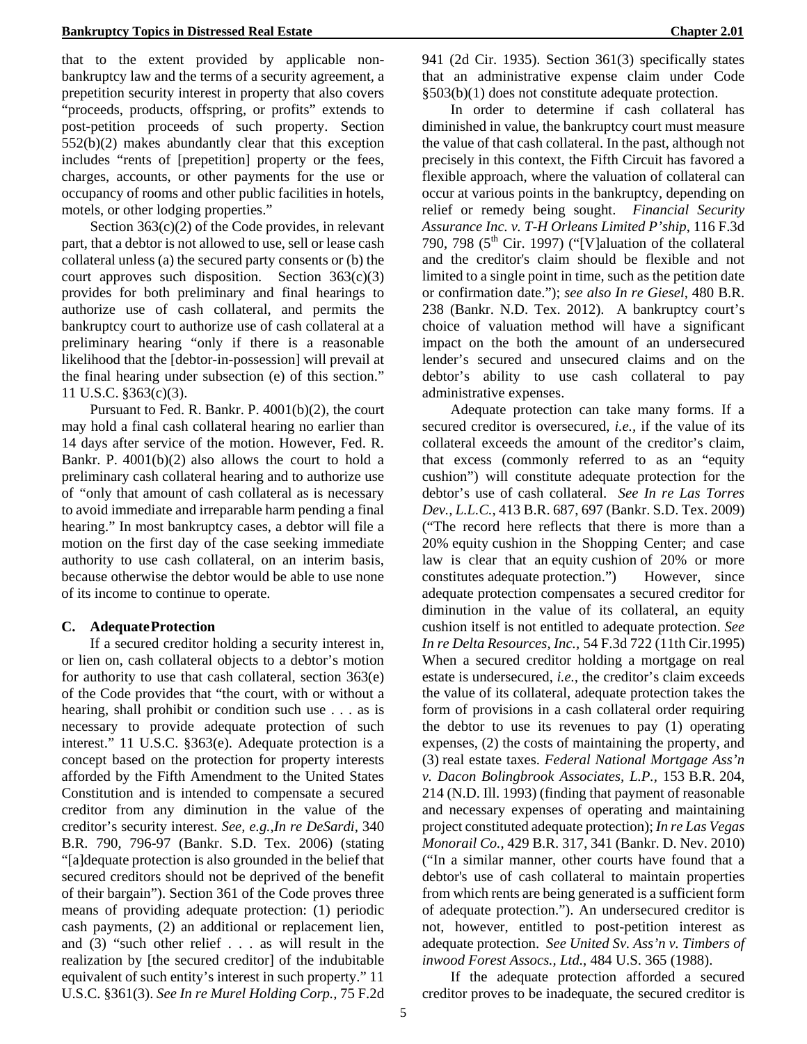that to the extent provided by applicable non-bankruptcy law and the terms of a security agreement, a prepetition security interest in property that also covers "proceeds, products, offspring, or profits" extends to post-petition proceeds of such property. Section 552(b)(2) makes abundantly clear that this exception includes "rents of [prepetition] property or the fees, charges, accounts, or other payments for the use or occupancy of rooms and other public facilities in hotels, motels, or other lodging properties."

Section 363(c)(2) of the Code provides, in relevant part, that a debtor is not allowed to use, sell or lease cash collateral unless (a) the secured party consents or (b) the court approves such disposition. Section 363(c)(3) provides for both preliminary and final hearings to authorize use of cash collateral, and permits the bankruptcy court to authorize use of cash collateral at a preliminary hearing "only if there is a reasonable likelihood that the [debtor-in-possession] will prevail at the final hearing under subsection (e) of this section." 11 U.S.C. §363(c)(3).

Pursuant to Fed. R. Bankr. P. 4001(b)(2), the court may hold a final cash collateral hearing no earlier than 14 days after service of the motion. However, Fed. R. Bankr. P. 4001(b)(2) also allows the court to hold a preliminary cash collateral hearing and to authorize use of "only that amount of cash collateral as is necessary to avoid immediate and irreparable harm pending a final hearing." In most bankruptcy cases, a debtor will file a motion on the first day of the case seeking immediate authority to use cash collateral, on an interim basis, because otherwise the debtor would be able to use none of its income to continue to operate.

### C. Adequate Protection

If a secured creditor holding a security interest in, or lien on, cash collateral objects to a debtor's motion for authority to use that cash collateral, section 363(e) of the Code provides that "the court, with or without a hearing, shall prohibit or condition such use . . . as is necessary to provide adequate protection of such interest." 11 U.S.C. §363(e). Adequate protection is a concept based on the protection for property interests afforded by the Fifth Amendment to the United States Constitution and is intended to compensate a secured creditor from any diminution in the value of the creditor's security interest. *See, e.g.,In re DeSardi*, 340 B.R. 790, 796-97 (Bankr. S.D. Tex. 2006) (stating "[a]dequate protection is also grounded in the belief that secured creditors should not be deprived of the benefit of their bargain"). Section 361 of the Code proves three means of providing adequate protection: (1) periodic cash payments, (2) an additional or replacement lien, and (3) "such other relief . . . as will result in the realization by [the secured creditor] of the indubitable equivalent of such entity's interest in such property." 11 U.S.C. §361(3). *See In re Murel Holding Corp.*, 75 F.2d 941 (2d Cir. 1935). Section 361(3) specifically states that an administrative expense claim under Code §503(b)(1) does not constitute adequate protection.

In order to determine if cash collateral has diminished in value, the bankruptcy court must measure the value of that cash collateral. In the past, although not precisely in this context, the Fifth Circuit has favored a flexible approach, where the valuation of collateral can occur at various points in the bankruptcy, depending on relief or remedy being sought. *Financial Security Assurance Inc. v. T-H Orleans Limited P'ship*, 116 F.3d 790, 798 (5th Cir. 1997) ("[V]aluation of the collateral and the creditor's claim should be flexible and not limited to a single point in time, such as the petition date or confirmation date."); *see also In re Giesel*, 480 B.R. 238 (Bankr. N.D. Tex. 2012). A bankruptcy court's choice of valuation method will have a significant impact on the both the amount of an undersecured lender's secured and unsecured claims and on the debtor's ability to use cash collateral to pay administrative expenses.

Adequate protection can take many forms. If a secured creditor is oversecured, *i.e.*, if the value of its collateral exceeds the amount of the creditor's claim, that excess (commonly referred to as an "equity cushion") will constitute adequate protection for the debtor's use of cash collateral. *See In re Las Torres Dev., L.L.C.*, 413 B.R. 687, 697 (Bankr. S.D. Tex. 2009) ("The record here reflects that there is more than a 20% equity cushion in the Shopping Center; and case law is clear that an equity cushion of 20% or more constitutes adequate protection.") However, since adequate protection compensates a secured creditor for diminution in the value of its collateral, an equity cushion itself is not entitled to adequate protection. *See In re Delta Resources, Inc.*, 54 F.3d 722 (11th Cir.1995) When a secured creditor holding a mortgage on real estate is undersecured, *i.e.*, the creditor's claim exceeds the value of its collateral, adequate protection takes the form of provisions in a cash collateral order requiring the debtor to use its revenues to pay (1) operating expenses, (2) the costs of maintaining the property, and (3) real estate taxes. *Federal National Mortgage Ass'n v. Dacon Bolingbrook Associates, L.P.*, 153 B.R. 204, 214 (N.D. Ill. 1993) (finding that payment of reasonable and necessary expenses of operating and maintaining project constituted adequate protection); *In re Las Vegas Monorail Co.*, 429 B.R. 317, 341 (Bankr. D. Nev. 2010) ("In a similar manner, other courts have found that a debtor's use of cash collateral to maintain properties from which rents are being generated is a sufficient form of adequate protection."). An undersecured creditor is not, however, entitled to post-petition interest as adequate protection. *See United Sv. Ass'n v. Timbers of inwood Forest Assocs., Ltd.*, 484 U.S. 365 (1988).

If the adequate protection afforded a secured creditor proves to be inadequate, the secured creditor is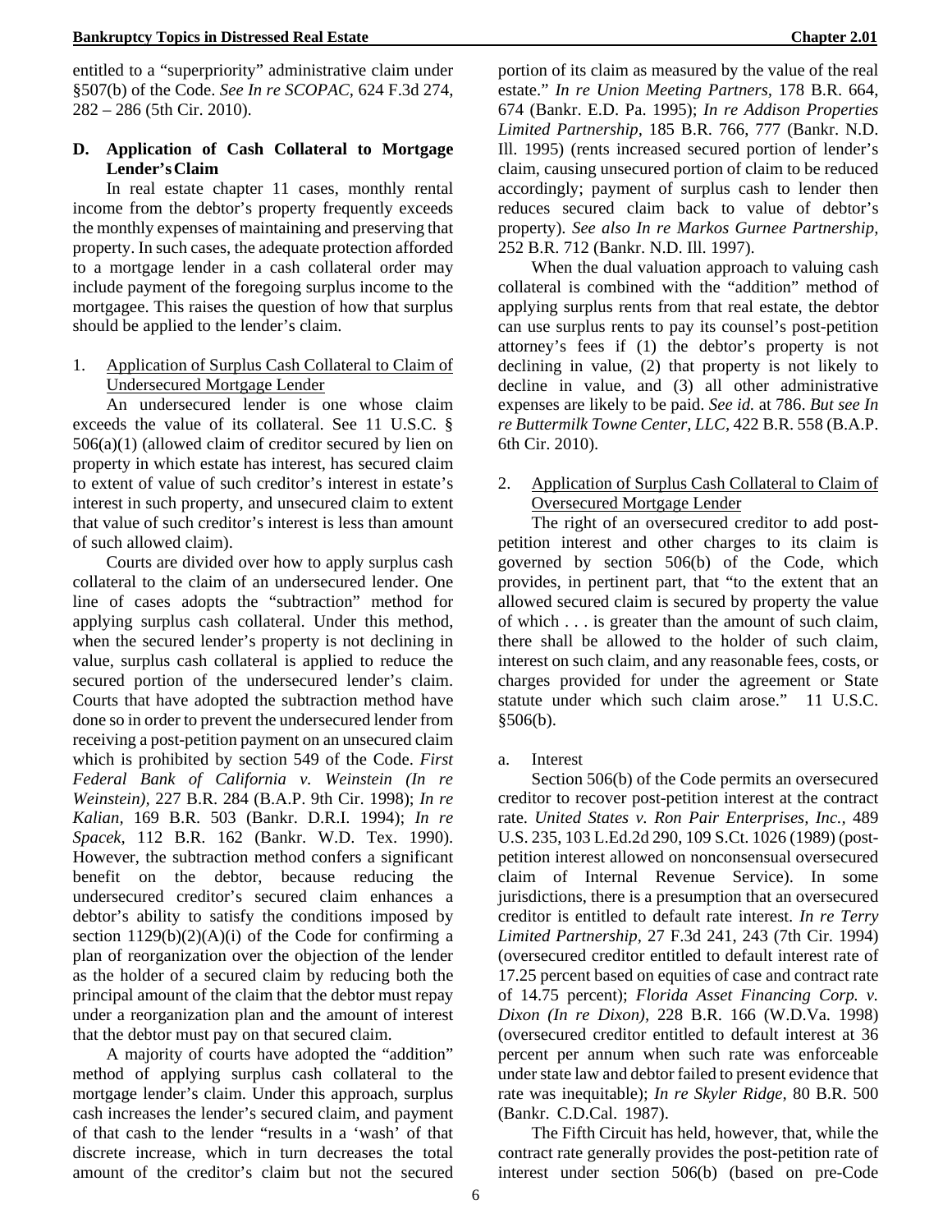entitled to a "superpriority" administrative claim under §507(b) of the Code. *See In re SCOPAC,* 624 F.3d 274, 282 – 286 (5th Cir. 2010).

### D. Application of Cash Collateral to Mortgage Lender's Claim

In real estate chapter 11 cases, monthly rental income from the debtor's property frequently exceeds the monthly expenses of maintaining and preserving that property. In such cases, the adequate protection afforded to a mortgage lender in a cash collateral order may include payment of the foregoing surplus income to the mortgagee. This raises the question of how that surplus should be applied to the lender's claim.

#### 1. Application of Surplus Cash Collateral to Claim of Undersecured Mortgage Lender

An undersecured lender is one whose claim exceeds the value of its collateral. See 11 U.S.C. § 506(a)(1) (allowed claim of creditor secured by lien on property in which estate has interest, has secured claim to extent of value of such creditor's interest in estate's interest in such property, and unsecured claim to extent that value of such creditor's interest is less than amount of such allowed claim).

Courts are divided over how to apply surplus cash collateral to the claim of an undersecured lender. One line of cases adopts the "subtraction" method for applying surplus cash collateral. Under this method, when the secured lender's property is not declining in value, surplus cash collateral is applied to reduce the secured portion of the undersecured lender's claim. Courts that have adopted the subtraction method have done so in order to prevent the undersecured lender from receiving a post-petition payment on an unsecured claim which is prohibited by section 549 of the Code. *First Federal Bank of California v. Weinstein (In re Weinstein),* 227 B.R. 284 (B.A.P. 9th Cir. 1998); *In re Kalian,* 169 B.R. 503 (Bankr. D.R.I. 1994); *In re Spacek,* 112 B.R. 162 (Bankr. W.D. Tex. 1990). However, the subtraction method confers a significant benefit on the debtor, because reducing the undersecured creditor's secured claim enhances a debtor's ability to satisfy the conditions imposed by section 1129(b)(2)(A)(i) of the Code for confirming a plan of reorganization over the objection of the lender as the holder of a secured claim by reducing both the principal amount of the claim that the debtor must repay under a reorganization plan and the amount of interest that the debtor must pay on that secured claim.

A majority of courts have adopted the "addition" method of applying surplus cash collateral to the mortgage lender's claim. Under this approach, surplus cash increases the lender's secured claim, and payment of that cash to the lender "results in a 'wash' of that discrete increase, which in turn decreases the total amount of the creditor's claim but not the secured portion of its claim as measured by the value of the real estate." *In re Union Meeting Partners,* 178 B.R. 664, 674 (Bankr. E.D. Pa. 1995); *In re Addison Properties Limited Partnership,* 185 B.R. 766, 777 (Bankr. N.D. Ill. 1995) (rents increased secured portion of lender's claim, causing unsecured portion of claim to be reduced accordingly; payment of surplus cash to lender then reduces secured claim back to value of debtor's property). *See also In re Markos Gurnee Partnership,* 252 B.R. 712 (Bankr. N.D. Ill. 1997).

When the dual valuation approach to valuing cash collateral is combined with the "addition" method of applying surplus rents from that real estate, the debtor can use surplus rents to pay its counsel's post-petition attorney's fees if (1) the debtor's property is not declining in value, (2) that property is not likely to decline in value, and (3) all other administrative expenses are likely to be paid. *See id.* at 786. *But see In re Buttermilk Towne Center, LLC,* 422 B.R. 558 (B.A.P. 6th Cir. 2010).

#### 2. Application of Surplus Cash Collateral to Claim of Oversecured Mortgage Lender

The right of an oversecured creditor to add post-petition interest and other charges to its claim is governed by section 506(b) of the Code, which provides, in pertinent part, that "to the extent that an allowed secured claim is secured by property the value of which . . . is greater than the amount of such claim, there shall be allowed to the holder of such claim, interest on such claim, and any reasonable fees, costs, or charges provided for under the agreement or State statute under which such claim arose." 11 U.S.C. §506(b).

##### a. Interest

Section 506(b) of the Code permits an oversecured creditor to recover post-petition interest at the contract rate. *United States v. Ron Pair Enterprises, Inc.,* 489 U.S. 235, 103 L.Ed.2d 290, 109 S.Ct. 1026 (1989) (post-petition interest allowed on nonconsensual oversecured claim of Internal Revenue Service). In some jurisdictions, there is a presumption that an oversecured creditor is entitled to default rate interest. *In re Terry Limited Partnership,* 27 F.3d 241, 243 (7th Cir. 1994) (oversecured creditor entitled to default interest rate of 17.25 percent based on equities of case and contract rate of 14.75 percent); *Florida Asset Financing Corp. v. Dixon (In re Dixon),* 228 B.R. 166 (W.D.Va. 1998) (oversecured creditor entitled to default interest at 36 percent per annum when such rate was enforceable under state law and debtor failed to present evidence that rate was inequitable); *In re Skyler Ridge,* 80 B.R. 500 (Bankr. C.D.Cal. 1987).

The Fifth Circuit has held, however, that, while the contract rate generally provides the post-petition rate of interest under section 506(b) (based on pre-Code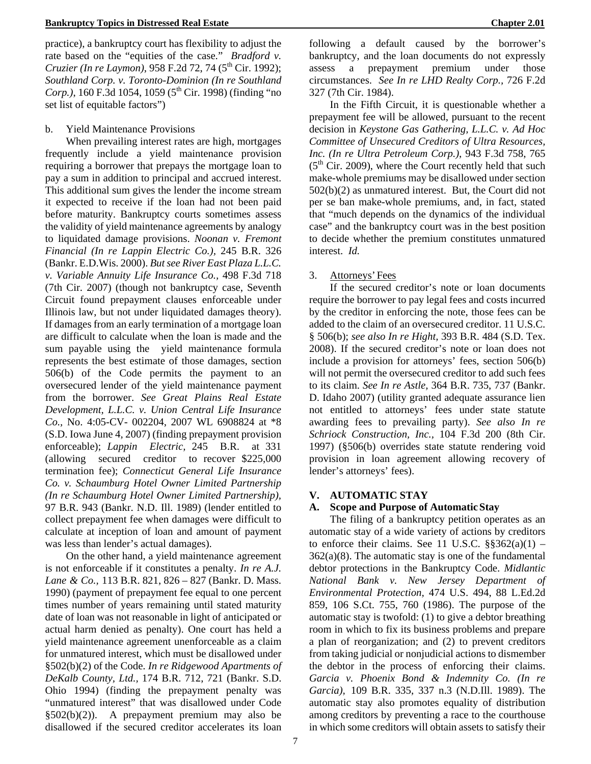practice), a bankruptcy court has flexibility to adjust the rate based on the "equities of the case." *Bradford v. Cruzier (In re Laymon)*, 958 F.2d 72, 74 (5th Cir. 1992); *Southland Corp. v. Toronto-Dominion (In re Southland Corp.)*, 160 F.3d 1054, 1059 (5th Cir. 1998) (finding "no set list of equitable factors")

b. Yield Maintenance Provisions

When prevailing interest rates are high, mortgages frequently include a yield maintenance provision requiring a borrower that prepays the mortgage loan to pay a sum in addition to principal and accrued interest. This additional sum gives the lender the income stream it expected to receive if the loan had not been paid before maturity. Bankruptcy courts sometimes assess the validity of yield maintenance agreements by analogy to liquidated damage provisions. *Noonan v. Fremont Financial (In re Lappin Electric Co.)*, 245 B.R. 326 (Bankr. E.D.Wis. 2000). *But see River East Plaza L.L.C. v. Variable Annuity Life Insurance Co.*, 498 F.3d 718 (7th Cir. 2007) (though not bankruptcy case, Seventh Circuit found prepayment clauses enforceable under Illinois law, but not under liquidated damages theory). If damages from an early termination of a mortgage loan are difficult to calculate when the loan is made and the sum payable using the yield maintenance formula represents the best estimate of those damages, section 506(b) of the Code permits the payment to an oversecured lender of the yield maintenance payment from the borrower. *See Great Plains Real Estate Development, L.L.C. v. Union Central Life Insurance Co.*, No. 4:05-CV- 002204, 2007 WL 6908824 at *8 (S.D. Iowa June 4, 2007) (finding prepayment provision enforceable); *Lappin Electric*, 245 B.R. at 331 (allowing secured creditor to recover $225,000 termination fee); *Connecticut General Life Insurance Co. v. Schaumburg Hotel Owner Limited Partnership (In re Schaumburg Hotel Owner Limited Partnership)*, 97 B.R. 943 (Bankr. N.D. Ill. 1989) (lender entitled to collect prepayment fee when damages were difficult to calculate at inception of loan and amount of payment was less than lender's actual damages).

On the other hand, a yield maintenance agreement is not enforceable if it constitutes a penalty. *In re A.J. Lane & Co.*, 113 B.R. 821, 826 – 827 (Bankr. D. Mass. 1990) (payment of prepayment fee equal to one percent times number of years remaining until stated maturity date of loan was not reasonable in light of anticipated or actual harm denied as penalty). One court has held a yield maintenance agreement unenforceable as a claim for unmatured interest, which must be disallowed under §502(b)(2) of the Code. *In re Ridgewood Apartments of DeKalb County, Ltd.*, 174 B.R. 712, 721 (Bankr. S.D. Ohio 1994) (finding the prepayment penalty was "unmatured interest" that was disallowed under Code §502(b)(2)). A prepayment premium may also be disallowed if the secured creditor accelerates its loan following a default caused by the borrower's bankruptcy, and the loan documents do not expressly assess a prepayment premium under those circumstances. *See In re LHD Realty Corp.*, 726 F.2d 327 (7th Cir. 1984).

In the Fifth Circuit, it is questionable whether a prepayment fee will be allowed, pursuant to the recent decision in *Keystone Gas Gathering, L.L.C. v. Ad Hoc Committee of Unsecured Creditors of Ultra Resources, Inc. (In re Ultra Petroleum Corp.)*, 943 F.3d 758, 765 (5th Cir. 2009), where the Court recently held that such make-whole premiums may be disallowed under section 502(b)(2) as unmatured interest. But, the Court did not per se ban make-whole premiums, and, in fact, stated that "much depends on the dynamics of the individual case" and the bankruptcy court was in the best position to decide whether the premium constitutes unmatured interest. *Id.*

3. Attorneys' Fees

If the secured creditor's note or loan documents require the borrower to pay legal fees and costs incurred by the creditor in enforcing the note, those fees can be added to the claim of an oversecured creditor. 11 U.S.C. § 506(b); *see also In re Hight,* 393 B.R. 484 (S.D. Tex. 2008). If the secured creditor's note or loan does not include a provision for attorneys' fees, section 506(b) will not permit the oversecured creditor to add such fees to its claim. *See In re Astle*, 364 B.R. 735, 737 (Bankr. D. Idaho 2007) (utility granted adequate assurance lien not entitled to attorneys' fees under state statute awarding fees to prevailing party). *See also In re Schriock Construction, Inc.*, 104 F.3d 200 (8th Cir. 1997) (§506(b) overrides state statute rendering void provision in loan agreement allowing recovery of lender's attorneys' fees).

## V. AUTOMATIC STAY

### A. Scope and Purpose of Automatic Stay

The filing of a bankruptcy petition operates as an automatic stay of a wide variety of actions by creditors to enforce their claims. See 11 U.S.C. §§362(a)(1) – 362(a)(8). The automatic stay is one of the fundamental debtor protections in the Bankruptcy Code. *Midlantic National Bank v. New Jersey Department of Environmental Protection*, 474 U.S. 494, 88 L.Ed.2d 859, 106 S.Ct. 755, 760 (1986). The purpose of the automatic stay is twofold: (1) to give a debtor breathing room in which to fix its business problems and prepare a plan of reorganization; and (2) to prevent creditors from taking judicial or nonjudicial actions to dismember the debtor in the process of enforcing their claims. *Garcia v. Phoenix Bond & Indemnity Co. (In re Garcia)*, 109 B.R. 335, 337 n.3 (N.D.Ill. 1989). The automatic stay also promotes equality of distribution among creditors by preventing a race to the courthouse in which some creditors will obtain assets to satisfy their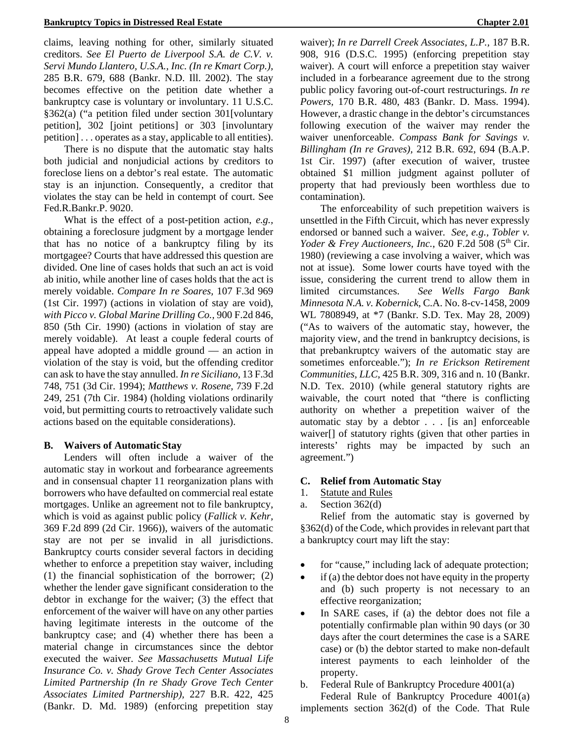claims, leaving nothing for other, similarly situated creditors. *See El Puerto de Liverpool S.A. de C.V. v. Servi Mundo Llantero, U.S.A., Inc. (In re Kmart Corp.),* 285 B.R. 679, 688 (Bankr. N.D. Ill. 2002). The stay becomes effective on the petition date whether a bankruptcy case is voluntary or involuntary. 11 U.S.C. §362(a) ("a petition filed under section 301[voluntary petition], 302 [joint petitions] or 303 [involuntary petition] . . . operates as a stay, applicable to all entities).

There is no dispute that the automatic stay halts both judicial and nonjudicial actions by creditors to foreclose liens on a debtor's real estate. The automatic stay is an injunction. Consequently, a creditor that violates the stay can be held in contempt of court. See Fed.R.Bankr.P. 9020.

What is the effect of a post-petition action, *e.g.*, obtaining a foreclosure judgment by a mortgage lender that has no notice of a bankruptcy filing by its mortgagee? Courts that have addressed this question are divided. One line of cases holds that such an act is void ab initio, while another line of cases holds that the act is merely voidable. *Compare In re Soares,* 107 F.3d 969 (1st Cir. 1997) (actions in violation of stay are void), *with Picco v. Global Marine Drilling Co.,* 900 F.2d 846, 850 (5th Cir. 1990) (actions in violation of stay are merely voidable). At least a couple federal courts of appeal have adopted a middle ground — an action in violation of the stay is void, but the offending creditor can ask to have the stay annulled. *In re Siciliano,* 13 F.3d 748, 751 (3d Cir. 1994); *Matthews v. Rosene,* 739 F.2d 249, 251 (7th Cir. 1984) (holding violations ordinarily void, but permitting courts to retroactively validate such actions based on the equitable considerations).

### B. Waivers of Automatic Stay

Lenders will often include a waiver of the automatic stay in workout and forbearance agreements and in consensual chapter 11 reorganization plans with borrowers who have defaulted on commercial real estate mortgages. Unlike an agreement not to file bankruptcy, which is void as against public policy (*Fallick v. Kehr,* 369 F.2d 899 (2d Cir. 1966)), waivers of the automatic stay are not per se invalid in all jurisdictions. Bankruptcy courts consider several factors in deciding whether to enforce a prepetition stay waiver, including (1) the financial sophistication of the borrower; (2) whether the lender gave significant consideration to the debtor in exchange for the waiver; (3) the effect that enforcement of the waiver will have on any other parties having legitimate interests in the outcome of the bankruptcy case; and (4) whether there has been a material change in circumstances since the debtor executed the waiver. *See Massachusetts Mutual Life Insurance Co. v. Shady Grove Tech Center Associates Limited Partnership (In re Shady Grove Tech Center Associates Limited Partnership),* 227 B.R. 422, 425 (Bankr. D. Md. 1989) (enforcing prepetition stay waiver); *In re Darrell Creek Associates, L.P.,* 187 B.R. 908, 916 (D.S.C. 1995) (enforcing prepetition stay waiver). A court will enforce a prepetition stay waiver included in a forbearance agreement due to the strong public policy favoring out-of-court restructurings. *In re Powers,* 170 B.R. 480, 483 (Bankr. D. Mass. 1994). However, a drastic change in the debtor's circumstances following execution of the waiver may render the waiver unenforceable. *Compass Bank for Savings v. Billingham (In re Graves),* 212 B.R. 692, 694 (B.A.P. 1st Cir. 1997) (after execution of waiver, trustee obtained $1 million judgment against polluter of property that had previously been worthless due to contamination).

The enforceability of such prepetition waivers is unsettled in the Fifth Circuit, which has never expressly endorsed or banned such a waiver. *See, e.g., Tobler v. Yoder & Frey Auctioneers, Inc.*, 620 F.2d 508 (5th Cir. 1980) (reviewing a case involving a waiver, which was not at issue). Some lower courts have toyed with the issue, considering the current trend to allow them in limited circumstances. *See Wells Fargo Bank Minnesota N.A. v. Kobernick*, C.A. No. 8-cv-1458, 2009 WL 7808949, at *7 (Bankr. S.D. Tex. May 28, 2009) ("As to waivers of the automatic stay, however, the majority view, and the trend in bankruptcy decisions, is that prebankruptcy waivers of the automatic stay are sometimes enforceable."); *In re Erickson Retirement Communities, LLC*, 425 B.R. 309, 316 and n. 10 (Bankr. N.D. Tex. 2010) (while general statutory rights are waivable, the court noted that "there is conflicting authority on whether a prepetition waiver of the automatic stay by a debtor . . . [is an] enforceable waiver[] of statutory rights (given that other parties in interests' rights may be impacted by such an agreement.")

### C. Relief from Automatic Stay

1. Statute and Rules

a. Section 362(d)

Relief from the automatic stay is governed by §362(d) of the Code, which provides in relevant part that a bankruptcy court may lift the stay:

- for "cause," including lack of adequate protection;
- if (a) the debtor does not have equity in the property and (b) such property is not necessary to an effective reorganization;
- In SARE cases, if (a) the debtor does not file a potentially confirmable plan within 90 days (or 30 days after the court determines the case is a SARE case) or (b) the debtor started to make non-default interest payments to each leinholder of the property.

b. Federal Rule of Bankruptcy Procedure 4001(a)

Federal Rule of Bankruptcy Procedure 4001(a) implements section 362(d) of the Code. That Rule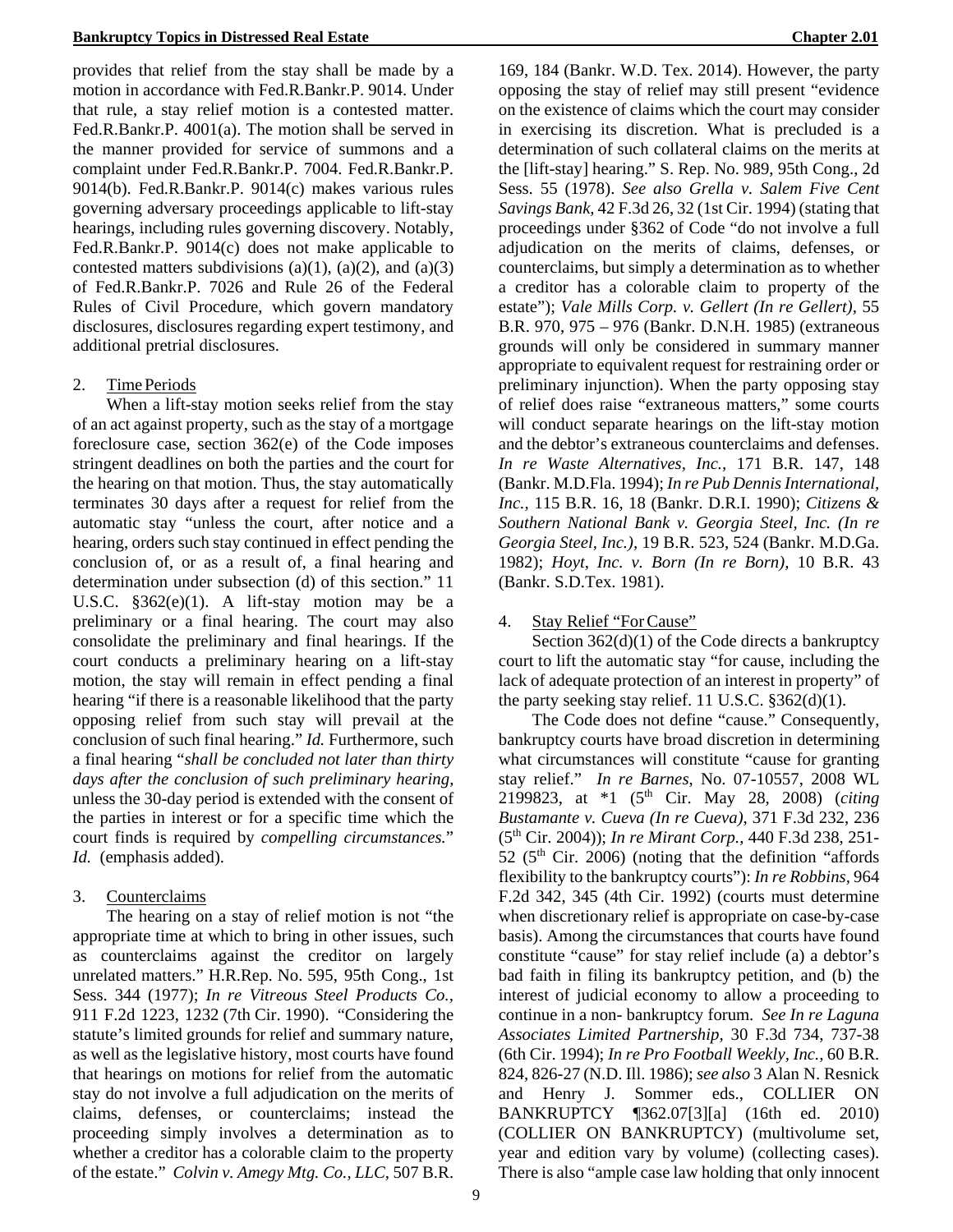provides that relief from the stay shall be made by a motion in accordance with Fed.R.Bankr.P. 9014. Under that rule, a stay relief motion is a contested matter. Fed.R.Bankr.P. 4001(a). The motion shall be served in the manner provided for service of summons and a complaint under Fed.R.Bankr.P. 7004. Fed.R.Bankr.P. 9014(b). Fed.R.Bankr.P. 9014(c) makes various rules governing adversary proceedings applicable to lift-stay hearings, including rules governing discovery. Notably, Fed.R.Bankr.P. 9014(c) does not make applicable to contested matters subdivisions (a)(1), (a)(2), and (a)(3) of Fed.R.Bankr.P. 7026 and Rule 26 of the Federal Rules of Civil Procedure, which govern mandatory disclosures, disclosures regarding expert testimony, and additional pretrial disclosures.

2. Time Periods

When a lift-stay motion seeks relief from the stay of an act against property, such as the stay of a mortgage foreclosure case, section 362(e) of the Code imposes stringent deadlines on both the parties and the court for the hearing on that motion. Thus, the stay automatically terminates 30 days after a request for relief from the automatic stay "unless the court, after notice and a hearing, orders such stay continued in effect pending the conclusion of, or as a result of, a final hearing and determination under subsection (d) of this section." 11 U.S.C. §362(e)(1). A lift-stay motion may be a preliminary or a final hearing. The court may also consolidate the preliminary and final hearings. If the court conducts a preliminary hearing on a lift-stay motion, the stay will remain in effect pending a final hearing "if there is a reasonable likelihood that the party opposing relief from such stay will prevail at the conclusion of such final hearing." *Id.* Furthermore, such a final hearing "*shall be concluded not later than thirty days after the conclusion of such preliminary hearing,* unless the 30-day period is extended with the consent of the parties in interest or for a specific time which the court finds is required by *compelling circumstances.*" *Id.* (emphasis added).

3. Counterclaims

The hearing on a stay of relief motion is not "the appropriate time at which to bring in other issues, such as counterclaims against the creditor on largely unrelated matters." H.R.Rep. No. 595, 95th Cong., 1st Sess. 344 (1977); *In re Vitreous Steel Products Co.*, 911 F.2d 1223, 1232 (7th Cir. 1990). "Considering the statute's limited grounds for relief and summary nature, as well as the legislative history, most courts have found that hearings on motions for relief from the automatic stay do not involve a full adjudication on the merits of claims, defenses, or counterclaims; instead the proceeding simply involves a determination as to whether a creditor has a colorable claim to the property of the estate." *Colvin v. Amegy Mtg. Co., LLC*, 507 B.R. 169, 184 (Bankr. W.D. Tex. 2014). However, the party opposing the stay of relief may still present "evidence on the existence of claims which the court may consider in exercising its discretion. What is precluded is a determination of such collateral claims on the merits at the [lift-stay] hearing." S. Rep. No. 989, 95th Cong., 2d Sess. 55 (1978). *See also Grella v. Salem Five Cent Savings Bank,* 42 F.3d 26, 32 (1st Cir. 1994) (stating that proceedings under §362 of Code "do not involve a full adjudication on the merits of claims, defenses, or counterclaims, but simply a determination as to whether a creditor has a colorable claim to property of the estate"); *Vale Mills Corp. v. Gellert (In re Gellert)*, 55 B.R. 970, 975 – 976 (Bankr. D.N.H. 1985) (extraneous grounds will only be considered in summary manner appropriate to equivalent request for restraining order or preliminary injunction). When the party opposing stay of relief does raise "extraneous matters," some courts will conduct separate hearings on the lift-stay motion and the debtor's extraneous counterclaims and defenses. *In re Waste Alternatives, Inc.*, 171 B.R. 147, 148 (Bankr. M.D.Fla. 1994); *In re Pub Dennis International, Inc.,* 115 B.R. 16, 18 (Bankr. D.R.I. 1990); *Citizens & Southern National Bank v. Georgia Steel, Inc. (In re Georgia Steel, Inc.),* 19 B.R. 523, 524 (Bankr. M.D.Ga. 1982); *Hoyt, Inc. v. Born (In re Born),* 10 B.R. 43 (Bankr. S.D.Tex. 1981).

4. Stay Relief "For Cause"

Section 362(d)(1) of the Code directs a bankruptcy court to lift the automatic stay "for cause, including the lack of adequate protection of an interest in property" of the party seeking stay relief. 11 U.S.C. §362(d)(1).

The Code does not define "cause." Consequently, bankruptcy courts have broad discretion in determining what circumstances will constitute "cause for granting stay relief." *In re Barnes*, No. 07-10557, 2008 WL 2199823, at *1 (5th Cir. May 28, 2008) (*citing Bustamante v. Cueva (In re Cueva)*, 371 F.3d 232, 236 (5th Cir. 2004)); *In re Mirant Corp.*, 440 F.3d 238, 251-52 (5th Cir. 2006) (noting that the definition "affords flexibility to the bankruptcy courts"): *In re Robbins*, 964 F.2d 342, 345 (4th Cir. 1992) (courts must determine when discretionary relief is appropriate on case-by-case basis). Among the circumstances that courts have found constitute "cause" for stay relief include (a) a debtor's bad faith in filing its bankruptcy petition, and (b) the interest of judicial economy to allow a proceeding to continue in a non- bankruptcy forum. *See In re Laguna Associates Limited Partnership,* 30 F.3d 734, 737-38 (6th Cir. 1994); *In re Pro Football Weekly, Inc.,* 60 B.R. 824, 826-27 (N.D. Ill. 1986); *see also* 3 Alan N. Resnick and Henry J. Sommer eds., COLLIER ON BANKRUPTCY ¶362.07[3][a] (16th ed. 2010) (COLLIER ON BANKRUPTCY) (multivolume set, year and edition vary by volume) (collecting cases). There is also "ample case law holding that only innocent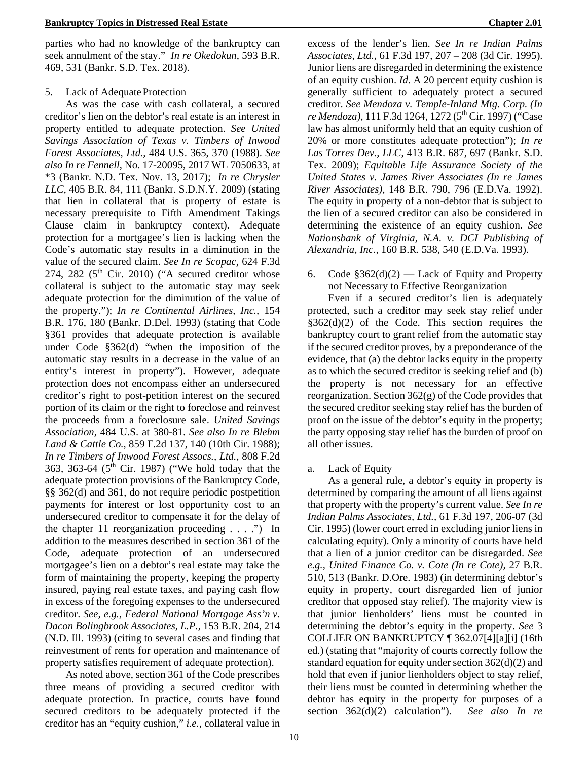parties who had no knowledge of the bankruptcy can seek annulment of the stay." *In re Okedokun*, 593 B.R. 469, 531 (Bankr. S.D. Tex. 2018).

5. Lack of Adequate Protection

As was the case with cash collateral, a secured creditor's lien on the debtor's real estate is an interest in property entitled to adequate protection. *See United Savings Association of Texas v. Timbers of Inwood Forest Associates, Ltd.*, 484 U.S. 365, 370 (1988). *See also In re Fennell*, No. 17-20095, 2017 WL 7050633, at *3 (Bankr. N.D. Tex. Nov. 13, 2017); *In re Chrysler LLC*, 405 B.R. 84, 111 (Bankr. S.D.N.Y. 2009) (stating that lien in collateral that is property of estate is necessary prerequisite to Fifth Amendment Takings Clause claim in bankruptcy context). Adequate protection for a mortgagee's lien is lacking when the Code's automatic stay results in a diminution in the value of the secured claim. *See In re Scopac*, 624 F.3d 274, 282 (5th Cir. 2010) ("A secured creditor whose collateral is subject to the automatic stay may seek adequate protection for the diminution of the value of the property."); *In re Continental Airlines, Inc.,* 154 B.R. 176, 180 (Bankr. D.Del. 1993) (stating that Code §361 provides that adequate protection is available under Code §362(d) "when the imposition of the automatic stay results in a decrease in the value of an entity's interest in property"). However, adequate protection does not encompass either an undersecured creditor's right to post-petition interest on the secured portion of its claim or the right to foreclose and reinvest the proceeds from a foreclosure sale. *United Savings Association*, 484 U.S. at 380-81. *See also In re Blehm Land & Cattle Co.,* 859 F.2d 137, 140 (10th Cir. 1988); *In re Timbers of Inwood Forest Assocs., Ltd.*, 808 F.2d 363, 363-64 (5th Cir. 1987) ("We hold today that the adequate protection provisions of the Bankruptcy Code, §§ 362(d) and 361, do not require periodic postpetition payments for interest or lost opportunity cost to an undersecured creditor to compensate it for the delay of the chapter 11 reorganization proceeding . . . .") In addition to the measures described in section 361 of the Code, adequate protection of an undersecured mortgagee's lien on a debtor's real estate may take the form of maintaining the property, keeping the property insured, paying real estate taxes, and paying cash flow in excess of the foregoing expenses to the undersecured creditor. *See, e.g., Federal National Mortgage Ass'n v. Dacon Bolingbrook Associates, L.P.*, 153 B.R. 204, 214 (N.D. Ill. 1993) (citing to several cases and finding that reinvestment of rents for operation and maintenance of property satisfies requirement of adequate protection).

As noted above, section 361 of the Code prescribes three means of providing a secured creditor with adequate protection. In practice, courts have found secured creditors to be adequately protected if the creditor has an "equity cushion," *i.e.*, collateral value in excess of the lender's lien. *See In re Indian Palms Associates, Ltd.*, 61 F.3d 197, 207 – 208 (3d Cir. 1995). Junior liens are disregarded in determining the existence of an equity cushion. *Id*. A 20 percent equity cushion is generally sufficient to adequately protect a secured creditor. *See Mendoza v. Temple-Inland Mtg. Corp. (In re Mendoza)*, 111 F.3d 1264, 1272 (5th Cir. 1997) ("Case law has almost uniformly held that an equity cushion of 20% or more constitutes adequate protection"); *In re Las Torres Dev., LLC*, 413 B.R. 687, 697 (Bankr. S.D. Tex. 2009); *Equitable Life Assurance Society of the United States v. James River Associates (In re James River Associates),* 148 B.R. 790, 796 (E.D.Va. 1992). The equity in property of a non-debtor that is subject to the lien of a secured creditor can also be considered in determining the existence of an equity cushion. *See Nationsbank of Virginia, N.A. v. DCI Publishing of Alexandria, Inc.*, 160 B.R. 538, 540 (E.D.Va. 1993).

6. Code §362(d)(2) — Lack of Equity and Property not Necessary to Effective Reorganization

Even if a secured creditor's lien is adequately protected, such a creditor may seek stay relief under §362(d)(2) of the Code. This section requires the bankruptcy court to grant relief from the automatic stay if the secured creditor proves, by a preponderance of the evidence, that (a) the debtor lacks equity in the property as to which the secured creditor is seeking relief and (b) the property is not necessary for an effective reorganization. Section 362(g) of the Code provides that the secured creditor seeking stay relief has the burden of proof on the issue of the debtor's equity in the property; the party opposing stay relief has the burden of proof on all other issues.

a. Lack of Equity

As a general rule, a debtor's equity in property is determined by comparing the amount of all liens against that property with the property's current value. *See In re Indian Palms Associates, Ltd.,* 61 F.3d 197, 206-07 (3d Cir. 1995) (lower court erred in excluding junior liens in calculating equity). Only a minority of courts have held that a lien of a junior creditor can be disregarded. *See e.g., United Finance Co. v. Cote (In re Cote),* 27 B.R. 510, 513 (Bankr. D.Ore. 1983) (in determining debtor's equity in property, court disregarded lien of junior creditor that opposed stay relief). The majority view is that junior lienholders' liens must be counted in determining the debtor's equity in the property. *See* 3 COLLIER ON BANKRUPTCY ¶ 362.07[4][a][i] (16th ed.) (stating that "majority of courts correctly follow the standard equation for equity under section 362(d)(2) and hold that even if junior lienholders object to stay relief, their liens must be counted in determining whether the debtor has equity in the property for purposes of a section 362(d)(2) calculation"). *See also In re*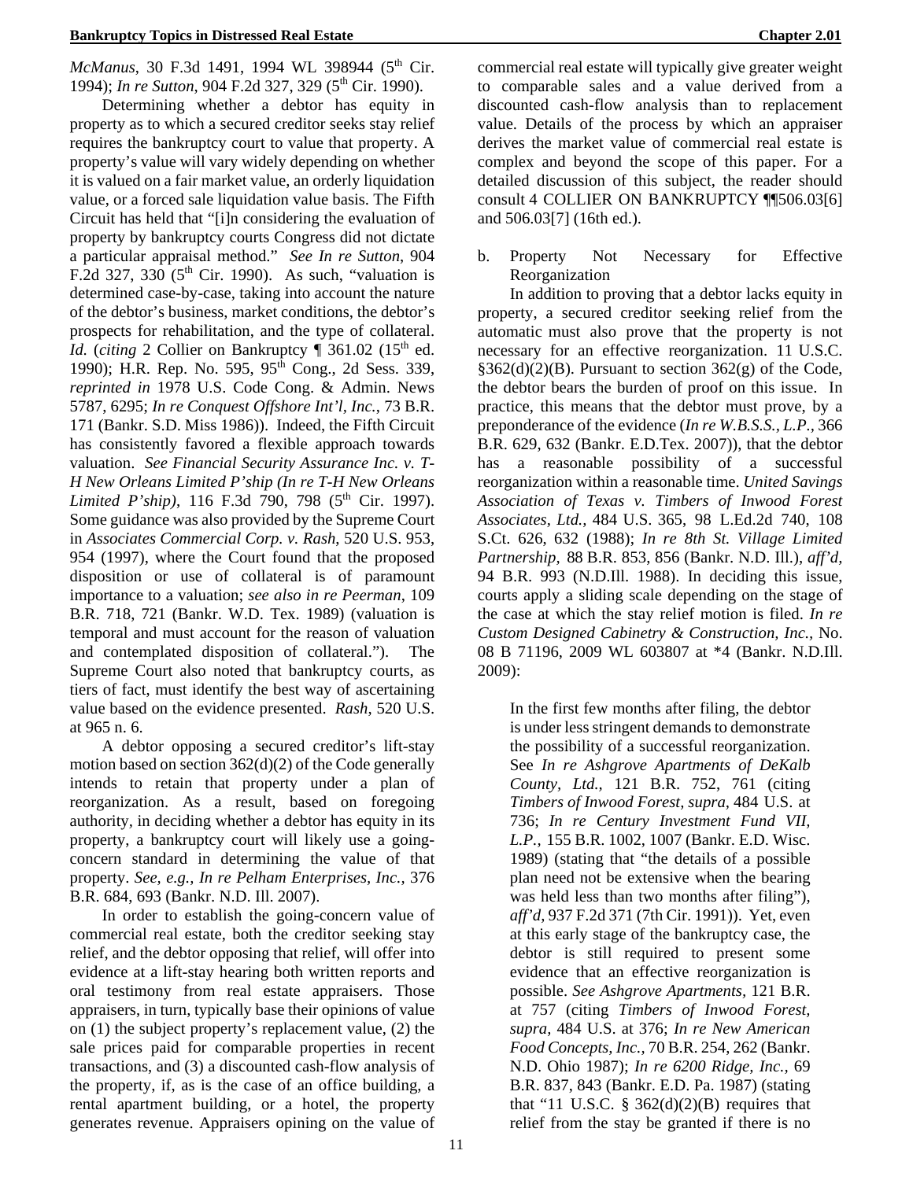*McManus*, 30 F.3d 1491, 1994 WL 398944 (5th Cir. 1994); *In re Sutton*, 904 F.2d 327, 329 (5th Cir. 1990).

Determining whether a debtor has equity in property as to which a secured creditor seeks stay relief requires the bankruptcy court to value that property. A property's value will vary widely depending on whether it is valued on a fair market value, an orderly liquidation value, or a forced sale liquidation value basis. The Fifth Circuit has held that "[i]n considering the evaluation of property by bankruptcy courts Congress did not dictate a particular appraisal method." *See In re Sutton*, 904 F.2d 327, 330 (5th Cir. 1990). As such, "valuation is determined case-by-case, taking into account the nature of the debtor's business, market conditions, the debtor's prospects for rehabilitation, and the type of collateral. *Id.* (*citing* 2 Collier on Bankruptcy ¶ 361.02 (15th ed. 1990); H.R. Rep. No. 595, 95th Cong., 2d Sess. 339, *reprinted in* 1978 U.S. Code Cong. & Admin. News 5787, 6295; *In re Conquest Offshore Int'l, Inc.*, 73 B.R. 171 (Bankr. S.D. Miss 1986)). Indeed, the Fifth Circuit has consistently favored a flexible approach towards valuation. *See Financial Security Assurance Inc. v. T-H New Orleans Limited P'ship (In re T-H New Orleans Limited P'ship)*, 116 F.3d 790, 798 (5th Cir. 1997). Some guidance was also provided by the Supreme Court in *Associates Commercial Corp. v. Rash*, 520 U.S. 953, 954 (1997), where the Court found that the proposed disposition or use of collateral is of paramount importance to a valuation; *see also in re Peerman*, 109 B.R. 718, 721 (Bankr. W.D. Tex. 1989) (valuation is temporal and must account for the reason of valuation and contemplated disposition of collateral."). The Supreme Court also noted that bankruptcy courts, as tiers of fact, must identify the best way of ascertaining value based on the evidence presented. *Rash*, 520 U.S. at 965 n. 6.

A debtor opposing a secured creditor's lift-stay motion based on section 362(d)(2) of the Code generally intends to retain that property under a plan of reorganization. As a result, based on foregoing authority, in deciding whether a debtor has equity in its property, a bankruptcy court will likely use a going-concern standard in determining the value of that property. *See, e.g., In re Pelham Enterprises, Inc.*, 376 B.R. 684, 693 (Bankr. N.D. Ill. 2007).

In order to establish the going-concern value of commercial real estate, both the creditor seeking stay relief, and the debtor opposing that relief, will offer into evidence at a lift-stay hearing both written reports and oral testimony from real estate appraisers. Those appraisers, in turn, typically base their opinions of value on (1) the subject property's replacement value, (2) the sale prices paid for comparable properties in recent transactions, and (3) a discounted cash-flow analysis of the property, if, as is the case of an office building, a rental apartment building, or a hotel, the property generates revenue. Appraisers opining on the value of commercial real estate will typically give greater weight to comparable sales and a value derived from a discounted cash-flow analysis than to replacement value. Details of the process by which an appraiser derives the market value of commercial real estate is complex and beyond the scope of this paper. For a detailed discussion of this subject, the reader should consult 4 COLLIER ON BANKRUPTCY ¶¶506.03[6] and 506.03[7] (16th ed.).

b. Property Not Necessary for Effective Reorganization

In addition to proving that a debtor lacks equity in property, a secured creditor seeking relief from the automatic must also prove that the property is not necessary for an effective reorganization. 11 U.S.C. §362(d)(2)(B). Pursuant to section 362(g) of the Code, the debtor bears the burden of proof on this issue. In practice, this means that the debtor must prove, by a preponderance of the evidence (*In re W.B.S.S., L.P.*, 366 B.R. 629, 632 (Bankr. E.D.Tex. 2007)), that the debtor has a reasonable possibility of a successful reorganization within a reasonable time. *United Savings Association of Texas v. Timbers of Inwood Forest Associates, Ltd.*, 484 U.S. 365, 98 L.Ed.2d 740, 108 S.Ct. 626, 632 (1988); *In re 8th St. Village Limited Partnership*, 88 B.R. 853, 856 (Bankr. N.D. Ill.), *aff'd*, 94 B.R. 993 (N.D.Ill. 1988). In deciding this issue, courts apply a sliding scale depending on the stage of the case at which the stay relief motion is filed. *In re Custom Designed Cabinetry & Construction, Inc.*, No. 08 B 71196, 2009 WL 603807 at *4 (Bankr. N.D.Ill. 2009):

> In the first few months after filing, the debtor is under less stringent demands to demonstrate the possibility of a successful reorganization. See *In re Ashgrove Apartments of DeKalb County, Ltd.*, 121 B.R. 752, 761 (citing *Timbers of Inwood Forest, supra*, 484 U.S. at 736; *In re Century Investment Fund VII, L.P.*, 155 B.R. 1002, 1007 (Bankr. E.D. Wisc. 1989) (stating that "the details of a possible plan need not be extensive when the bearing was held less than two months after filing"), *aff'd*, 937 F.2d 371 (7th Cir. 1991)). Yet, even at this early stage of the bankruptcy case, the debtor is still required to present some evidence that an effective reorganization is possible. *See Ashgrove Apartments*, 121 B.R. at 757 (citing *Timbers of Inwood Forest, supra*, 484 U.S. at 376; *In re New American Food Concepts, Inc.*, 70 B.R. 254, 262 (Bankr. N.D. Ohio 1987); *In re 6200 Ridge, Inc.*, 69 B.R. 837, 843 (Bankr. E.D. Pa. 1987) (stating that "11 U.S.C. § 362(d)(2)(B) requires that relief from the stay be granted if there is no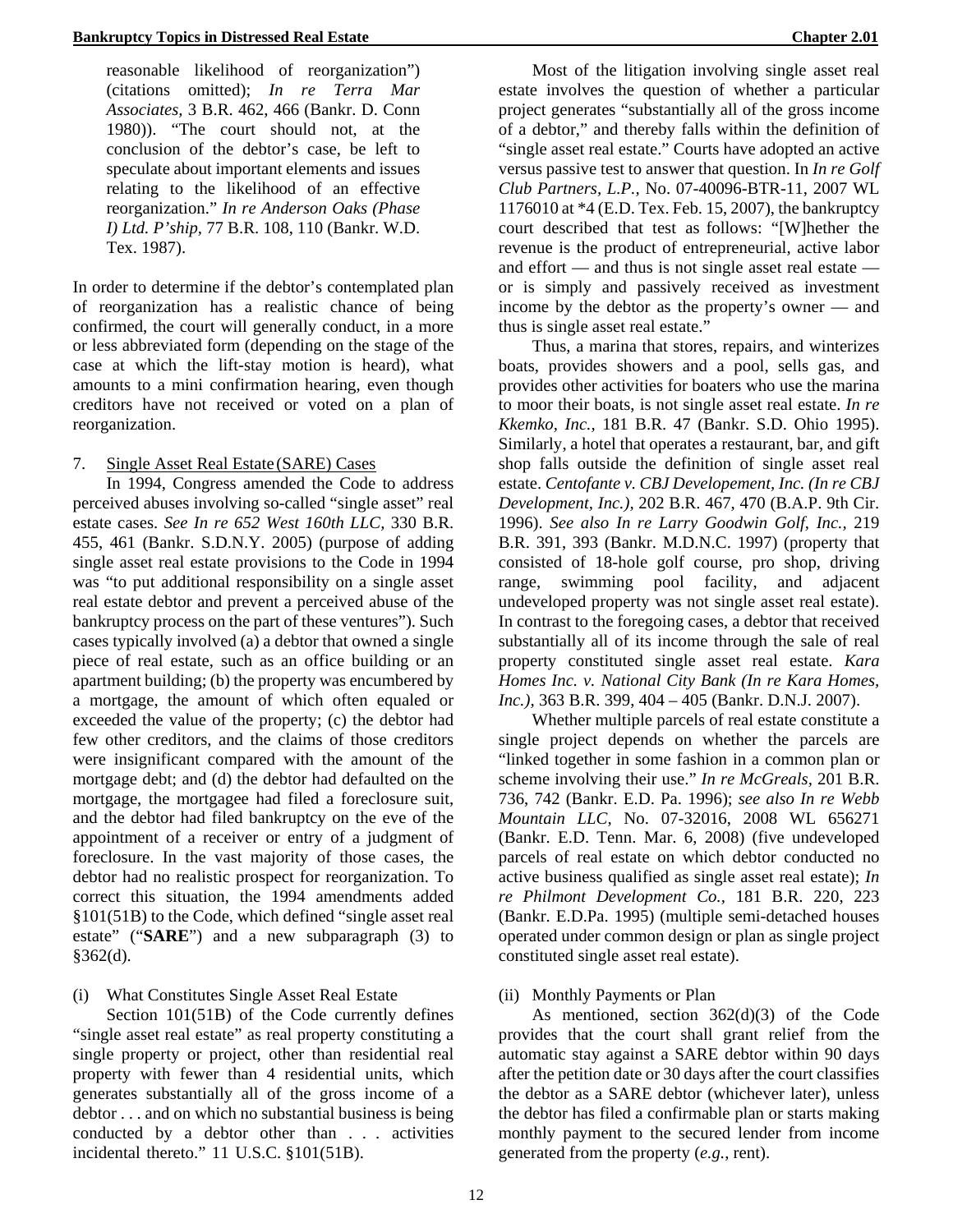reasonable likelihood of reorganization") (citations omitted); *In re Terra Mar Associates,* 3 B.R. 462, 466 (Bankr. D. Conn 1980)). "The court should not, at the conclusion of the debtor's case, be left to speculate about important elements and issues relating to the likelihood of an effective reorganization." *In re Anderson Oaks (Phase I) Ltd. P'ship*, 77 B.R. 108, 110 (Bankr. W.D. Tex. 1987).

In order to determine if the debtor's contemplated plan of reorganization has a realistic chance of being confirmed, the court will generally conduct, in a more or less abbreviated form (depending on the stage of the case at which the lift-stay motion is heard), what amounts to a mini confirmation hearing, even though creditors have not received or voted on a plan of reorganization.

7. Single Asset Real Estate (SARE) Cases

In 1994, Congress amended the Code to address perceived abuses involving so-called "single asset" real estate cases. *See In re 652 West 160th LLC*, 330 B.R. 455, 461 (Bankr. S.D.N.Y. 2005) (purpose of adding single asset real estate provisions to the Code in 1994 was "to put additional responsibility on a single asset real estate debtor and prevent a perceived abuse of the bankruptcy process on the part of these ventures"). Such cases typically involved (a) a debtor that owned a single piece of real estate, such as an office building or an apartment building; (b) the property was encumbered by a mortgage, the amount of which often equaled or exceeded the value of the property; (c) the debtor had few other creditors, and the claims of those creditors were insignificant compared with the amount of the mortgage debt; and (d) the debtor had defaulted on the mortgage, the mortgagee had filed a foreclosure suit, and the debtor had filed bankruptcy on the eve of the appointment of a receiver or entry of a judgment of foreclosure. In the vast majority of those cases, the debtor had no realistic prospect for reorganization. To correct this situation, the 1994 amendments added §101(51B) to the Code, which defined "single asset real estate" ("**SARE**") and a new subparagraph (3) to §362(d).

(i) What Constitutes Single Asset Real Estate

Section 101(51B) of the Code currently defines "single asset real estate" as real property constituting a single property or project, other than residential real property with fewer than 4 residential units, which generates substantially all of the gross income of a debtor . . . and on which no substantial business is being conducted by a debtor other than . . . activities incidental thereto." 11 U.S.C. §101(51B).

Most of the litigation involving single asset real estate involves the question of whether a particular project generates "substantially all of the gross income of a debtor," and thereby falls within the definition of "single asset real estate." Courts have adopted an active versus passive test to answer that question. In *In re Golf Club Partners, L.P.*, No. 07-40096-BTR-11, 2007 WL 1176010 at *4 (E.D. Tex. Feb. 15, 2007), the bankruptcy court described that test as follows: "[W]hether the revenue is the product of entrepreneurial, active labor and effort — and thus is not single asset real estate — or is simply and passively received as investment income by the debtor as the property's owner — and thus is single asset real estate."

Thus, a marina that stores, repairs, and winterizes boats, provides showers and a pool, sells gas, and provides other activities for boaters who use the marina to moor their boats, is not single asset real estate. *In re Kkemko, Inc.,* 181 B.R. 47 (Bankr. S.D. Ohio 1995). Similarly, a hotel that operates a restaurant, bar, and gift shop falls outside the definition of single asset real estate. *Centofante v. CBJ Developement, Inc. (In re CBJ Development, Inc.)*, 202 B.R. 467, 470 (B.A.P. 9th Cir. 1996). *See also In re Larry Goodwin Golf, Inc.,* 219 B.R. 391, 393 (Bankr. M.D.N.C. 1997) (property that consisted of 18-hole golf course, pro shop, driving range, swimming pool facility, and adjacent undeveloped property was not single asset real estate). In contrast to the foregoing cases, a debtor that received substantially all of its income through the sale of real property constituted single asset real estate. *Kara Homes Inc. v. National City Bank (In re Kara Homes, Inc.),* 363 B.R. 399, 404 – 405 (Bankr. D.N.J. 2007).

Whether multiple parcels of real estate constitute a single project depends on whether the parcels are "linked together in some fashion in a common plan or scheme involving their use." *In re McGreals,* 201 B.R. 736, 742 (Bankr. E.D. Pa. 1996); *see also In re Webb Mountain LLC*, No. 07-32016, 2008 WL 656271 (Bankr. E.D. Tenn. Mar. 6, 2008) (five undeveloped parcels of real estate on which debtor conducted no active business qualified as single asset real estate); *In re Philmont Development Co.,* 181 B.R. 220, 223 (Bankr. E.D.Pa. 1995) (multiple semi-detached houses operated under common design or plan as single project constituted single asset real estate).

(ii) Monthly Payments or Plan

As mentioned, section 362(d)(3) of the Code provides that the court shall grant relief from the automatic stay against a SARE debtor within 90 days after the petition date or 30 days after the court classifies the debtor as a SARE debtor (whichever later), unless the debtor has filed a confirmable plan or starts making monthly payment to the secured lender from income generated from the property (*e.g.*, rent).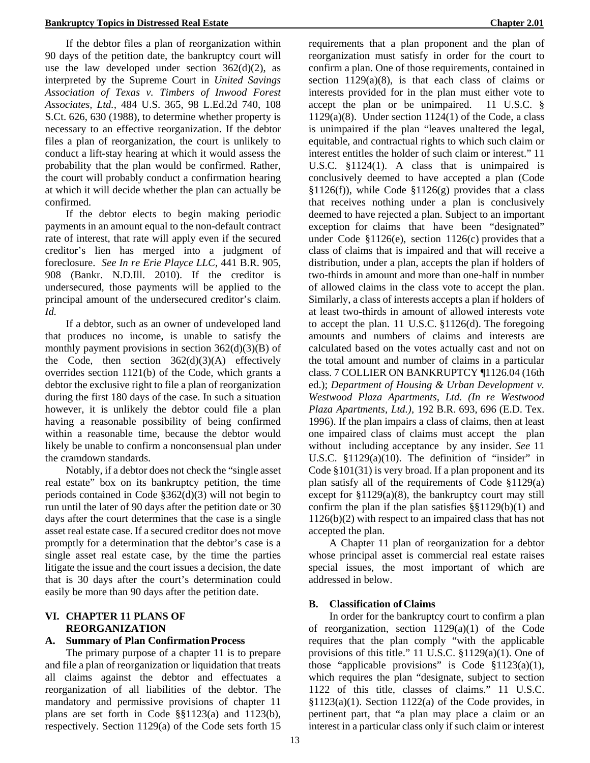If the debtor files a plan of reorganization within 90 days of the petition date, the bankruptcy court will use the law developed under section 362(d)(2), as interpreted by the Supreme Court in *United Savings Association of Texas v. Timbers of Inwood Forest Associates, Ltd.,* 484 U.S. 365, 98 L.Ed.2d 740, 108 S.Ct. 626, 630 (1988), to determine whether property is necessary to an effective reorganization. If the debtor files a plan of reorganization, the court is unlikely to conduct a lift-stay hearing at which it would assess the probability that the plan would be confirmed. Rather, the court will probably conduct a confirmation hearing at which it will decide whether the plan can actually be confirmed.

If the debtor elects to begin making periodic payments in an amount equal to the non-default contract rate of interest, that rate will apply even if the secured creditor's lien has merged into a judgment of foreclosure. *See In re Erie Playce LLC,* 441 B.R. 905, 908 (Bankr. N.D.Ill. 2010). If the creditor is undersecured, those payments will be applied to the principal amount of the undersecured creditor's claim. *Id.*

If a debtor, such as an owner of undeveloped land that produces no income, is unable to satisfy the monthly payment provisions in section 362(d)(3)(B) of the Code, then section 362(d)(3)(A) effectively overrides section 1121(b) of the Code, which grants a debtor the exclusive right to file a plan of reorganization during the first 180 days of the case. In such a situation however, it is unlikely the debtor could file a plan having a reasonable possibility of being confirmed within a reasonable time, because the debtor would likely be unable to confirm a nonconsensual plan under the cramdown standards.

Notably, if a debtor does not check the "single asset real estate" box on its bankruptcy petition, the time periods contained in Code §362(d)(3) will not begin to run until the later of 90 days after the petition date or 30 days after the court determines that the case is a single asset real estate case. If a secured creditor does not move promptly for a determination that the debtor's case is a single asset real estate case, by the time the parties litigate the issue and the court issues a decision, the date that is 30 days after the court's determination could easily be more than 90 days after the petition date.

## VI. CHAPTER 11 PLANS OF REORGANIZATION

### A. Summary of Plan Confirmation Process

The primary purpose of a chapter 11 is to prepare and file a plan of reorganization or liquidation that treats all claims against the debtor and effectuates a reorganization of all liabilities of the debtor. The mandatory and permissive provisions of chapter 11 plans are set forth in Code §§1123(a) and 1123(b), respectively. Section 1129(a) of the Code sets forth 15 requirements that a plan proponent and the plan of reorganization must satisfy in order for the court to confirm a plan. One of those requirements, contained in section 1129(a)(8), is that each class of claims or interests provided for in the plan must either vote to accept the plan or be unimpaired. 11 U.S.C. § 1129(a)(8). Under section 1124(1) of the Code, a class is unimpaired if the plan "leaves unaltered the legal, equitable, and contractual rights to which such claim or interest entitles the holder of such claim or interest." 11 U.S.C. §1124(1). A class that is unimpaired is conclusively deemed to have accepted a plan (Code §1126(f)), while Code §1126(g) provides that a class that receives nothing under a plan is conclusively deemed to have rejected a plan. Subject to an important exception for claims that have been "designated" under Code §1126(e), section 1126(c) provides that a class of claims that is impaired and that will receive a distribution, under a plan, accepts the plan if holders of two-thirds in amount and more than one-half in number of allowed claims in the class vote to accept the plan. Similarly, a class of interests accepts a plan if holders of at least two-thirds in amount of allowed interests vote to accept the plan. 11 U.S.C. §1126(d). The foregoing amounts and numbers of claims and interests are calculated based on the votes actually cast and not on the total amount and number of claims in a particular class. 7 COLLIER ON BANKRUPTCY ¶1126.04 (16th ed.); *Department of Housing & Urban Development v. Westwood Plaza Apartments, Ltd. (In re Westwood Plaza Apartments, Ltd.),* 192 B.R. 693, 696 (E.D. Tex. 1996). If the plan impairs a class of claims, then at least one impaired class of claims must accept the plan without including acceptance by any insider. *See* 11 U.S.C. §1129(a)(10). The definition of "insider" in Code §101(31) is very broad. If a plan proponent and its plan satisfy all of the requirements of Code §1129(a) except for §1129(a)(8), the bankruptcy court may still confirm the plan if the plan satisfies §§1129(b)(1) and 1126(b)(2) with respect to an impaired class that has not accepted the plan.

A Chapter 11 plan of reorganization for a debtor whose principal asset is commercial real estate raises special issues, the most important of which are addressed in below.

### B. Classification of Claims

In order for the bankruptcy court to confirm a plan of reorganization, section 1129(a)(1) of the Code requires that the plan comply "with the applicable provisions of this title." 11 U.S.C. §1129(a)(1). One of those "applicable provisions" is Code §1123(a)(1), which requires the plan "designate, subject to section 1122 of this title, classes of claims." 11 U.S.C. §1123(a)(1). Section 1122(a) of the Code provides, in pertinent part, that "a plan may place a claim or an interest in a particular class only if such claim or interest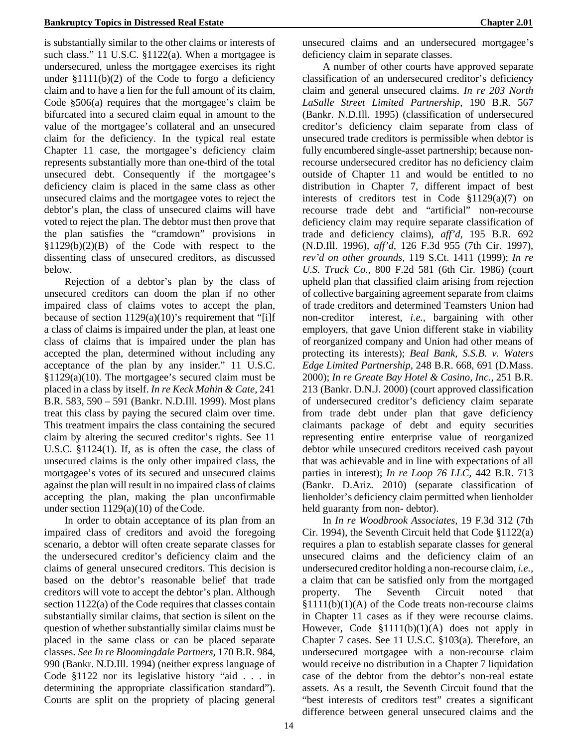is substantially similar to the other claims or interests of such class." 11 U.S.C. §1122(a). When a mortgagee is undersecured, unless the mortgagee exercises its right under §1111(b)(2) of the Code to forgo a deficiency claim and to have a lien for the full amount of its claim, Code §506(a) requires that the mortgagee's claim be bifurcated into a secured claim equal in amount to the value of the mortgagee's collateral and an unsecured claim for the deficiency. In the typical real estate Chapter 11 case, the mortgagee's deficiency claim represents substantially more than one-third of the total unsecured debt. Consequently if the mortgagee's deficiency claim is placed in the same class as other unsecured claims and the mortgagee votes to reject the debtor's plan, the class of unsecured claims will have voted to reject the plan. The debtor must then prove that the plan satisfies the "cramdown" provisions in §1129(b)(2)(B) of the Code with respect to the dissenting class of unsecured creditors, as discussed below.

Rejection of a debtor's plan by the class of unsecured creditors can doom the plan if no other impaired class of claims votes to accept the plan, because of section 1129(a)(10)'s requirement that "[i]f a class of claims is impaired under the plan, at least one class of claims that is impaired under the plan has accepted the plan, determined without including any acceptance of the plan by any insider." 11 U.S.C. §1129(a)(10). The mortgagee's secured claim must be placed in a class by itself. *In re Keck Mahin & Cate,* 241 B.R. 583, 590 – 591 (Bankr. N.D.Ill. 1999). Most plans treat this class by paying the secured claim over time. This treatment impairs the class containing the secured claim by altering the secured creditor's rights. See 11 U.S.C. §1124(1). If, as is often the case, the class of unsecured claims is the only other impaired class, the mortgagee's votes of its secured and unsecured claims against the plan will result in no impaired class of claims accepting the plan, making the plan unconfirmable under section 1129(a)(10) of the Code.

In order to obtain acceptance of its plan from an impaired class of creditors and avoid the foregoing scenario, a debtor will often create separate classes for the undersecured creditor's deficiency claim and the claims of general unsecured creditors. This decision is based on the debtor's reasonable belief that trade creditors will vote to accept the debtor's plan. Although section 1122(a) of the Code requires that classes contain substantially similar claims, that section is silent on the question of whether substantially similar claims must be placed in the same class or can be placed separate classes. *See In re Bloomingdale Partners,* 170 B.R. 984, 990 (Bankr. N.D.Ill. 1994) (neither express language of Code §1122 nor its legislative history "aid . . . in determining the appropriate classification standard"). Courts are split on the propriety of placing general unsecured claims and an undersecured mortgagee's deficiency claim in separate classes.

A number of other courts have approved separate classification of an undersecured creditor's deficiency claim and general unsecured claims. *In re 203 North LaSalle Street Limited Partnership,* 190 B.R. 567 (Bankr. N.D.Ill. 1995) (classification of undersecured creditor's deficiency claim separate from class of unsecured trade creditors is permissible when debtor is fully encumbered single-asset partnership; because non-recourse undersecured creditor has no deficiency claim outside of Chapter 11 and would be entitled to no distribution in Chapter 7, different impact of best interests of creditors test in Code §1129(a)(7) on recourse trade debt and "artificial" non-recourse deficiency claim may require separate classification of trade and deficiency claims), *aff'd,* 195 B.R. 692 (N.D.Ill. 1996), *aff'd,* 126 F.3d 955 (7th Cir. 1997), *rev'd on other grounds,* 119 S.Ct. 1411 (1999); *In re U.S. Truck Co.,* 800 F.2d 581 (6th Cir. 1986) (court upheld plan that classified claim arising from rejection of collective bargaining agreement separate from claims of trade creditors and determined Teamsters Union had non-creditor interest, *i.e.,* bargaining with other employers, that gave Union different stake in viability of reorganized company and Union had other means of protecting its interests); *Beal Bank, S.S.B. v. Waters Edge Limited Partnership,* 248 B.R. 668, 691 (D.Mass. 2000); *In re Greate Bay Hotel & Casino, Inc.,* 251 B.R. 213 (Bankr. D.N.J. 2000) (court approved classification of undersecured creditor's deficiency claim separate from trade debt under plan that gave deficiency claimants package of debt and equity securities representing entire enterprise value of reorganized debtor while unsecured creditors received cash payout that was achievable and in line with expectations of all parties in interest); *In re Loop 76 LLC,* 442 B.R. 713 (Bankr. D.Ariz. 2010) (separate classification of lienholder's deficiency claim permitted when lienholder held guaranty from non- debtor).

In *In re Woodbrook Associates,* 19 F.3d 312 (7th Cir. 1994), the Seventh Circuit held that Code §1122(a) requires a plan to establish separate classes for general unsecured claims and the deficiency claim of an undersecured creditor holding a non-recourse claim, *i.e.,* a claim that can be satisfied only from the mortgaged property. The Seventh Circuit noted that §1111(b)(1)(A) of the Code treats non-recourse claims in Chapter 11 cases as if they were recourse claims. However, Code §1111(b)(1)(A) does not apply in Chapter 7 cases. See 11 U.S.C. §103(a). Therefore, an undersecured mortgagee with a non-recourse claim would receive no distribution in a Chapter 7 liquidation case of the debtor from the debtor's non-real estate assets. As a result, the Seventh Circuit found that the "best interests of creditors test" creates a significant difference between general unsecured claims and the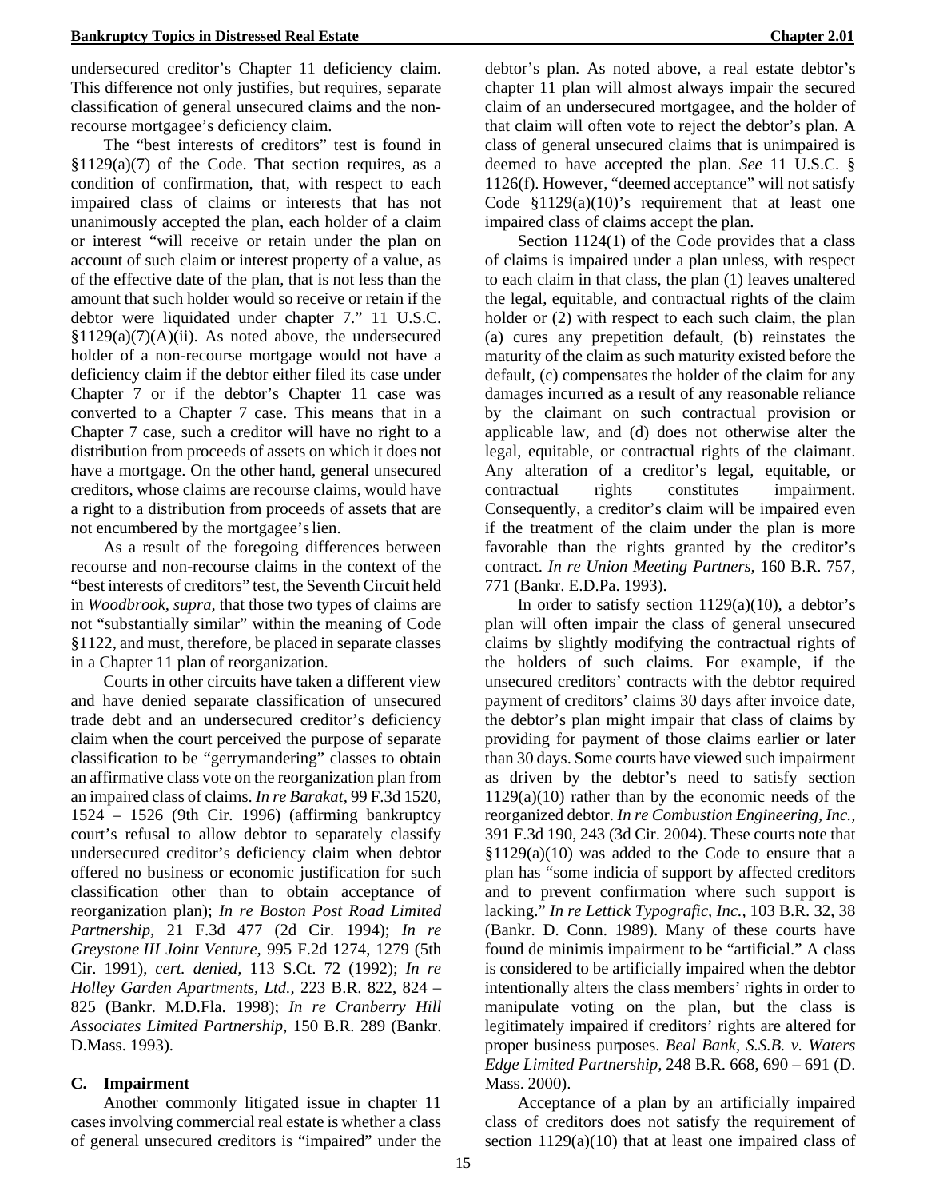undersecured creditor's Chapter 11 deficiency claim. This difference not only justifies, but requires, separate classification of general unsecured claims and the non-recourse mortgagee's deficiency claim.

The "best interests of creditors" test is found in §1129(a)(7) of the Code. That section requires, as a condition of confirmation, that, with respect to each impaired class of claims or interests that has not unanimously accepted the plan, each holder of a claim or interest "will receive or retain under the plan on account of such claim or interest property of a value, as of the effective date of the plan, that is not less than the amount that such holder would so receive or retain if the debtor were liquidated under chapter 7." 11 U.S.C. §1129(a)(7)(A)(ii). As noted above, the undersecured holder of a non-recourse mortgage would not have a deficiency claim if the debtor either filed its case under Chapter 7 or if the debtor's Chapter 11 case was converted to a Chapter 7 case. This means that in a Chapter 7 case, such a creditor will have no right to a distribution from proceeds of assets on which it does not have a mortgage. On the other hand, general unsecured creditors, whose claims are recourse claims, would have a right to a distribution from proceeds of assets that are not encumbered by the mortgagee's lien.

As a result of the foregoing differences between recourse and non-recourse claims in the context of the "best interests of creditors" test, the Seventh Circuit held in *Woodbrook, supra*, that those two types of claims are not "substantially similar" within the meaning of Code §1122, and must, therefore, be placed in separate classes in a Chapter 11 plan of reorganization.

Courts in other circuits have taken a different view and have denied separate classification of unsecured trade debt and an undersecured creditor's deficiency claim when the court perceived the purpose of separate classification to be "gerrymandering" classes to obtain an affirmative class vote on the reorganization plan from an impaired class of claims. *In re Barakat*, 99 F.3d 1520, 1524 – 1526 (9th Cir. 1996) (affirming bankruptcy court's refusal to allow debtor to separately classify undersecured creditor's deficiency claim when debtor offered no business or economic justification for such classification other than to obtain acceptance of reorganization plan); *In re Boston Post Road Limited Partnership,* 21 F.3d 477 (2d Cir. 1994); *In re Greystone III Joint Venture,* 995 F.2d 1274, 1279 (5th Cir. 1991), *cert. denied,* 113 S.Ct. 72 (1992); *In re Holley Garden Apartments, Ltd.,* 223 B.R. 822, 824 – 825 (Bankr. M.D.Fla. 1998); *In re Cranberry Hill Associates Limited Partnership,* 150 B.R. 289 (Bankr. D.Mass. 1993).

### C. Impairment

Another commonly litigated issue in chapter 11 cases involving commercial real estate is whether a class of general unsecured creditors is "impaired" under the debtor's plan. As noted above, a real estate debtor's chapter 11 plan will almost always impair the secured claim of an undersecured mortgagee, and the holder of that claim will often vote to reject the debtor's plan. A class of general unsecured claims that is unimpaired is deemed to have accepted the plan. *See* 11 U.S.C. § 1126(f). However, "deemed acceptance" will not satisfy Code §1129(a)(10)'s requirement that at least one impaired class of claims accept the plan.

Section 1124(1) of the Code provides that a class of claims is impaired under a plan unless, with respect to each claim in that class, the plan (1) leaves unaltered the legal, equitable, and contractual rights of the claim holder or (2) with respect to each such claim, the plan (a) cures any prepetition default, (b) reinstates the maturity of the claim as such maturity existed before the default, (c) compensates the holder of the claim for any damages incurred as a result of any reasonable reliance by the claimant on such contractual provision or applicable law, and (d) does not otherwise alter the legal, equitable, or contractual rights of the claimant. Any alteration of a creditor's legal, equitable, or contractual rights constitutes impairment. Consequently, a creditor's claim will be impaired even if the treatment of the claim under the plan is more favorable than the rights granted by the creditor's contract. *In re Union Meeting Partners,* 160 B.R. 757, 771 (Bankr. E.D.Pa. 1993).

In order to satisfy section 1129(a)(10), a debtor's plan will often impair the class of general unsecured claims by slightly modifying the contractual rights of the holders of such claims. For example, if the unsecured creditors' contracts with the debtor required payment of creditors' claims 30 days after invoice date, the debtor's plan might impair that class of claims by providing for payment of those claims earlier or later than 30 days. Some courts have viewed such impairment as driven by the debtor's need to satisfy section 1129(a)(10) rather than by the economic needs of the reorganized debtor. *In re Combustion Engineering, Inc.,* 391 F.3d 190, 243 (3d Cir. 2004). These courts note that §1129(a)(10) was added to the Code to ensure that a plan has "some indicia of support by affected creditors and to prevent confirmation where such support is lacking." *In re Lettick Typografic, Inc.,* 103 B.R. 32, 38 (Bankr. D. Conn. 1989). Many of these courts have found de minimis impairment to be "artificial." A class is considered to be artificially impaired when the debtor intentionally alters the class members' rights in order to manipulate voting on the plan, but the class is legitimately impaired if creditors' rights are altered for proper business purposes. *Beal Bank, S.S.B. v. Waters Edge Limited Partnership,* 248 B.R. 668, 690 – 691 (D. Mass. 2000).

Acceptance of a plan by an artificially impaired class of creditors does not satisfy the requirement of section 1129(a)(10) that at least one impaired class of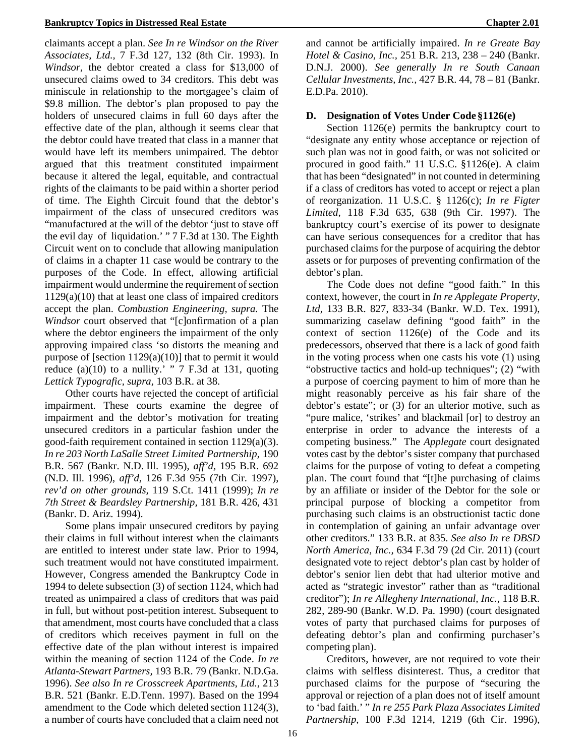claimants accept a plan. *See In re Windsor on the River Associates, Ltd.,* 7 F.3d 127, 132 (8th Cir. 1993). In *Windsor,* the debtor created a class for $13,000 of unsecured claims owed to 34 creditors. This debt was miniscule in relationship to the mortgagee's claim of $9.8 million. The debtor's plan proposed to pay the holders of unsecured claims in full 60 days after the effective date of the plan, although it seems clear that the debtor could have treated that class in a manner that would have left its members unimpaired. The debtor argued that this treatment constituted impairment because it altered the legal, equitable, and contractual rights of the claimants to be paid within a shorter period of time. The Eighth Circuit found that the debtor's impairment of the class of unsecured creditors was "manufactured at the will of the debtor 'just to stave off the evil day of liquidation.' " 7 F.3d at 130. The Eighth Circuit went on to conclude that allowing manipulation of claims in a chapter 11 case would be contrary to the purposes of the Code. In effect, allowing artificial impairment would undermine the requirement of section 1129(a)(10) that at least one class of impaired creditors accept the plan. *Combustion Engineering, supra.* The *Windsor* court observed that "[c]onfirmation of a plan where the debtor engineers the impairment of the only approving impaired class 'so distorts the meaning and purpose of [section 1129(a)(10)] that to permit it would reduce (a)(10) to a nullity.' " 7 F.3d at 131, quoting *Lettick Typografic, supra*, 103 B.R. at 38.

Other courts have rejected the concept of artificial impairment. These courts examine the degree of impairment and the debtor's motivation for treating unsecured creditors in a particular fashion under the good-faith requirement contained in section 1129(a)(3). *In re 203 North LaSalle Street Limited Partnership*, 190 B.R. 567 (Bankr. N.D. Ill. 1995), *aff'd,* 195 B.R. 692 (N.D. Ill. 1996), *aff'd,* 126 F.3d 955 (7th Cir. 1997), *rev'd on other grounds,* 119 S.Ct. 1411 (1999); *In re 7th Street & Beardsley Partnership,* 181 B.R. 426, 431 (Bankr. D. Ariz. 1994).

Some plans impair unsecured creditors by paying their claims in full without interest when the claimants are entitled to interest under state law. Prior to 1994, such treatment would not have constituted impairment. However, Congress amended the Bankruptcy Code in 1994 to delete subsection (3) of section 1124, which had treated as unimpaired a class of creditors that was paid in full, but without post-petition interest. Subsequent to that amendment, most courts have concluded that a class of creditors which receives payment in full on the effective date of the plan without interest is impaired within the meaning of section 1124 of the Code. *In re Atlanta-Stewart Partners,* 193 B.R. 79 (Bankr. N.D.Ga. 1996). *See also In re Crosscreek Apartments, Ltd.,* 213 B.R. 521 (Bankr. E.D.Tenn. 1997). Based on the 1994 amendment to the Code which deleted section 1124(3), a number of courts have concluded that a claim need not and cannot be artificially impaired. *In re Greate Bay Hotel & Casino, Inc.,* 251 B.R. 213, 238 – 240 (Bankr. D.N.J. 2000). *See generally In re South Canaan Cellular Investments, Inc.,* 427 B.R. 44, 78 – 81 (Bankr. E.D.Pa. 2010).

### D. Designation of Votes Under Code §1126(e)

Section 1126(e) permits the bankruptcy court to "designate any entity whose acceptance or rejection of such plan was not in good faith, or was not solicited or procured in good faith." 11 U.S.C. §1126(e). A claim that has been "designated" in not counted in determining if a class of creditors has voted to accept or reject a plan of reorganization. 11 U.S.C. § 1126(c); *In re Figter Limited,* 118 F.3d 635, 638 (9th Cir. 1997). The bankruptcy court's exercise of its power to designate can have serious consequences for a creditor that has purchased claims for the purpose of acquiring the debtor assets or for purposes of preventing confirmation of the debtor's plan.

The Code does not define "good faith." In this context, however, the court in *In re Applegate Property, Ltd,* 133 B.R. 827, 833-34 (Bankr. W.D. Tex. 1991), summarizing caselaw defining "good faith" in the context of section 1126(e) of the Code and its predecessors, observed that there is a lack of good faith in the voting process when one casts his vote (1) using "obstructive tactics and hold-up techniques"; (2) "with a purpose of coercing payment to him of more than he might reasonably perceive as his fair share of the debtor's estate"; or (3) for an ulterior motive, such as "pure malice, 'strikes' and blackmail [or] to destroy an enterprise in order to advance the interests of a competing business." The *Applegate* court designated votes cast by the debtor's sister company that purchased claims for the purpose of voting to defeat a competing plan. The court found that "[t]he purchasing of claims by an affiliate or insider of the Debtor for the sole or principal purpose of blocking a competitor from purchasing such claims is an obstructionist tactic done in contemplation of gaining an unfair advantage over other creditors." 133 B.R. at 835. *See also In re DBSD North America, Inc.,* 634 F.3d 79 (2d Cir. 2011) (court designated vote to reject debtor's plan cast by holder of debtor's senior lien debt that had ulterior motive and acted as "strategic investor" rather than as "traditional creditor"); *In re Allegheny International, Inc.,* 118 B.R. 282, 289-90 (Bankr. W.D. Pa. 1990) (court designated votes of party that purchased claims for purposes of defeating debtor's plan and confirming purchaser's competing plan).

Creditors, however, are not required to vote their claims with selfless disinterest. Thus, a creditor that purchased claims for the purpose of "securing the approval or rejection of a plan does not of itself amount to 'bad faith.' " *In re 255 Park Plaza Associates Limited Partnership,* 100 F.3d 1214, 1219 (6th Cir. 1996),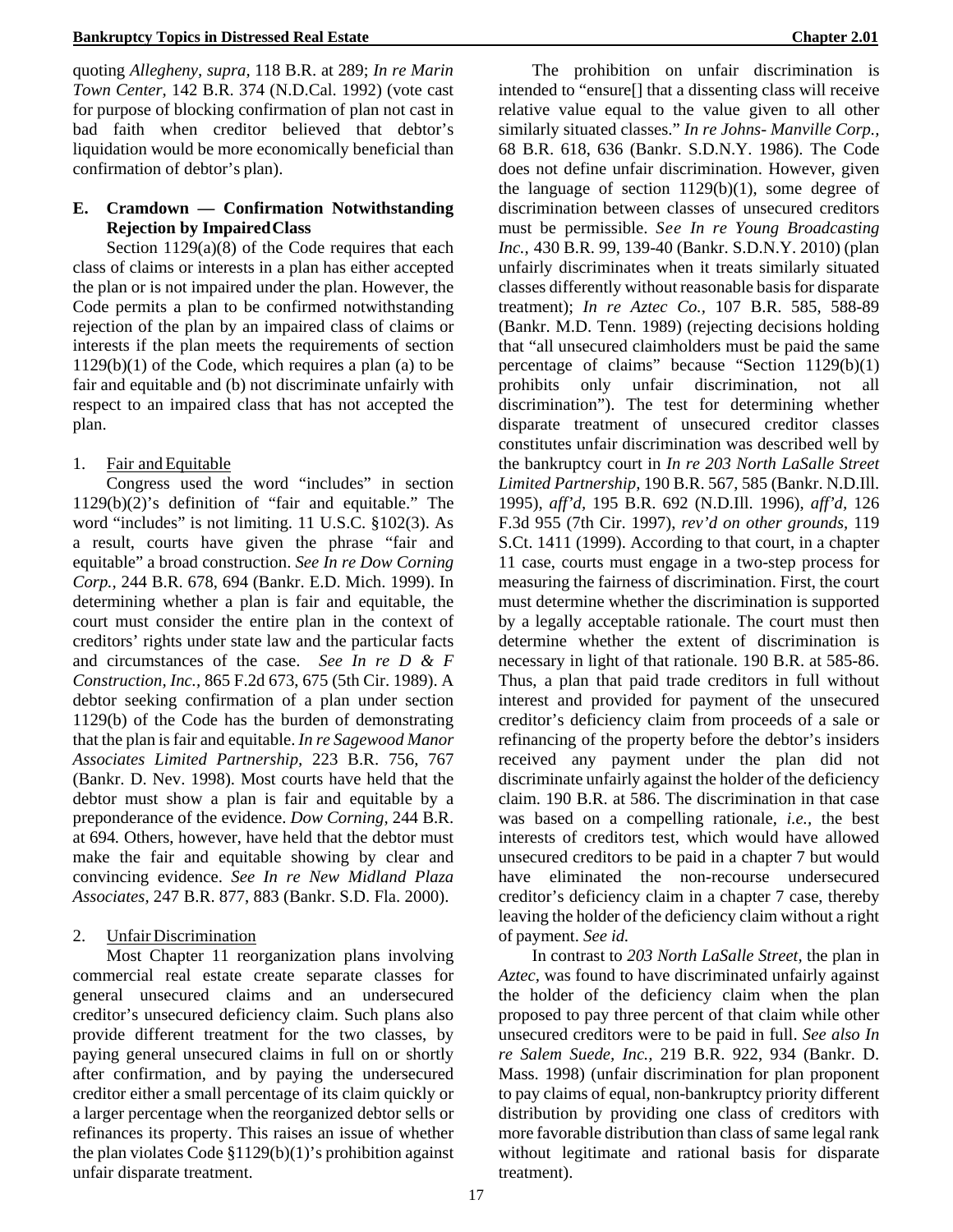quoting *Allegheny, supra,* 118 B.R. at 289; *In re Marin Town Center,* 142 B.R. 374 (N.D.Cal. 1992) (vote cast for purpose of blocking confirmation of plan not cast in bad faith when creditor believed that debtor's liquidation would be more economically beneficial than confirmation of debtor's plan).

### E. Cramdown — Confirmation Notwithstanding Rejection by Impaired Class

Section 1129(a)(8) of the Code requires that each class of claims or interests in a plan has either accepted the plan or is not impaired under the plan. However, the Code permits a plan to be confirmed notwithstanding rejection of the plan by an impaired class of claims or interests if the plan meets the requirements of section 1129(b)(1) of the Code, which requires a plan (a) to be fair and equitable and (b) not discriminate unfairly with respect to an impaired class that has not accepted the plan.

1. Fair and Equitable

Congress used the word "includes" in section 1129(b)(2)'s definition of "fair and equitable." The word "includes" is not limiting. 11 U.S.C. §102(3). As a result, courts have given the phrase "fair and equitable" a broad construction. *See In re Dow Corning Corp.,* 244 B.R. 678, 694 (Bankr. E.D. Mich. 1999). In determining whether a plan is fair and equitable, the court must consider the entire plan in the context of creditors' rights under state law and the particular facts and circumstances of the case. *See In re D & F Construction, Inc.,* 865 F.2d 673, 675 (5th Cir. 1989). A debtor seeking confirmation of a plan under section 1129(b) of the Code has the burden of demonstrating that the plan is fair and equitable. *In re Sagewood Manor Associates Limited Partnership,* 223 B.R. 756, 767 (Bankr. D. Nev. 1998). Most courts have held that the debtor must show a plan is fair and equitable by a preponderance of the evidence. *Dow Corning,* 244 B.R. at 694*.* Others, however, have held that the debtor must make the fair and equitable showing by clear and convincing evidence. *See In re New Midland Plaza Associates*, 247 B.R. 877, 883 (Bankr. S.D. Fla. 2000).

2. Unfair Discrimination

Most Chapter 11 reorganization plans involving commercial real estate create separate classes for general unsecured claims and an undersecured creditor's unsecured deficiency claim. Such plans also provide different treatment for the two classes, by paying general unsecured claims in full on or shortly after confirmation, and by paying the undersecured creditor either a small percentage of its claim quickly or a larger percentage when the reorganized debtor sells or refinances its property. This raises an issue of whether the plan violates Code §1129(b)(1)'s prohibition against unfair disparate treatment.

The prohibition on unfair discrimination is intended to "ensure[] that a dissenting class will receive relative value equal to the value given to all other similarly situated classes." *In re Johns- Manville Corp.,* 68 B.R. 618, 636 (Bankr. S.D.N.Y. 1986). The Code does not define unfair discrimination. However, given the language of section 1129(b)(1), some degree of discrimination between classes of unsecured creditors must be permissible. *See In re Young Broadcasting Inc.,* 430 B.R. 99, 139-40 (Bankr. S.D.N.Y. 2010) (plan unfairly discriminates when it treats similarly situated classes differently without reasonable basis for disparate treatment); *In re Aztec Co.,* 107 B.R. 585, 588-89 (Bankr. M.D. Tenn. 1989) (rejecting decisions holding that "all unsecured claimholders must be paid the same percentage of claims" because "Section 1129(b)(1) prohibits only unfair discrimination, not all discrimination"). The test for determining whether disparate treatment of unsecured creditor classes constitutes unfair discrimination was described well by the bankruptcy court in *In re 203 North LaSalle Street Limited Partnership,* 190 B.R. 567, 585 (Bankr. N.D.Ill. 1995), *aff'd,* 195 B.R. 692 (N.D.Ill. 1996), *aff'd,* 126 F.3d 955 (7th Cir. 1997), *rev'd on other grounds,* 119 S.Ct. 1411 (1999). According to that court, in a chapter 11 case, courts must engage in a two-step process for measuring the fairness of discrimination. First, the court must determine whether the discrimination is supported by a legally acceptable rationale. The court must then determine whether the extent of discrimination is necessary in light of that rationale. 190 B.R. at 585-86. Thus, a plan that paid trade creditors in full without interest and provided for payment of the unsecured creditor's deficiency claim from proceeds of a sale or refinancing of the property before the debtor's insiders received any payment under the plan did not discriminate unfairly against the holder of the deficiency claim. 190 B.R. at 586. The discrimination in that case was based on a compelling rationale, *i.e.,* the best interests of creditors test, which would have allowed unsecured creditors to be paid in a chapter 7 but would have eliminated the non-recourse undersecured creditor's deficiency claim in a chapter 7 case, thereby leaving the holder of the deficiency claim without a right of payment. *See id.*

In contrast to *203 North LaSalle Street,* the plan in *Aztec,* was found to have discriminated unfairly against the holder of the deficiency claim when the plan proposed to pay three percent of that claim while other unsecured creditors were to be paid in full. *See also In re Salem Suede, Inc.,* 219 B.R. 922, 934 (Bankr. D. Mass. 1998) (unfair discrimination for plan proponent to pay claims of equal, non-bankruptcy priority different distribution by providing one class of creditors with more favorable distribution than class of same legal rank without legitimate and rational basis for disparate treatment).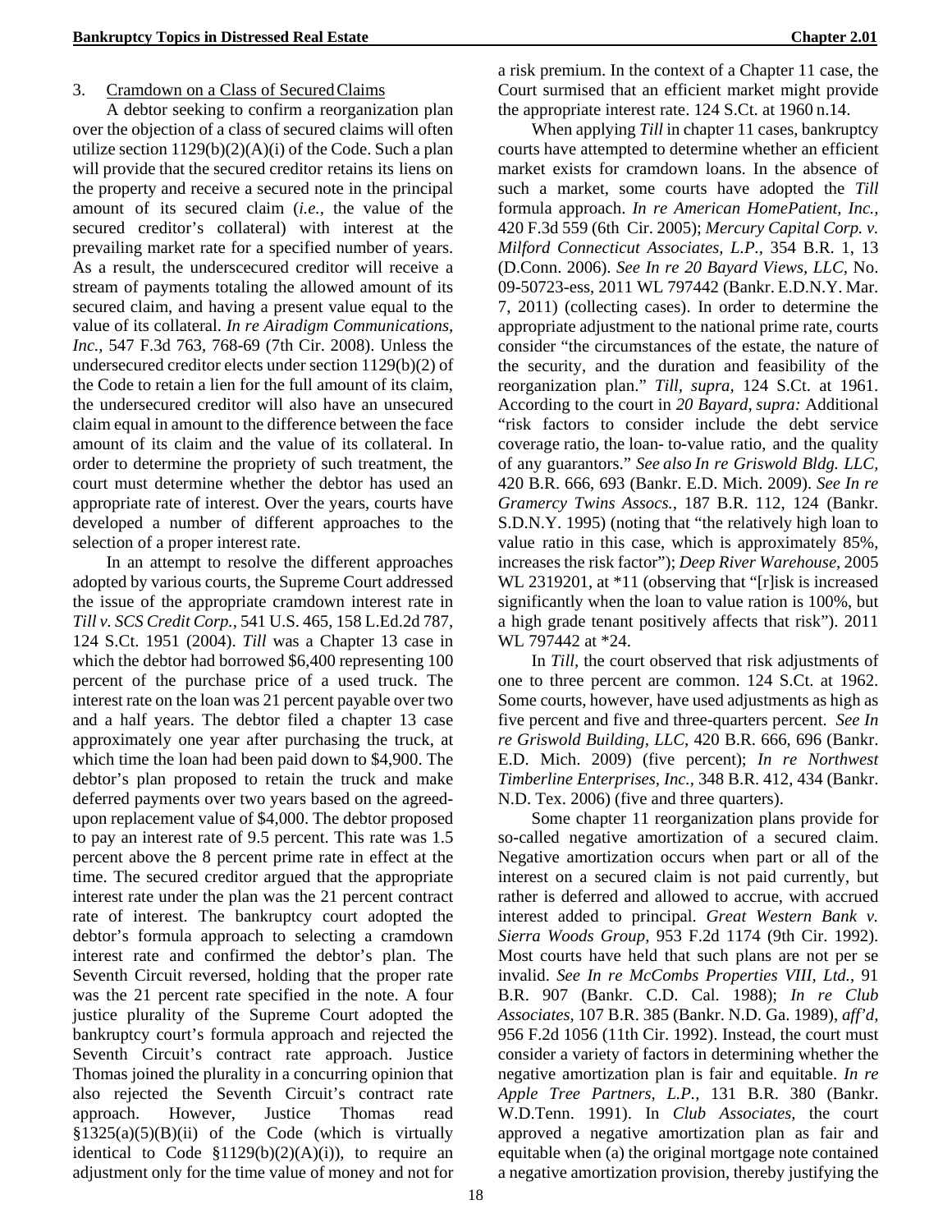3. Cramdown on a Class of Secured Claims

A debtor seeking to confirm a reorganization plan over the objection of a class of secured claims will often utilize section 1129(b)(2)(A)(i) of the Code. Such a plan will provide that the secured creditor retains its liens on the property and receive a secured note in the principal amount of its secured claim (*i.e.,* the value of the secured creditor's collateral) with interest at the prevailing market rate for a specified number of years. As a result, the underscecured creditor will receive a stream of payments totaling the allowed amount of its secured claim, and having a present value equal to the value of its collateral. *In re Airadigm Communications, Inc.,* 547 F.3d 763, 768-69 (7th Cir. 2008). Unless the undersecured creditor elects under section 1129(b)(2) of the Code to retain a lien for the full amount of its claim, the undersecured creditor will also have an unsecured claim equal in amount to the difference between the face amount of its claim and the value of its collateral. In order to determine the propriety of such treatment, the court must determine whether the debtor has used an appropriate rate of interest. Over the years, courts have developed a number of different approaches to the selection of a proper interest rate.

In an attempt to resolve the different approaches adopted by various courts, the Supreme Court addressed the issue of the appropriate cramdown interest rate in *Till v. SCS Credit Corp.,* 541 U.S. 465, 158 L.Ed.2d 787, 124 S.Ct. 1951 (2004). *Till* was a Chapter 13 case in which the debtor had borrowed $6,400 representing 100 percent of the purchase price of a used truck. The interest rate on the loan was 21 percent payable over two and a half years. The debtor filed a chapter 13 case approximately one year after purchasing the truck, at which time the loan had been paid down to $4,900. The debtor's plan proposed to retain the truck and make deferred payments over two years based on the agreed-upon replacement value of $4,000. The debtor proposed to pay an interest rate of 9.5 percent. This rate was 1.5 percent above the 8 percent prime rate in effect at the time. The secured creditor argued that the appropriate interest rate under the plan was the 21 percent contract rate of interest. The bankruptcy court adopted the debtor's formula approach to selecting a cramdown interest rate and confirmed the debtor's plan. The Seventh Circuit reversed, holding that the proper rate was the 21 percent rate specified in the note. A four justice plurality of the Supreme Court adopted the bankruptcy court's formula approach and rejected the Seventh Circuit's contract rate approach. Justice Thomas joined the plurality in a concurring opinion that also rejected the Seventh Circuit's contract rate approach. However, Justice Thomas read §1325(a)(5)(B)(ii) of the Code (which is virtually identical to Code §1129(b)(2)(A)(i)), to require an adjustment only for the time value of money and not for a risk premium. In the context of a Chapter 11 case, the Court surmised that an efficient market might provide the appropriate interest rate. 124 S.Ct. at 1960 n.14.

When applying *Till* in chapter 11 cases, bankruptcy courts have attempted to determine whether an efficient market exists for cramdown loans. In the absence of such a market, some courts have adopted the *Till* formula approach. *In re American HomePatient, Inc.,* 420 F.3d 559 (6th Cir. 2005); *Mercury Capital Corp. v. Milford Connecticut Associates, L.P.,* 354 B.R. 1, 13 (D.Conn. 2006). *See In re 20 Bayard Views, LLC,* No. 09-50723-ess, 2011 WL 797442 (Bankr. E.D.N.Y. Mar. 7, 2011) (collecting cases). In order to determine the appropriate adjustment to the national prime rate, courts consider "the circumstances of the estate, the nature of the security, and the duration and feasibility of the reorganization plan." *Till, supra,* 124 S.Ct. at 1961. According to the court in *20 Bayard, supra:* Additional "risk factors to consider include the debt service coverage ratio, the loan- to-value ratio, and the quality of any guarantors." *See also In re Griswold Bldg. LLC,* 420 B.R. 666, 693 (Bankr. E.D. Mich. 2009). *See In re Gramercy Twins Assocs.,* 187 B.R. 112, 124 (Bankr. S.D.N.Y. 1995) (noting that "the relatively high loan to value ratio in this case, which is approximately 85%, increases the risk factor"); *Deep River Warehouse,* 2005 WL 2319201, at *11 (observing that "[r]isk is increased significantly when the loan to value ration is 100%, but a high grade tenant positively affects that risk"). 2011 WL 797442 at *24.

In *Till,* the court observed that risk adjustments of one to three percent are common. 124 S.Ct. at 1962. Some courts, however, have used adjustments as high as five percent and five and three-quarters percent. *See In re Griswold Building, LLC,* 420 B.R. 666, 696 (Bankr. E.D. Mich. 2009) (five percent); *In re Northwest Timberline Enterprises, Inc.,* 348 B.R. 412, 434 (Bankr. N.D. Tex. 2006) (five and three quarters).

Some chapter 11 reorganization plans provide for so-called negative amortization of a secured claim. Negative amortization occurs when part or all of the interest on a secured claim is not paid currently, but rather is deferred and allowed to accrue, with accrued interest added to principal. *Great Western Bank v. Sierra Woods Group,* 953 F.2d 1174 (9th Cir. 1992). Most courts have held that such plans are not per se invalid. *See In re McCombs Properties VIII, Ltd.,* 91 B.R. 907 (Bankr. C.D. Cal. 1988); *In re Club Associates,* 107 B.R. 385 (Bankr. N.D. Ga. 1989), *aff'd,* 956 F.2d 1056 (11th Cir. 1992). Instead, the court must consider a variety of factors in determining whether the negative amortization plan is fair and equitable. *In re Apple Tree Partners, L.P.,* 131 B.R. 380 (Bankr. W.D.Tenn. 1991). In *Club Associates,* the court approved a negative amortization plan as fair and equitable when (a) the original mortgage note contained a negative amortization provision, thereby justifying the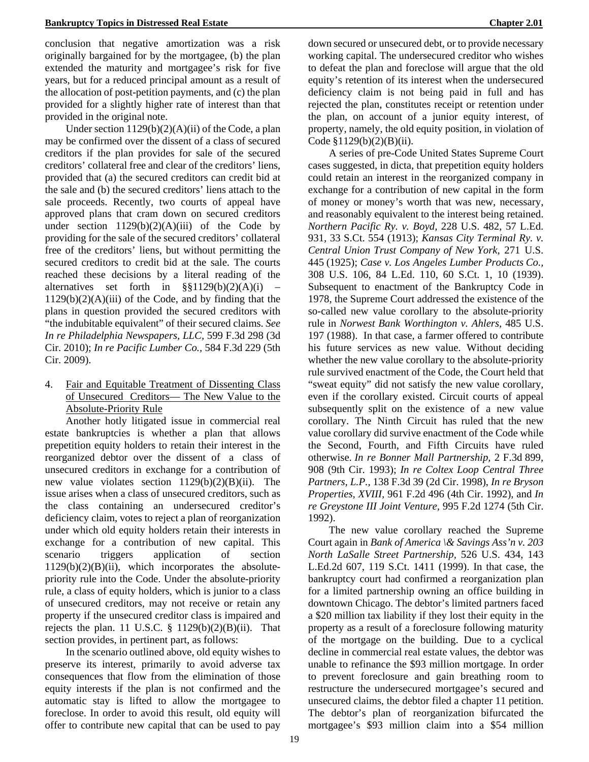conclusion that negative amortization was a risk originally bargained for by the mortgagee, (b) the plan extended the maturity and mortgagee's risk for five years, but for a reduced principal amount as a result of the allocation of post-petition payments, and (c) the plan provided for a slightly higher rate of interest than that provided in the original note.

Under section 1129(b)(2)(A)(ii) of the Code, a plan may be confirmed over the dissent of a class of secured creditors if the plan provides for sale of the secured creditors' collateral free and clear of the creditors' liens, provided that (a) the secured creditors can credit bid at the sale and (b) the secured creditors' liens attach to the sale proceeds. Recently, two courts of appeal have approved plans that cram down on secured creditors under section 1129(b)(2)(A)(iii) of the Code by providing for the sale of the secured creditors' collateral free of the creditors' liens, but without permitting the secured creditors to credit bid at the sale. The courts reached these decisions by a literal reading of the alternatives set forth in §§1129(b)(2)(A)(i) – 1129(b)(2)(A)(iii) of the Code, and by finding that the plans in question provided the secured creditors with "the indubitable equivalent" of their secured claims. *See In re Philadelphia Newspapers, LLC,* 599 F.3d 298 (3d Cir. 2010); *In re Pacific Lumber Co.,* 584 F.3d 229 (5th Cir. 2009).

4. <u>Fair and Equitable Treatment of Dissenting Class of Unsecured Creditors— The New Value to the Absolute-Priority Rule</u>

Another hotly litigated issue in commercial real estate bankruptcies is whether a plan that allows prepetition equity holders to retain their interest in the reorganized debtor over the dissent of a class of unsecured creditors in exchange for a contribution of new value violates section 1129(b)(2)(B)(ii). The issue arises when a class of unsecured creditors, such as the class containing an undersecured creditor's deficiency claim, votes to reject a plan of reorganization under which old equity holders retain their interests in exchange for a contribution of new capital. This scenario triggers application of section 1129(b)(2)(B)(ii), which incorporates the absolute-priority rule into the Code. Under the absolute-priority rule, a class of equity holders, which is junior to a class of unsecured creditors, may not receive or retain any property if the unsecured creditor class is impaired and rejects the plan. 11 U.S.C. § 1129(b)(2)(B)(ii). That section provides, in pertinent part, as follows:

In the scenario outlined above, old equity wishes to preserve its interest, primarily to avoid adverse tax consequences that flow from the elimination of those equity interests if the plan is not confirmed and the automatic stay is lifted to allow the mortgagee to foreclose. In order to avoid this result, old equity will offer to contribute new capital that can be used to pay down secured or unsecured debt, or to provide necessary working capital. The undersecured creditor who wishes to defeat the plan and foreclose will argue that the old equity's retention of its interest when the undersecured deficiency claim is not being paid in full and has rejected the plan, constitutes receipt or retention under the plan, on account of a junior equity interest, of property, namely, the old equity position, in violation of Code §1129(b)(2)(B)(ii).

A series of pre-Code United States Supreme Court cases suggested, in dicta, that prepetition equity holders could retain an interest in the reorganized company in exchange for a contribution of new capital in the form of money or money's worth that was new, necessary, and reasonably equivalent to the interest being retained. *Northern Pacific Ry. v. Boyd,* 228 U.S. 482, 57 L.Ed. 931, 33 S.Ct. 554 (1913); *Kansas City Terminal Ry. v. Central Union Trust Company of New York,* 271 U.S. 445 (1925); *Case v. Los Angeles Lumber Products Co.,* 308 U.S. 106, 84 L.Ed. 110, 60 S.Ct. 1, 10 (1939). Subsequent to enactment of the Bankruptcy Code in 1978, the Supreme Court addressed the existence of the so-called new value corollary to the absolute-priority rule in *Norwest Bank Worthington v. Ahlers,* 485 U.S. 197 (1988). In that case, a farmer offered to contribute his future services as new value. Without deciding whether the new value corollary to the absolute-priority rule survived enactment of the Code, the Court held that "sweat equity" did not satisfy the new value corollary, even if the corollary existed. Circuit courts of appeal subsequently split on the existence of a new value corollary. The Ninth Circuit has ruled that the new value corollary did survive enactment of the Code while the Second, Fourth, and Fifth Circuits have ruled otherwise. *In re Bonner Mall Partnership,* 2 F.3d 899, 908 (9th Cir. 1993); *In re Coltex Loop Central Three Partners, L.P.,* 138 F.3d 39 (2d Cir. 1998), *In re Bryson Properties, XVIII,* 961 F.2d 496 (4th Cir. 1992), and *In re Greystone III Joint Venture,* 995 F.2d 1274 (5th Cir. 1992).

The new value corollary reached the Supreme Court again in *Bank of America & Savings Ass'n v. 203 North LaSalle Street Partnership,* 526 U.S. 434, 143 L.Ed.2d 607, 119 S.Ct. 1411 (1999). In that case, the bankruptcy court had confirmed a reorganization plan for a limited partnership owning an office building in downtown Chicago. The debtor's limited partners faced a $20 million tax liability if they lost their equity in the property as a result of a foreclosure following maturity of the mortgage on the building. Due to a cyclical decline in commercial real estate values, the debtor was unable to refinance the $93 million mortgage. In order to prevent foreclosure and gain breathing room to restructure the undersecured mortgagee's secured and unsecured claims, the debtor filed a chapter 11 petition. The debtor's plan of reorganization bifurcated the mortgagee's $93 million claim into a $54 million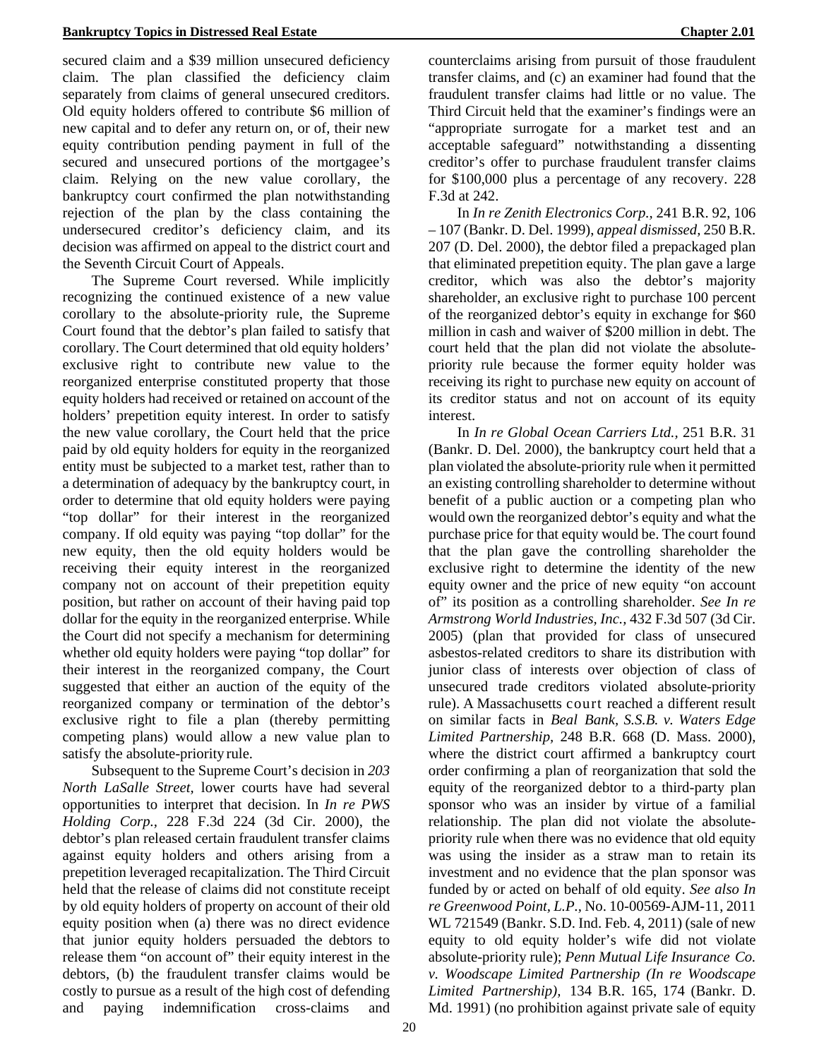secured claim and a $39 million unsecured deficiency claim. The plan classified the deficiency claim separately from claims of general unsecured creditors. Old equity holders offered to contribute $6 million of new capital and to defer any return on, or of, their new equity contribution pending payment in full of the secured and unsecured portions of the mortgagee's claim. Relying on the new value corollary, the bankruptcy court confirmed the plan notwithstanding rejection of the plan by the class containing the undersecured creditor's deficiency claim, and its decision was affirmed on appeal to the district court and the Seventh Circuit Court of Appeals.

The Supreme Court reversed. While implicitly recognizing the continued existence of a new value corollary to the absolute-priority rule, the Supreme Court found that the debtor's plan failed to satisfy that corollary. The Court determined that old equity holders' exclusive right to contribute new value to the reorganized enterprise constituted property that those equity holders had received or retained on account of the holders' prepetition equity interest. In order to satisfy the new value corollary, the Court held that the price paid by old equity holders for equity in the reorganized entity must be subjected to a market test, rather than to a determination of adequacy by the bankruptcy court, in order to determine that old equity holders were paying "top dollar" for their interest in the reorganized company. If old equity was paying "top dollar" for the new equity, then the old equity holders would be receiving their equity interest in the reorganized company not on account of their prepetition equity position, but rather on account of their having paid top dollar for the equity in the reorganized enterprise. While the Court did not specify a mechanism for determining whether old equity holders were paying "top dollar" for their interest in the reorganized company, the Court suggested that either an auction of the equity of the reorganized company or termination of the debtor's exclusive right to file a plan (thereby permitting competing plans) would allow a new value plan to satisfy the absolute-priority rule.

Subsequent to the Supreme Court's decision in *203 North LaSalle Street*, lower courts have had several opportunities to interpret that decision. In *In re PWS Holding Corp.,* 228 F.3d 224 (3d Cir. 2000), the debtor's plan released certain fraudulent transfer claims against equity holders and others arising from a prepetition leveraged recapitalization. The Third Circuit held that the release of claims did not constitute receipt by old equity holders of property on account of their old equity position when (a) there was no direct evidence that junior equity holders persuaded the debtors to release them "on account of" their equity interest in the debtors, (b) the fraudulent transfer claims would be costly to pursue as a result of the high cost of defending and paying indemnification cross-claims and counterclaims arising from pursuit of those fraudulent transfer claims, and (c) an examiner had found that the fraudulent transfer claims had little or no value. The Third Circuit held that the examiner's findings were an "appropriate surrogate for a market test and an acceptable safeguard" notwithstanding a dissenting creditor's offer to purchase fraudulent transfer claims for $100,000 plus a percentage of any recovery. 228 F.3d at 242.

In *In re Zenith Electronics Corp.,* 241 B.R. 92, 106 – 107 (Bankr. D. Del. 1999), *appeal dismissed,* 250 B.R. 207 (D. Del. 2000), the debtor filed a prepackaged plan that eliminated prepetition equity. The plan gave a large creditor, which was also the debtor's majority shareholder, an exclusive right to purchase 100 percent of the reorganized debtor's equity in exchange for $60 million in cash and waiver of $200 million in debt. The court held that the plan did not violate the absolute-priority rule because the former equity holder was receiving its right to purchase new equity on account of its creditor status and not on account of its equity interest.

In *In re Global Ocean Carriers Ltd.,* 251 B.R. 31 (Bankr. D. Del. 2000), the bankruptcy court held that a plan violated the absolute-priority rule when it permitted an existing controlling shareholder to determine without benefit of a public auction or a competing plan who would own the reorganized debtor's equity and what the purchase price for that equity would be. The court found that the plan gave the controlling shareholder the exclusive right to determine the identity of the new equity owner and the price of new equity "on account of" its position as a controlling shareholder. *See In re Armstrong World Industries, Inc.,* 432 F.3d 507 (3d Cir. 2005) (plan that provided for class of unsecured asbestos-related creditors to share its distribution with junior class of interests over objection of class of unsecured trade creditors violated absolute-priority rule). A Massachusetts court reached a different result on similar facts in *Beal Bank, S.S.B. v. Waters Edge Limited Partnership,* 248 B.R. 668 (D. Mass. 2000), where the district court affirmed a bankruptcy court order confirming a plan of reorganization that sold the equity of the reorganized debtor to a third-party plan sponsor who was an insider by virtue of a familial relationship. The plan did not violate the absolute-priority rule when there was no evidence that old equity was using the insider as a straw man to retain its investment and no evidence that the plan sponsor was funded by or acted on behalf of old equity. *See also In re Greenwood Point, L.P.,* No. 10-00569-AJM-11, 2011 WL 721549 (Bankr. S.D. Ind. Feb. 4, 2011) (sale of new equity to old equity holder's wife did not violate absolute-priority rule); *Penn Mutual Life Insurance Co. v. Woodscape Limited Partnership (In re Woodscape Limited Partnership),* 134 B.R. 165, 174 (Bankr. D. Md. 1991) (no prohibition against private sale of equity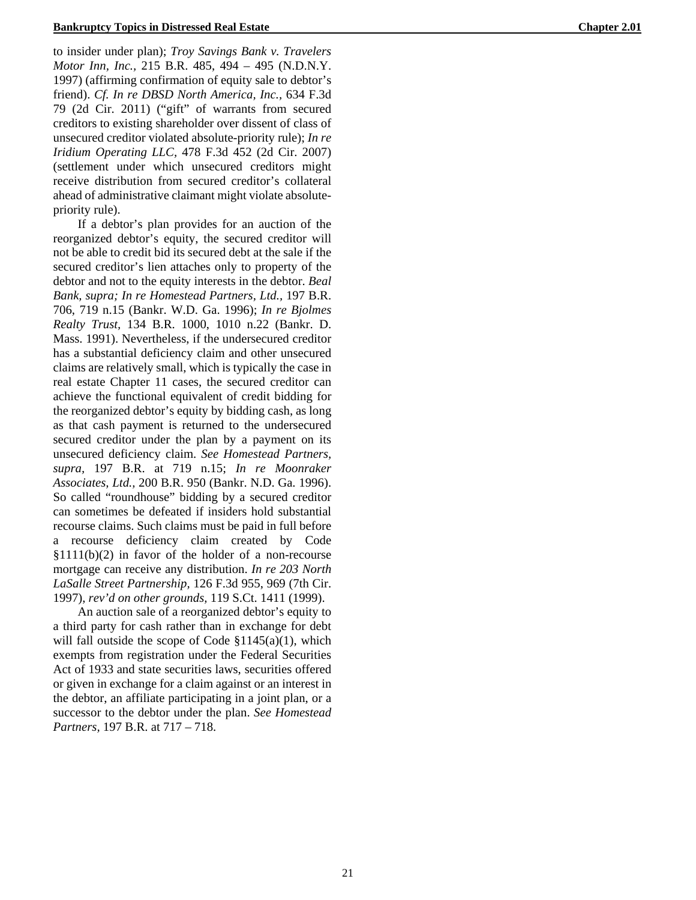to insider under plan); *Troy Savings Bank v. Travelers Motor Inn, Inc.,* 215 B.R. 485, 494 – 495 (N.D.N.Y. 1997) (affirming confirmation of equity sale to debtor's friend). *Cf. In re DBSD North America, Inc.,* 634 F.3d 79 (2d Cir. 2011) ("gift" of warrants from secured creditors to existing shareholder over dissent of class of unsecured creditor violated absolute-priority rule); *In re Iridium Operating LLC,* 478 F.3d 452 (2d Cir. 2007) (settlement under which unsecured creditors might receive distribution from secured creditor's collateral ahead of administrative claimant might violate absolute-priority rule).

If a debtor's plan provides for an auction of the reorganized debtor's equity, the secured creditor will not be able to credit bid its secured debt at the sale if the secured creditor's lien attaches only to property of the debtor and not to the equity interests in the debtor. *Beal Bank, supra; In re Homestead Partners, Ltd.,* 197 B.R. 706, 719 n.15 (Bankr. W.D. Ga. 1996); *In re Bjolmes Realty Trust,* 134 B.R. 1000, 1010 n.22 (Bankr. D. Mass. 1991). Nevertheless, if the undersecured creditor has a substantial deficiency claim and other unsecured claims are relatively small, which is typically the case in real estate Chapter 11 cases, the secured creditor can achieve the functional equivalent of credit bidding for the reorganized debtor's equity by bidding cash, as long as that cash payment is returned to the undersecured secured creditor under the plan by a payment on its unsecured deficiency claim. *See Homestead Partners, supra,* 197 B.R. at 719 n.15; *In re Moonraker Associates, Ltd.,* 200 B.R. 950 (Bankr. N.D. Ga. 1996). So called "roundhouse" bidding by a secured creditor can sometimes be defeated if insiders hold substantial recourse claims. Such claims must be paid in full before a recourse deficiency claim created by Code §1111(b)(2) in favor of the holder of a non-recourse mortgage can receive any distribution. *In re 203 North LaSalle Street Partnership,* 126 F.3d 955, 969 (7th Cir. 1997), *rev'd on other grounds,* 119 S.Ct. 1411 (1999).

An auction sale of a reorganized debtor's equity to a third party for cash rather than in exchange for debt will fall outside the scope of Code §1145(a)(1), which exempts from registration under the Federal Securities Act of 1933 and state securities laws, securities offered or given in exchange for a claim against or an interest in the debtor, an affiliate participating in a joint plan, or a successor to the debtor under the plan. *See Homestead Partners,* 197 B.R. at 717 – 718.